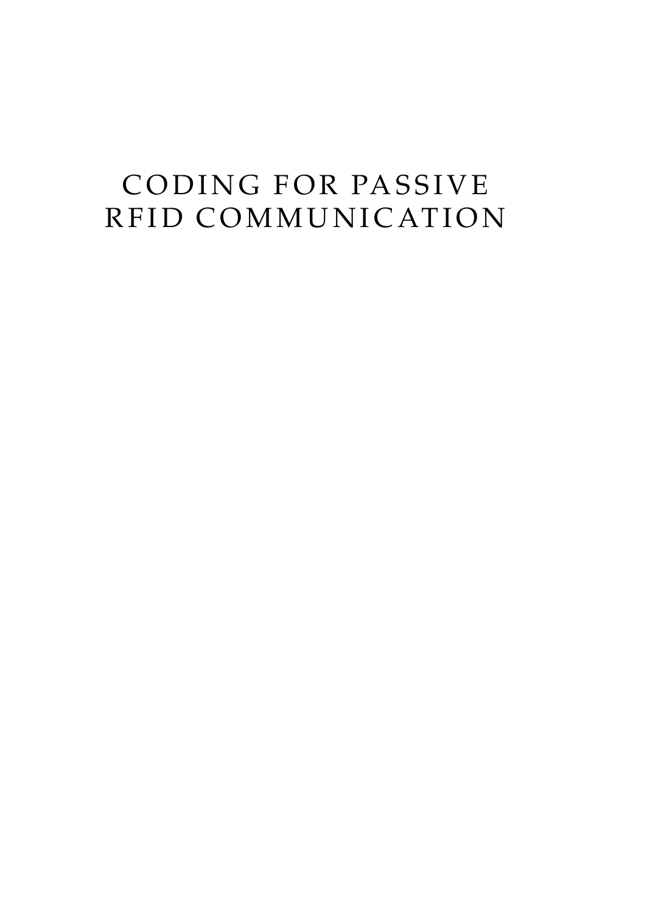# CODING FOR PASSIVE RFID COMMUNICATION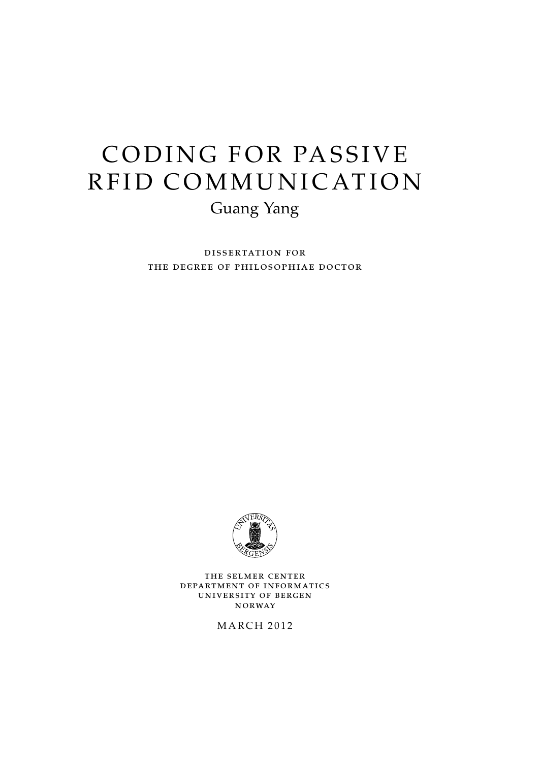# CODING FOR PASSIVE RFID COMMUNICATION

Guang Yang

DISSERTATION FOR
THE DEGREE OF PHILOSOPHIAE DOCTOR

THE SELMER CENTER
DEPARTMENT OF INFORMATICS
UNIVERSITY OF BERGEN
NORWAY

MARCH 2012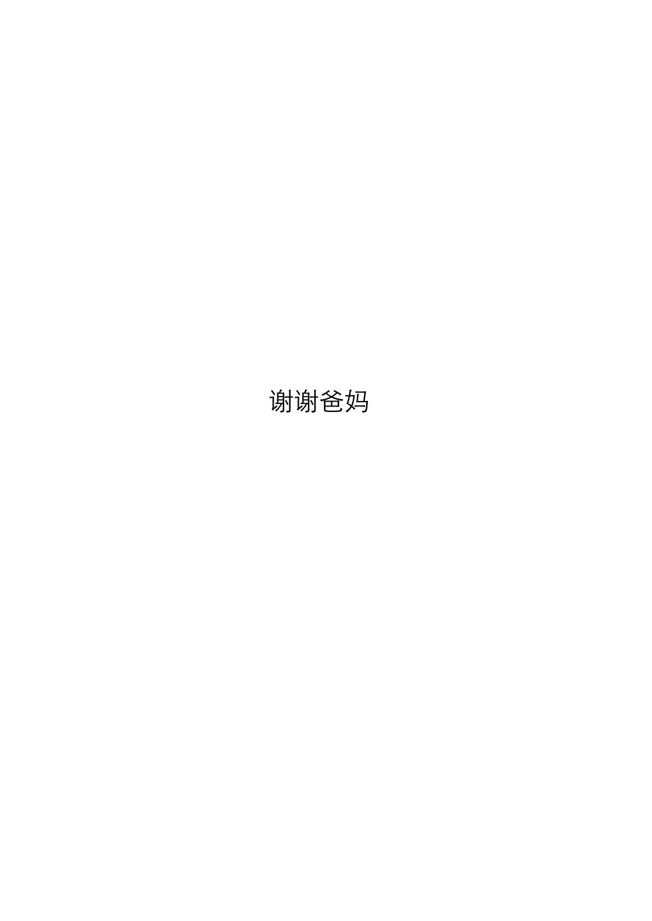谢谢爸妈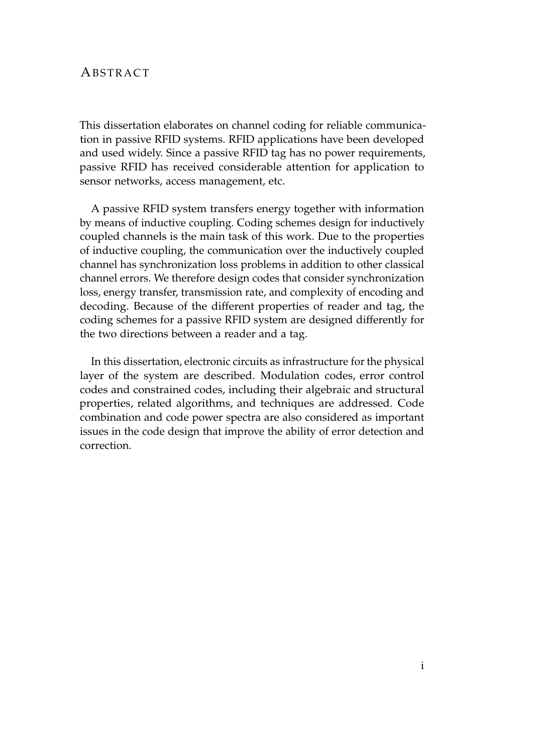# Abstract

This dissertation elaborates on channel coding for reliable communication in passive RFID systems. RFID applications have been developed and used widely. Since a passive RFID tag has no power requirements, passive RFID has received considerable attention for application to sensor networks, access management, etc.

A passive RFID system transfers energy together with information by means of inductive coupling. Coding schemes design for inductively coupled channels is the main task of this work. Due to the properties of inductive coupling, the communication over the inductively coupled channel has synchronization loss problems in addition to other classical channel errors. We therefore design codes that consider synchronization loss, energy transfer, transmission rate, and complexity of encoding and decoding. Because of the different properties of reader and tag, the coding schemes for a passive RFID system are designed differently for the two directions between a reader and a tag.

In this dissertation, electronic circuits as infrastructure for the physical layer of the system are described. Modulation codes, error control codes and constrained codes, including their algebraic and structural properties, related algorithms, and techniques are addressed. Code combination and code power spectra are also considered as important issues in the code design that improve the ability of error detection and correction.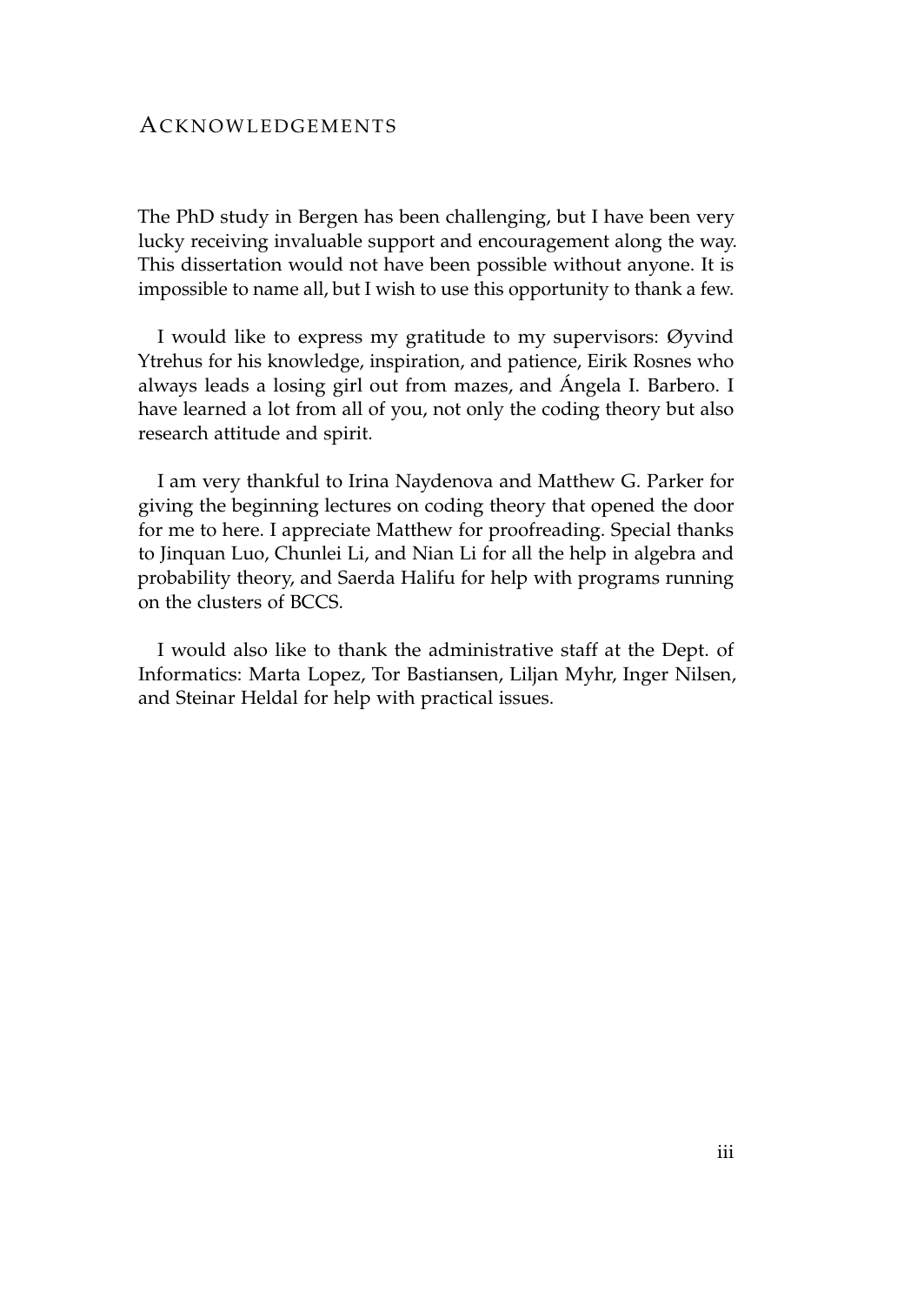# Acknowledgements

The PhD study in Bergen has been challenging, but I have been very lucky receiving invaluable support and encouragement along the way. This dissertation would not have been possible without anyone. It is impossible to name all, but I wish to use this opportunity to thank a few.

I would like to express my gratitude to my supervisors: Øyvind Ytrehus for his knowledge, inspiration, and patience, Eirik Rosnes who always leads a losing girl out from mazes, and Ángela I. Barbero. I have learned a lot from all of you, not only the coding theory but also research attitude and spirit.

I am very thankful to Irina Naydenova and Matthew G. Parker for giving the beginning lectures on coding theory that opened the door for me to here. I appreciate Matthew for proofreading. Special thanks to Jinquan Luo, Chunlei Li, and Nian Li for all the help in algebra and probability theory, and Saerda Halifu for help with programs running on the clusters of BCCS.

I would also like to thank the administrative staff at the Dept. of Informatics: Marta Lopez, Tor Bastiansen, Liljan Myhr, Inger Nilsen, and Steinar Heldal for help with practical issues.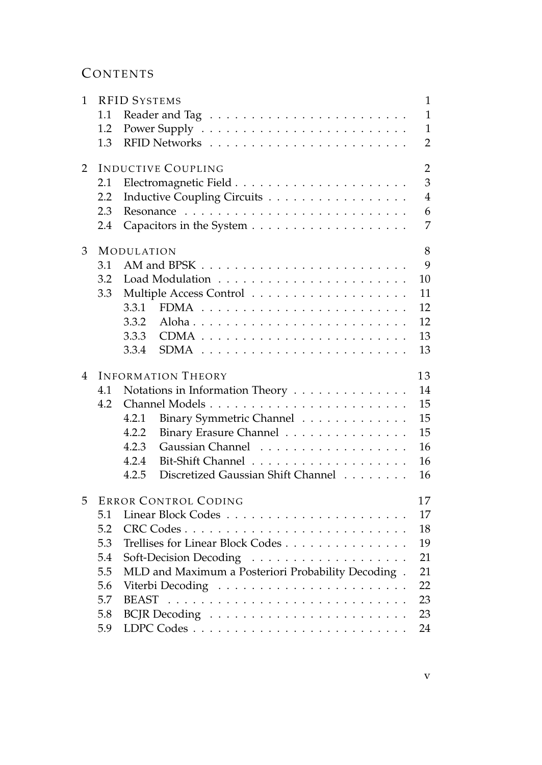# Contents

| | | |
|---|---|---|
| 1 | RFID Systems | 1 |
| 1.1 | Reader and Tag | 1 |
| 1.2 | Power Supply | 1 |
| 1.3 | RFID Networks | 2 |
| 2 | Inductive Coupling | 2 |
| 2.1 | Electromagnetic Field | 3 |
| 2.2 | Inductive Coupling Circuits | 4 |
| 2.3 | Resonance | 6 |
| 2.4 | Capacitors in the System | 7 |
| 3 | Modulation | 8 |
| 3.1 | AM and BPSK | 9 |
| 3.2 | Load Modulation | 10 |
| 3.3 | Multiple Access Control | 11 |
| 3.3.1 | FDMA | 12 |
| 3.3.2 | Aloha | 12 |
| 3.3.3 | CDMA | 13 |
| 3.3.4 | SDMA | 13 |
| 4 | Information Theory | 13 |
| 4.1 | Notations in Information Theory | 14 |
| 4.2 | Channel Models | 15 |
| 4.2.1 | Binary Symmetric Channel | 15 |
| 4.2.2 | Binary Erasure Channel | 15 |
| 4.2.3 | Gaussian Channel | 16 |
| 4.2.4 | Bit-Shift Channel | 16 |
| 4.2.5 | Discretized Gaussian Shift Channel | 16 |
| 5 | Error Control Coding | 17 |
| 5.1 | Linear Block Codes | 17 |
| 5.2 | CRC Codes | 18 |
| 5.3 | Trellises for Linear Block Codes | 19 |
| 5.4 | Soft-Decision Decoding | 21 |
| 5.5 | MLD and Maximum a Posteriori Probability Decoding | 21 |
| 5.6 | Viterbi Decoding | 22 |
| 5.7 | BEAST | 23 |
| 5.8 | BCJR Decoding | 23 |
| 5.9 | LDPC Codes | 24 |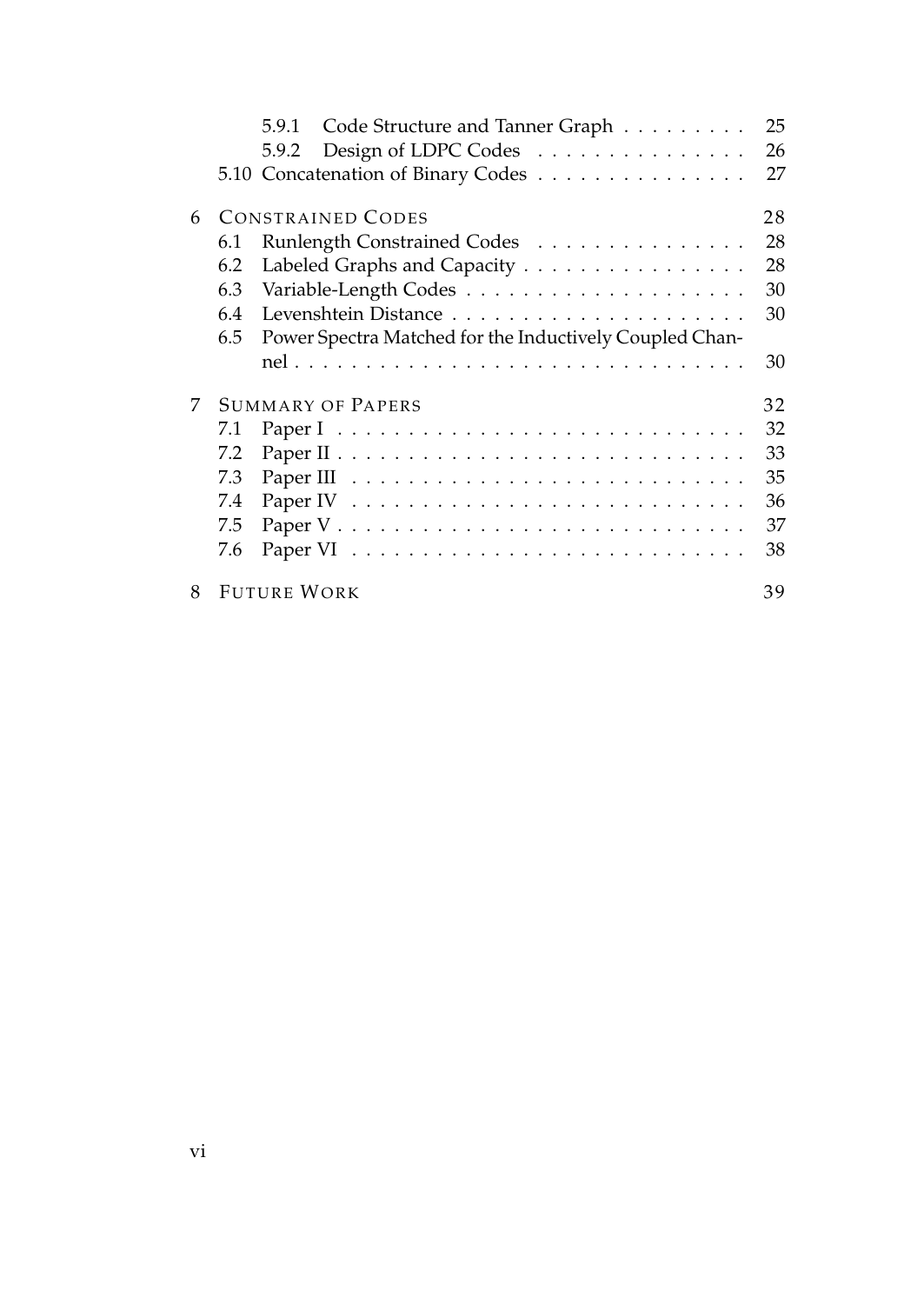- 5.9.1 Code Structure and Tanner Graph . . . . . . . . . 25
- 5.9.2 Design of LDPC Codes . . . . . . . . . . . . . . . 26
- 5.10 Concatenation of Binary Codes . . . . . . . . . . . . . . . 27

6 CONSTRAINED CODES 28
- 6.1 Runlength Constrained Codes . . . . . . . . . . . . . . . 28
- 6.2 Labeled Graphs and Capacity . . . . . . . . . . . . . . . . 28
- 6.3 Variable-Length Codes . . . . . . . . . . . . . . . . . . . . 30
- 6.4 Levenshtein Distance . . . . . . . . . . . . . . . . . . . . . 30
- 6.5 Power Spectra Matched for the Inductively Coupled Channel . . . . . . . . . . . . . . . . . . . . . . . . . . . . . . . 30

7 SUMMARY OF PAPERS 32
- 7.1 Paper I . . . . . . . . . . . . . . . . . . . . . . . . . . . . 32
- 7.2 Paper II . . . . . . . . . . . . . . . . . . . . . . . . . . . . 33
- 7.3 Paper III . . . . . . . . . . . . . . . . . . . . . . . . . . . 35
- 7.4 Paper IV . . . . . . . . . . . . . . . . . . . . . . . . . . . 36
- 7.5 Paper V . . . . . . . . . . . . . . . . . . . . . . . . . . . . 37
- 7.6 Paper VI . . . . . . . . . . . . . . . . . . . . . . . . . . . 38

8 FUTURE WORK 39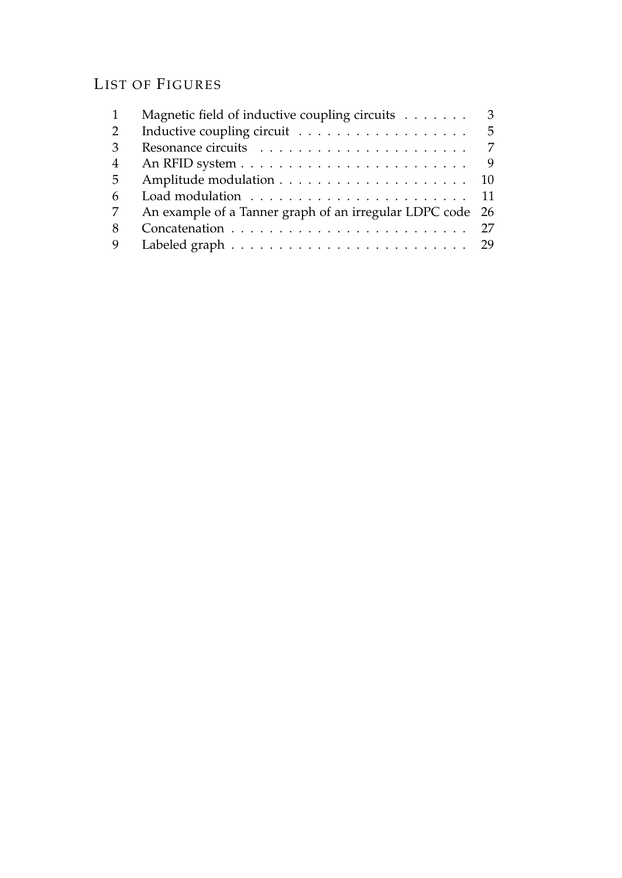# List of Figures

| | | |
|---|---|---|
| 1 | Magnetic field of inductive coupling circuits | 3 |
| 2 | Inductive coupling circuit | 5 |
| 3 | Resonance circuits | 7 |
| 4 | An RFID system | 9 |
| 5 | Amplitude modulation | 10 |
| 6 | Load modulation | 11 |
| 7 | An example of a Tanner graph of an irregular LDPC code | 26 |
| 8 | Concatenation | 27 |
| 9 | Labeled graph | 29 |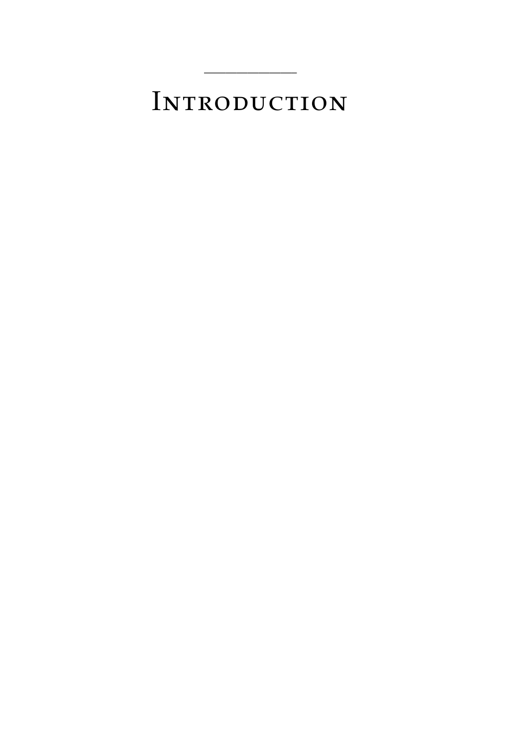# Introduction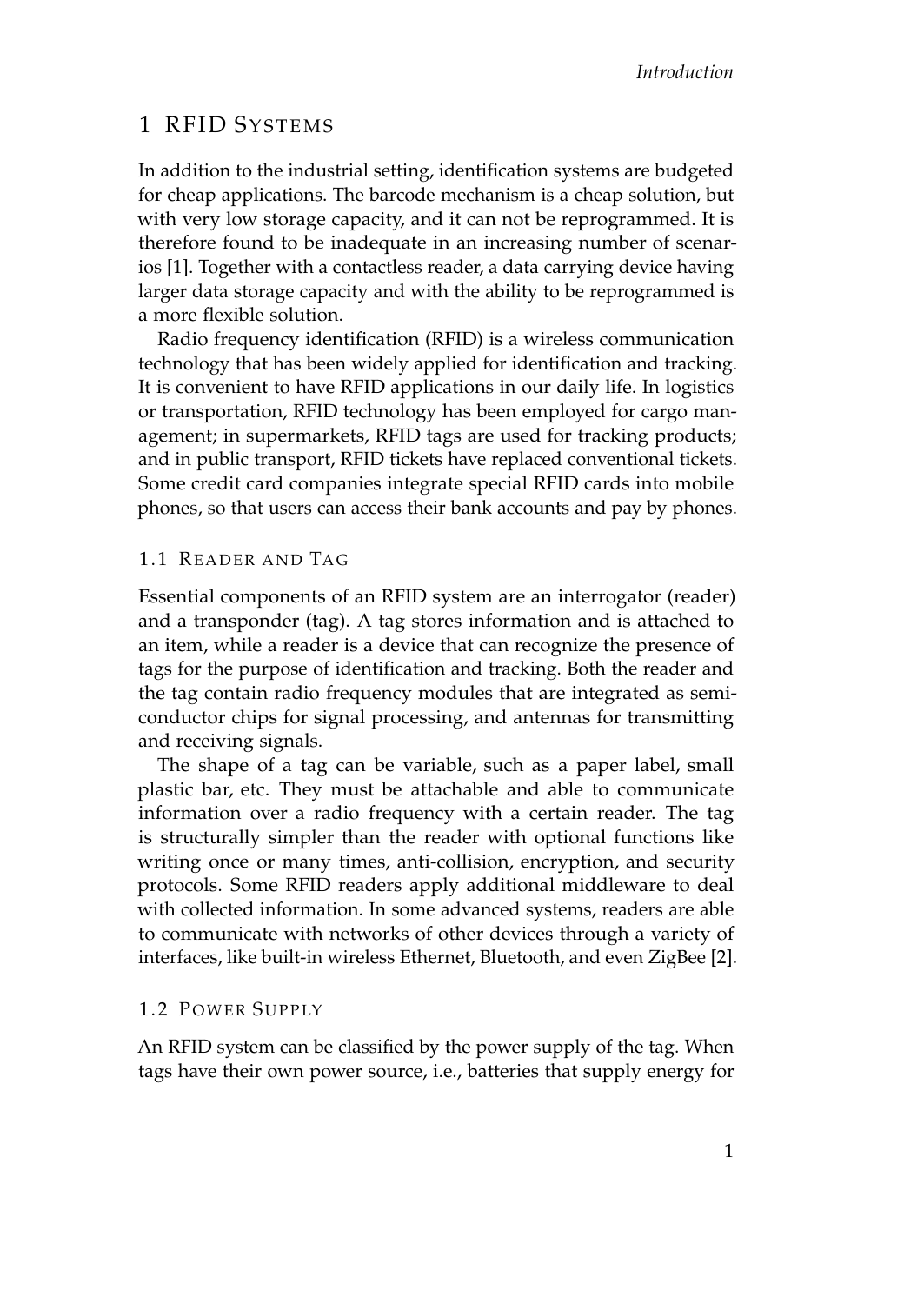# 1 RFID Systems

In addition to the industrial setting, identification systems are budgeted for cheap applications. The barcode mechanism is a cheap solution, but with very low storage capacity, and it can not be reprogrammed. It is therefore found to be inadequate in an increasing number of scenarios [1]. Together with a contactless reader, a data carrying device having larger data storage capacity and with the ability to be reprogrammed is a more flexible solution.

Radio frequency identification (RFID) is a wireless communication technology that has been widely applied for identification and tracking. It is convenient to have RFID applications in our daily life. In logistics or transportation, RFID technology has been employed for cargo management; in supermarkets, RFID tags are used for tracking products; and in public transport, RFID tickets have replaced conventional tickets. Some credit card companies integrate special RFID cards into mobile phones, so that users can access their bank accounts and pay by phones.

## 1.1 Reader and Tag

Essential components of an RFID system are an interrogator (reader) and a transponder (tag). A tag stores information and is attached to an item, while a reader is a device that can recognize the presence of tags for the purpose of identification and tracking. Both the reader and the tag contain radio frequency modules that are integrated as semiconductor chips for signal processing, and antennas for transmitting and receiving signals.

The shape of a tag can be variable, such as a paper label, small plastic bar, etc. They must be attachable and able to communicate information over a radio frequency with a certain reader. The tag is structurally simpler than the reader with optional functions like writing once or many times, anti-collision, encryption, and security protocols. Some RFID readers apply additional middleware to deal with collected information. In some advanced systems, readers are able to communicate with networks of other devices through a variety of interfaces, like built-in wireless Ethernet, Bluetooth, and even ZigBee [2].

## 1.2 Power Supply

An RFID system can be classified by the power supply of the tag. When tags have their own power source, i.e., batteries that supply energy for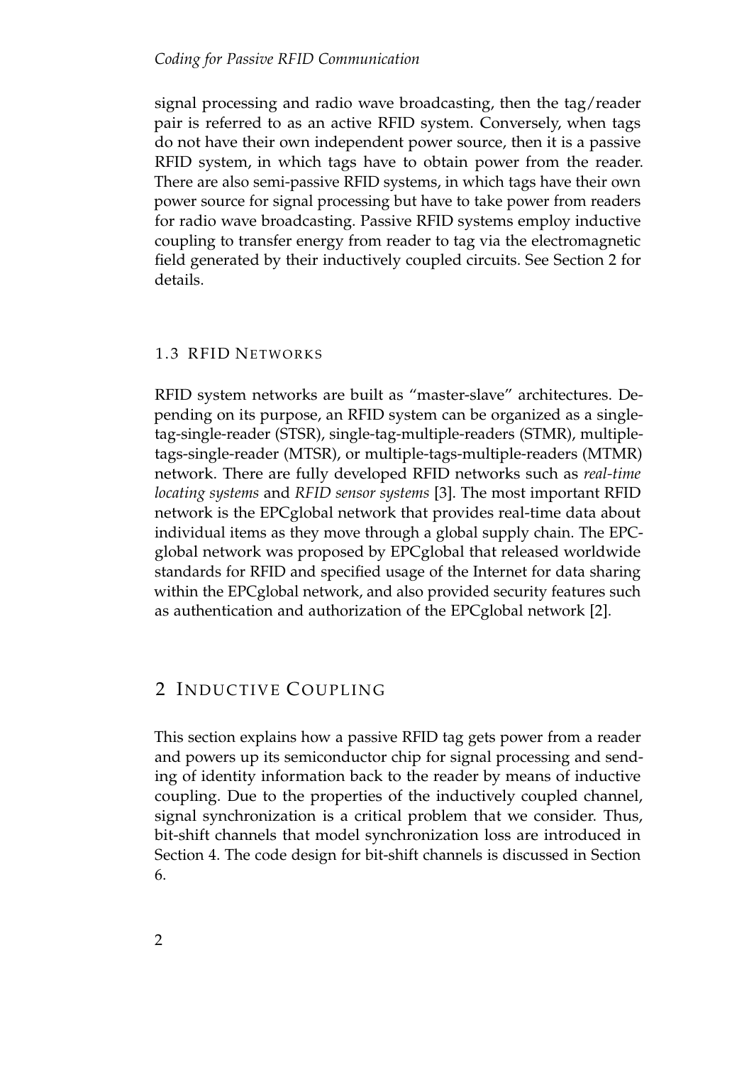signal processing and radio wave broadcasting, then the tag/reader pair is referred to as an active RFID system. Conversely, when tags do not have their own independent power source, then it is a passive RFID system, in which tags have to obtain power from the reader. There are also semi-passive RFID systems, in which tags have their own power source for signal processing but have to take power from readers for radio wave broadcasting. Passive RFID systems employ inductive coupling to transfer energy from reader to tag via the electromagnetic field generated by their inductively coupled circuits. See Section 2 for details.

### 1.3 RFID Networks

RFID system networks are built as "master-slave" architectures. Depending on its purpose, an RFID system can be organized as a single-tag-single-reader (STSR), single-tag-multiple-readers (STMR), multiple-tags-single-reader (MTSR), or multiple-tags-multiple-readers (MTMR) network. There are fully developed RFID networks such as *real-time locating systems* and *RFID sensor systems* [3]. The most important RFID network is the EPCglobal network that provides real-time data about individual items as they move through a global supply chain. The EPCglobal network was proposed by EPCglobal that released worldwide standards for RFID and specified usage of the Internet for data sharing within the EPCglobal network, and also provided security features such as authentication and authorization of the EPCglobal network [2].

## 2 Inductive Coupling

This section explains how a passive RFID tag gets power from a reader and powers up its semiconductor chip for signal processing and sending of identity information back to the reader by means of inductive coupling. Due to the properties of the inductively coupled channel, signal synchronization is a critical problem that we consider. Thus, bit-shift channels that model synchronization loss are introduced in Section 4. The code design for bit-shift channels is discussed in Section 6.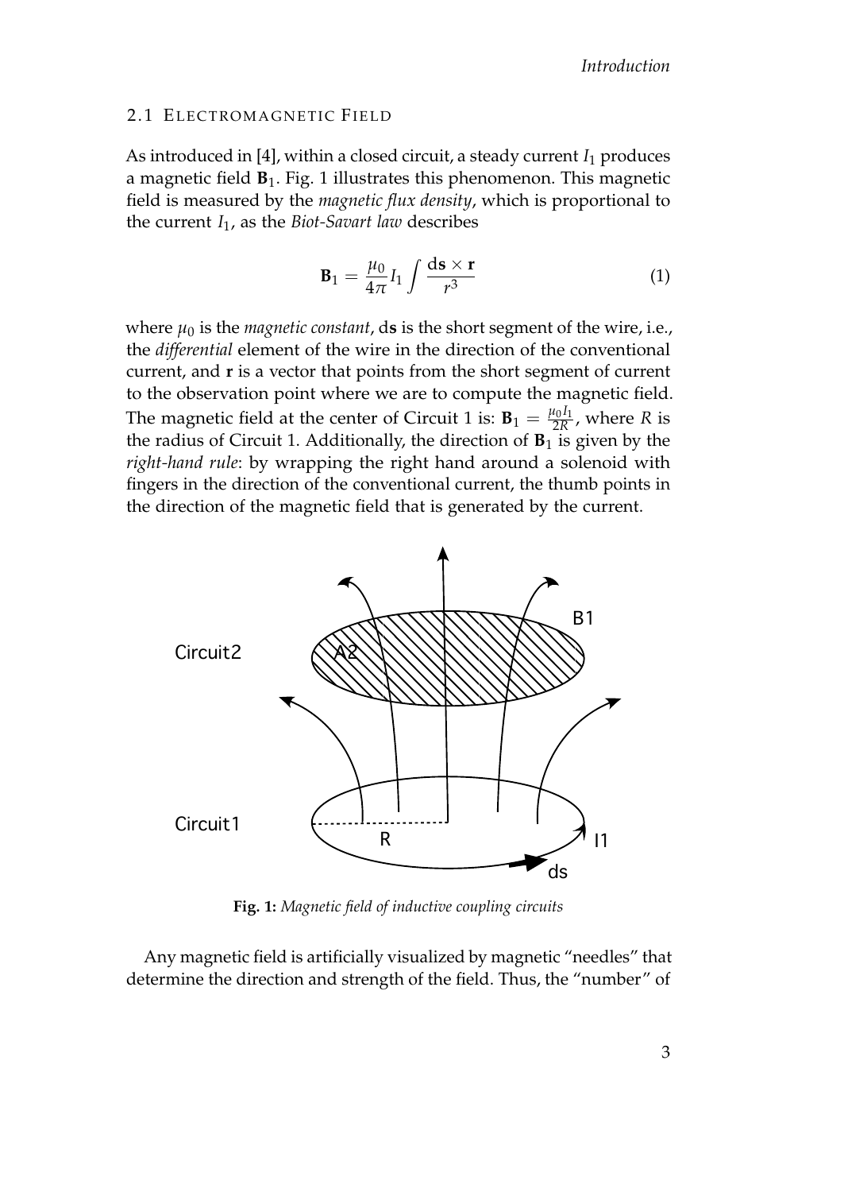### 2.1 Electromagnetic Field

As introduced in [4], within a closed circuit, a steady current $I_1$ produces a magnetic field $\mathbf{B}_1$. Fig. 1 illustrates this phenomenon. This magnetic field is measured by the *magnetic flux density*, which is proportional to the current $I_1$, as the *Biot-Savart law* describes

$$\mathbf{B}_1 = \frac{\mu_0}{4\pi} I_1 \int \frac{d\mathbf{s} \times \mathbf{r}}{r^3} \tag{1}$$

where $\mu_0$ is the *magnetic constant*, d$\mathbf{s}$ is the short segment of the wire, i.e., the *differential* element of the wire in the direction of the conventional current, and $\mathbf{r}$ is a vector that points from the short segment of current to the observation point where we are to compute the magnetic field. The magnetic field at the center of Circuit 1 is: $\mathbf{B}_1 = \frac{\mu_0 I_1}{2R}$, where $R$ is the radius of Circuit 1. Additionally, the direction of $\mathbf{B}_1$ is given by the *right-hand rule*: by wrapping the right hand around a solenoid with fingers in the direction of the conventional current, the thumb points in the direction of the magnetic field that is generated by the current.

**Fig. 1:** *Magnetic field of inductive coupling circuits*

Any magnetic field is artificially visualized by magnetic "needles" that determine the direction and strength of the field. Thus, the "number" of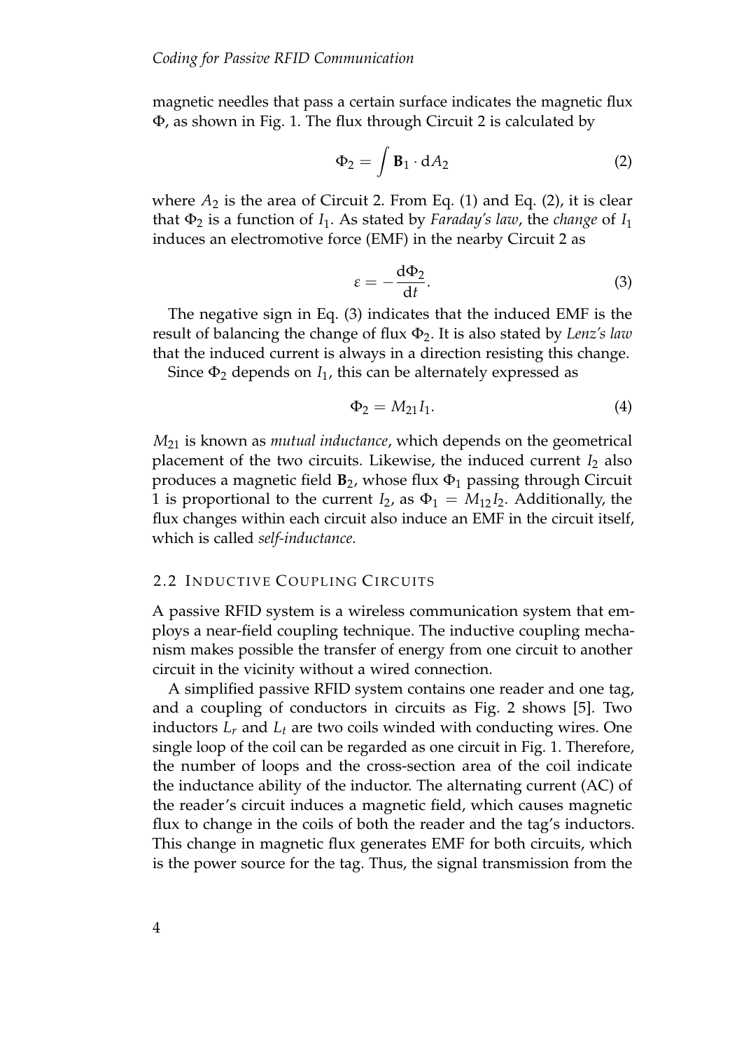magnetic needles that pass a certain surface indicates the magnetic flux $\Phi$, as shown in Fig. 1. The flux through Circuit 2 is calculated by

$$\Phi_2 = \int \mathbf{B}_1 \cdot \mathrm{d}A_2 \tag{2}$$

where $A_2$ is the area of Circuit 2. From Eq. (1) and Eq. (2), it is clear that $\Phi_2$ is a function of $I_1$. As stated by *Faraday's law*, the *change* of $I_1$ induces an electromotive force (EMF) in the nearby Circuit 2 as

$$\varepsilon = -\frac{\mathrm{d}\Phi_2}{\mathrm{d}t}. \tag{3}$$

The negative sign in Eq. (3) indicates that the induced EMF is the result of balancing the change of flux $\Phi_2$. It is also stated by *Lenz's law* that the induced current is always in a direction resisting this change.

Since $\Phi_2$ depends on $I_1$, this can be alternately expressed as

$$\Phi_2 = M_{21} I_1. \tag{4}$$

$M_{21}$ is known as *mutual inductance*, which depends on the geometrical placement of the two circuits. Likewise, the induced current $I_2$ also produces a magnetic field $\mathbf{B}_2$, whose flux $\Phi_1$ passing through Circuit 1 is proportional to the current $I_2$, as $\Phi_1 = M_{12} I_2$. Additionally, the flux changes within each circuit also induce an EMF in the circuit itself, which is called *self-inductance*.

## 2.2 Inductive Coupling Circuits

A passive RFID system is a wireless communication system that employs a near-field coupling technique. The inductive coupling mechanism makes possible the transfer of energy from one circuit to another circuit in the vicinity without a wired connection.

A simplified passive RFID system contains one reader and one tag, and a coupling of conductors in circuits as Fig. 2 shows [5]. Two inductors $L_r$ and $L_t$ are two coils winded with conducting wires. One single loop of the coil can be regarded as one circuit in Fig. 1. Therefore, the number of loops and the cross-section area of the coil indicate the inductance ability of the inductor. The alternating current (AC) of the reader's circuit induces a magnetic field, which causes magnetic flux to change in the coils of both the reader and the tag's inductors. This change in magnetic flux generates EMF for both circuits, which is the power source for the tag. Thus, the signal transmission from the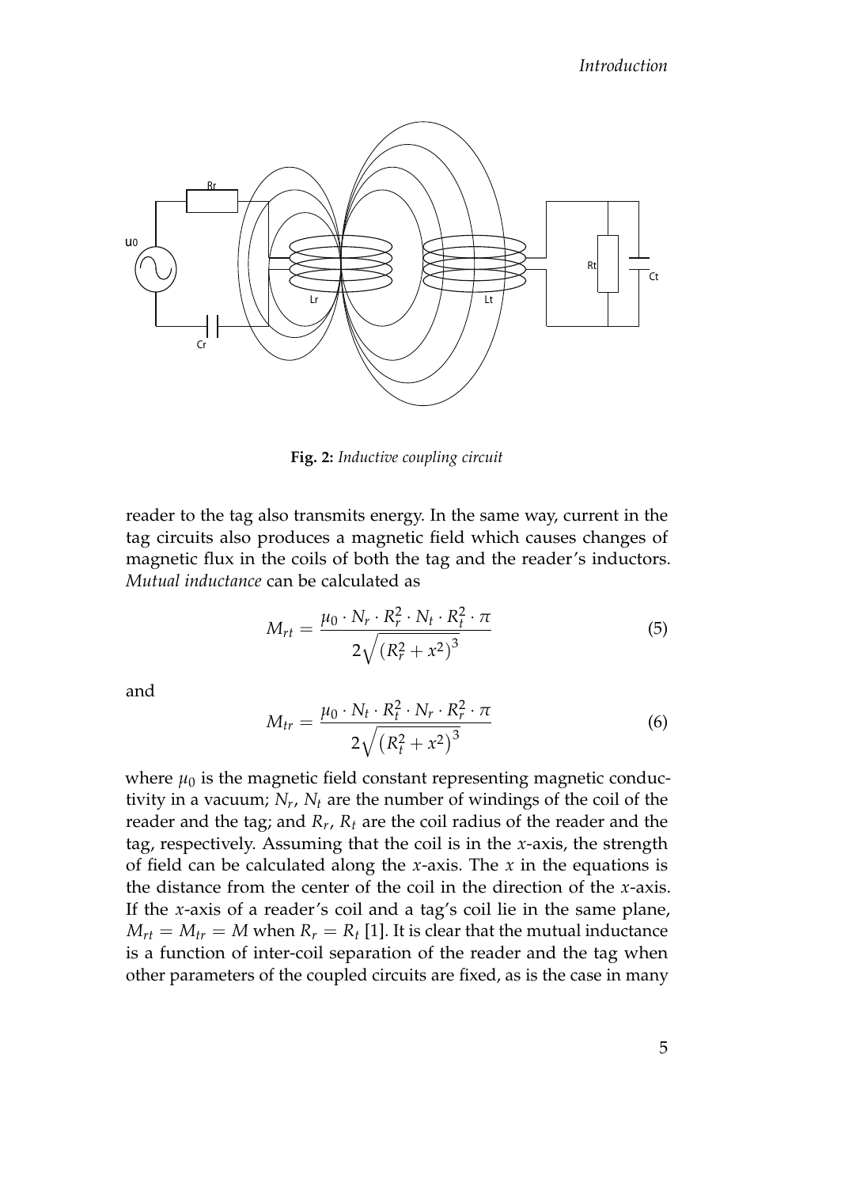**Fig. 2:** *Inductive coupling circuit*

reader to the tag also transmits energy. In the same way, current in the tag circuits also produces a magnetic field which causes changes of magnetic flux in the coils of both the tag and the reader's inductors. *Mutual inductance* can be calculated as

$$M_{rt} = \frac{\mu_0 \cdot N_r \cdot R_r^2 \cdot N_t \cdot R_t^2 \cdot \pi}{2\sqrt{\left(R_r^2 + x^2\right)^3}} \tag{5}$$

and

$$M_{tr} = \frac{\mu_0 \cdot N_t \cdot R_t^2 \cdot N_r \cdot R_r^2 \cdot \pi}{2\sqrt{\left(R_t^2 + x^2\right)^3}} \tag{6}$$

where $\mu_0$ is the magnetic field constant representing magnetic conductivity in a vacuum; $N_r$, $N_t$ are the number of windings of the coil of the reader and the tag; and $R_r$, $R_t$ are the coil radius of the reader and the tag, respectively. Assuming that the coil is in the $x$-axis, the strength of field can be calculated along the $x$-axis. The $x$ in the equations is the distance from the center of the coil in the direction of the $x$-axis. If the $x$-axis of a reader's coil and a tag's coil lie in the same plane, $M_{rt} = M_{tr} = M$ when $R_r = R_t$ [1]. It is clear that the mutual inductance is a function of inter-coil separation of the reader and the tag when other parameters of the coupled circuits are fixed, as is the case in many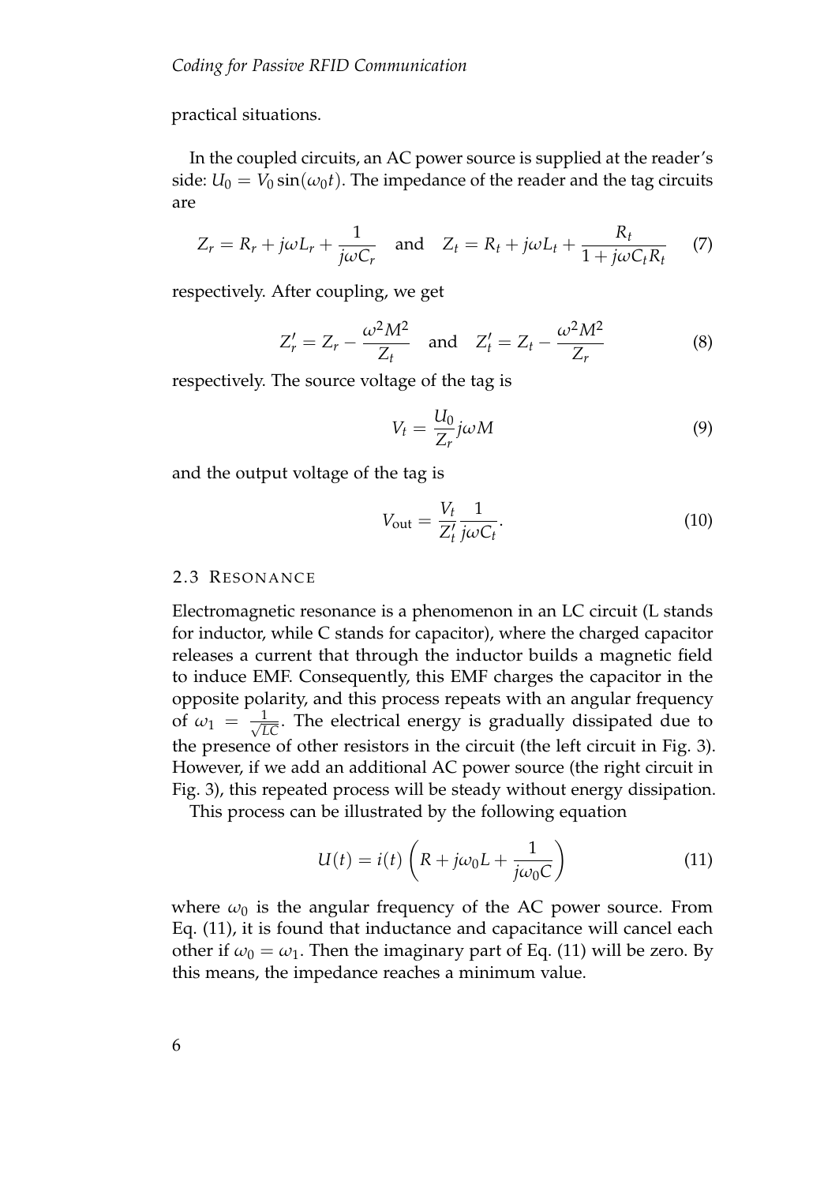practical situations.

In the coupled circuits, an AC power source is supplied at the reader's side: $U_0 = V_0 \sin(\omega_0 t)$. The impedance of the reader and the tag circuits are

$$Z_r = R_r + j\omega L_r + \frac{1}{j\omega C_r} \quad \text{and} \quad Z_t = R_t + j\omega L_t + \frac{R_t}{1 + j\omega C_t R_t} \tag{7}$$

respectively. After coupling, we get

$$Z'_r = Z_r - \frac{\omega^2 M^2}{Z_t} \quad \text{and} \quad Z'_t = Z_t - \frac{\omega^2 M^2}{Z_r} \tag{8}$$

respectively. The source voltage of the tag is

$$V_t = \frac{U_0}{Z_r} j\omega M \tag{9}$$

and the output voltage of the tag is

$$V_{\text{out}} = \frac{V_t}{Z'_t} \frac{1}{j\omega C_t}. \tag{10}$$

### 2.3 Resonance

Electromagnetic resonance is a phenomenon in an LC circuit (L stands for inductor, while C stands for capacitor), where the charged capacitor releases a current that through the inductor builds a magnetic field to induce EMF. Consequently, this EMF charges the capacitor in the opposite polarity, and this process repeats with an angular frequency of $\omega_1 = \frac{1}{\sqrt{LC}}$. The electrical energy is gradually dissipated due to the presence of other resistors in the circuit (the left circuit in Fig. 3). However, if we add an additional AC power source (the right circuit in Fig. 3), this repeated process will be steady without energy dissipation.

This process can be illustrated by the following equation

$$U(t) = i(t) \left( R + j\omega_0 L + \frac{1}{j\omega_0 C} \right) \tag{11}$$

where $\omega_0$ is the angular frequency of the AC power source. From Eq. (11), it is found that inductance and capacitance will cancel each other if $\omega_0 = \omega_1$. Then the imaginary part of Eq. (11) will be zero. By this means, the impedance reaches a minimum value.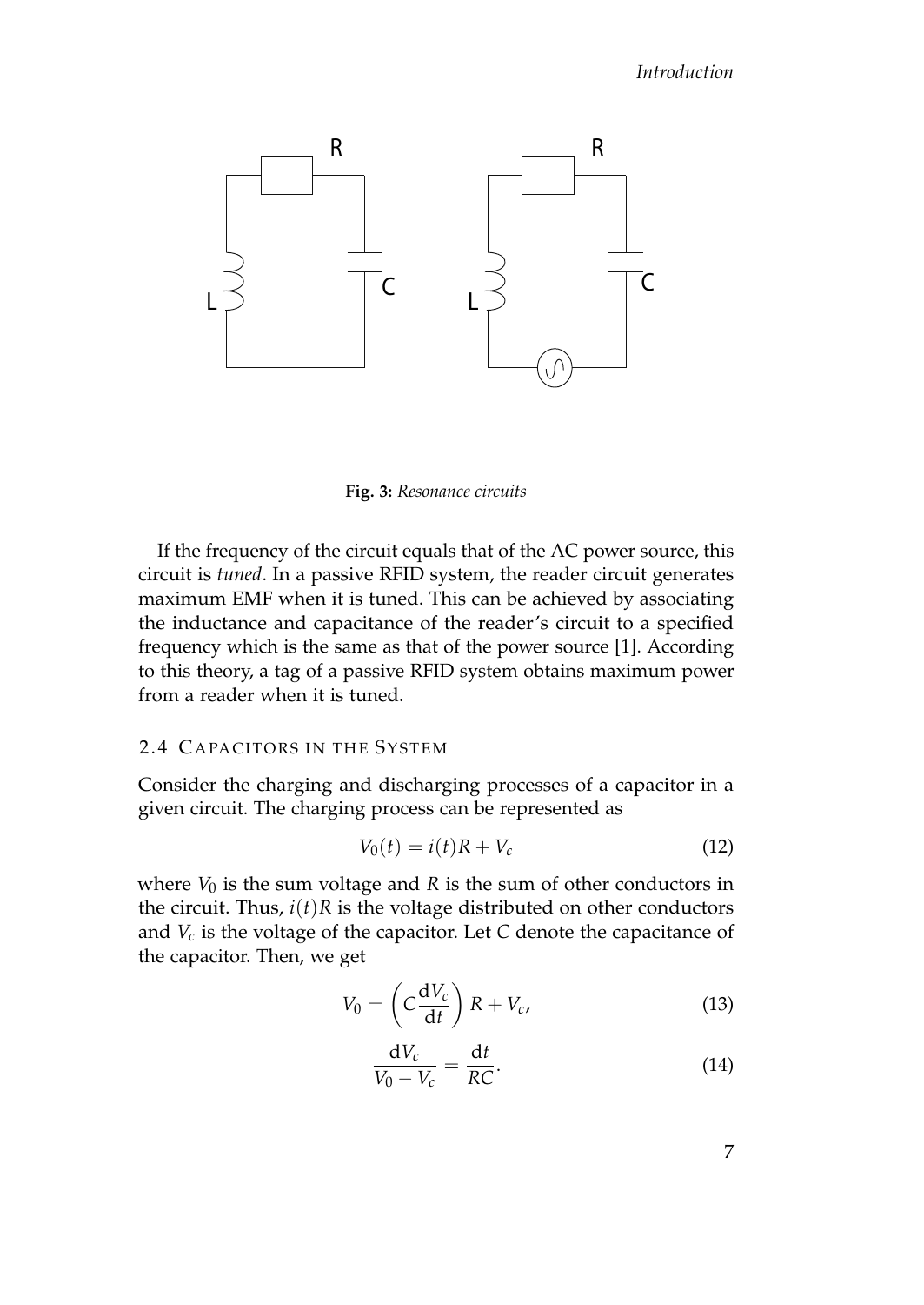**Fig. 3:** *Resonance circuits*

If the frequency of the circuit equals that of the AC power source, this circuit is *tuned*. In a passive RFID system, the reader circuit generates maximum EMF when it is tuned. This can be achieved by associating the inductance and capacitance of the reader's circuit to a specified frequency which is the same as that of the power source [1]. According to this theory, a tag of a passive RFID system obtains maximum power from a reader when it is tuned.

## 2.4 Capacitors in the System

Consider the charging and discharging processes of a capacitor in a given circuit. The charging process can be represented as

$$V_0(t) = i(t)R + V_c \tag{12}$$

where $V_0$ is the sum voltage and $R$ is the sum of other conductors in the circuit. Thus, $i(t)R$ is the voltage distributed on other conductors and $V_c$ is the voltage of the capacitor. Let $C$ denote the capacitance of the capacitor. Then, we get

$$V_0 = \left(C\frac{\mathrm{d}V_c}{\mathrm{d}t}\right)R + V_c, \tag{13}$$

$$\frac{\mathrm{d}V_c}{V_0 - V_c} = \frac{\mathrm{d}t}{RC}. \tag{14}$$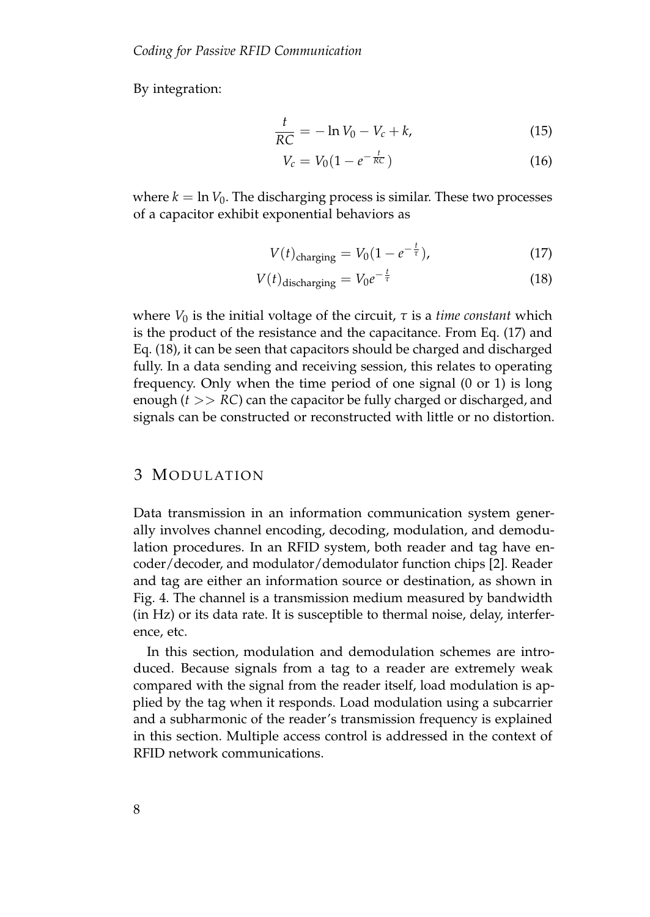By integration:

$$\frac{t}{RC} = -\ln V_0 - V_c + k, \tag{15}$$

$$V_c = V_0(1 - e^{-\frac{t}{RC}}) \tag{16}$$

where $k = \ln V_0$. The discharging process is similar. These two processes of a capacitor exhibit exponential behaviors as

$$V(t)_{\text{charging}} = V_0(1 - e^{-\frac{t}{\tau}}), \tag{17}$$

$$V(t)_{\text{discharging}} = V_0 e^{-\frac{t}{\tau}} \tag{18}$$

where $V_0$ is the initial voltage of the circuit, $\tau$ is a *time constant* which is the product of the resistance and the capacitance. From Eq. (17) and Eq. (18), it can be seen that capacitors should be charged and discharged fully. In a data sending and receiving session, this relates to operating frequency. Only when the time period of one signal (0 or 1) is long enough ($t >> RC$) can the capacitor be fully charged or discharged, and signals can be constructed or reconstructed with little or no distortion.

## 3 Modulation

Data transmission in an information communication system generally involves channel encoding, decoding, modulation, and demodulation procedures. In an RFID system, both reader and tag have encoder/decoder, and modulator/demodulator function chips [2]. Reader and tag are either an information source or destination, as shown in Fig. 4. The channel is a transmission medium measured by bandwidth (in Hz) or its data rate. It is susceptible to thermal noise, delay, interference, etc.

In this section, modulation and demodulation schemes are introduced. Because signals from a tag to a reader are extremely weak compared with the signal from the reader itself, load modulation is applied by the tag when it responds. Load modulation using a subcarrier and a subharmonic of the reader's transmission frequency is explained in this section. Multiple access control is addressed in the context of RFID network communications.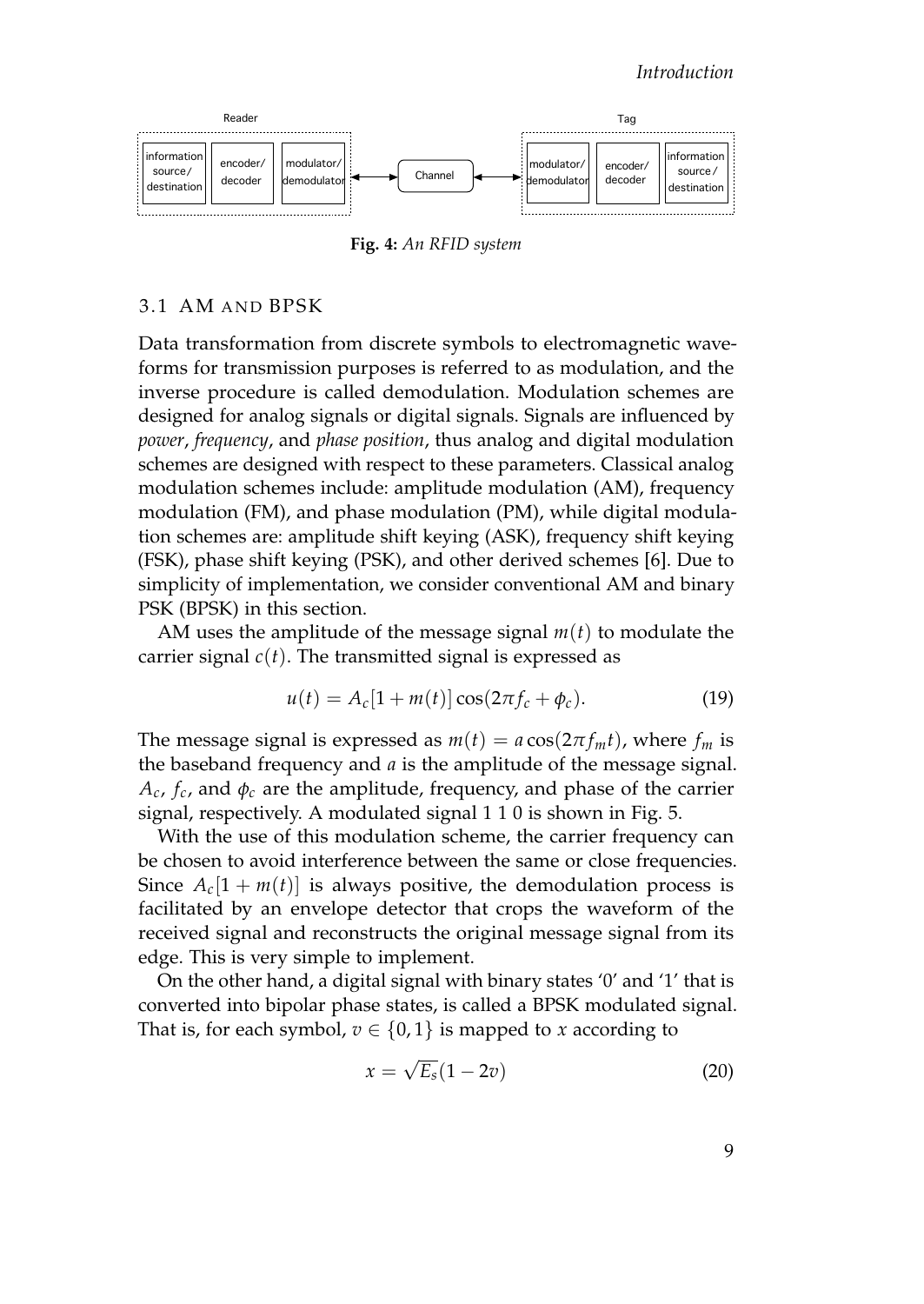Reader

Tag

information source/ destination | encoder/ decoder | modulator/ demodulator ↔ Channel ↔ modulator/ demodulator | encoder/ decoder | information source/ destination

**Fig. 4:** *An RFID system*

## 3.1 AM AND BPSK

Data transformation from discrete symbols to electromagnetic waveforms for transmission purposes is referred to as modulation, and the inverse procedure is called demodulation. Modulation schemes are designed for analog signals or digital signals. Signals are influenced by *power*, *frequency*, and *phase position*, thus analog and digital modulation schemes are designed with respect to these parameters. Classical analog modulation schemes include: amplitude modulation (AM), frequency modulation (FM), and phase modulation (PM), while digital modulation schemes are: amplitude shift keying (ASK), frequency shift keying (FSK), phase shift keying (PSK), and other derived schemes [6]. Due to simplicity of implementation, we consider conventional AM and binary PSK (BPSK) in this section.

AM uses the amplitude of the message signal $m(t)$ to modulate the carrier signal $c(t)$. The transmitted signal is expressed as

$$u(t) = A_c[1 + m(t)]\cos(2\pi f_c + \phi_c). \tag{19}$$

The message signal is expressed as $m(t) = a\cos(2\pi f_m t)$, where $f_m$ is the baseband frequency and $a$ is the amplitude of the message signal. $A_c$, $f_c$, and $\phi_c$ are the amplitude, frequency, and phase of the carrier signal, respectively. A modulated signal 1 1 0 is shown in Fig. 5.

With the use of this modulation scheme, the carrier frequency can be chosen to avoid interference between the same or close frequencies. Since $A_c[1 + m(t)]$ is always positive, the demodulation process is facilitated by an envelope detector that crops the waveform of the received signal and reconstructs the original message signal from its edge. This is very simple to implement.

On the other hand, a digital signal with binary states '0' and '1' that is converted into bipolar phase states, is called a BPSK modulated signal. That is, for each symbol, $v \in \{0, 1\}$ is mapped to $x$ according to

$$x = \sqrt{E_s}(1 - 2v) \tag{20}$$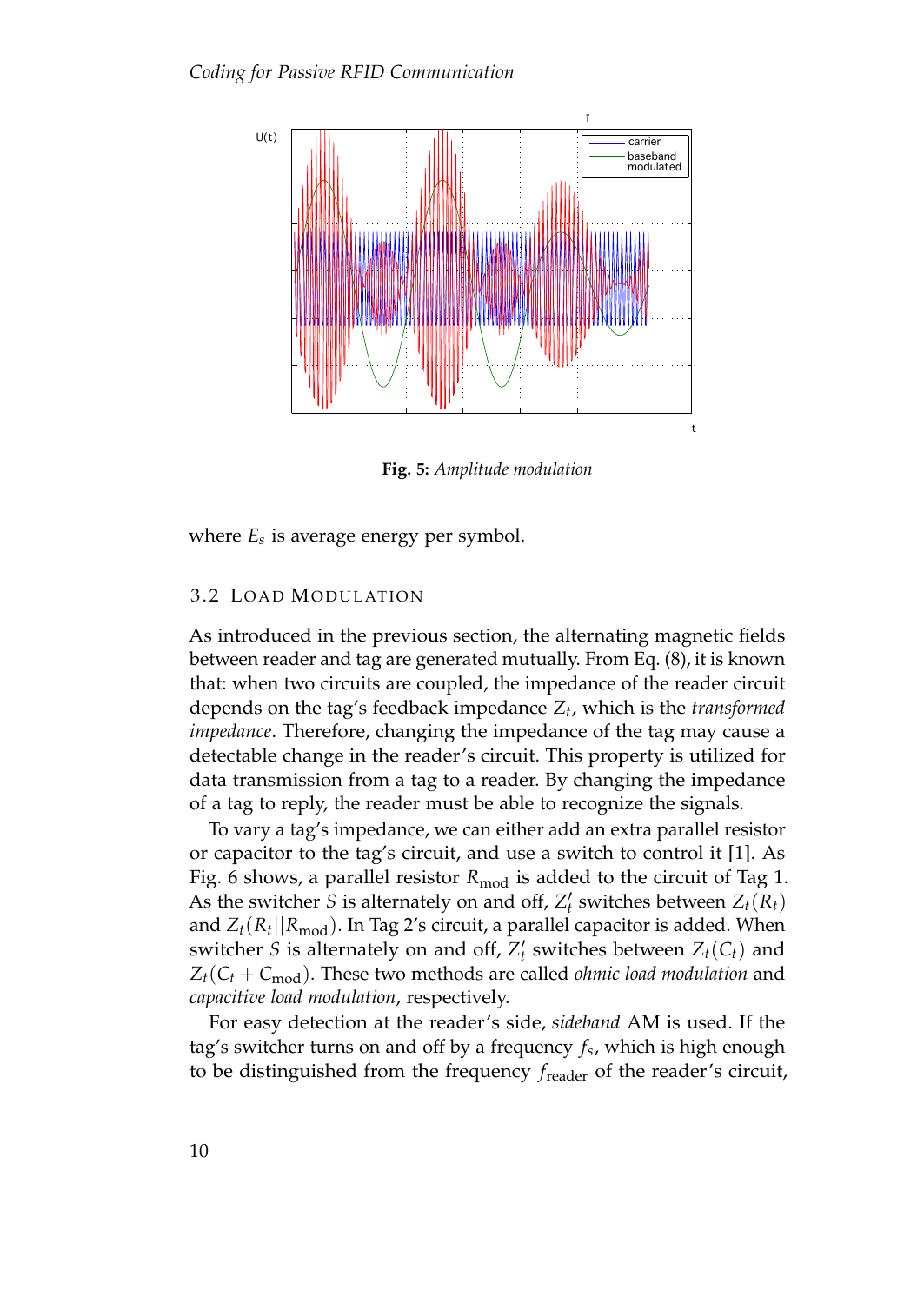**Fig. 5:** *Amplitude modulation*

where $E_s$ is average energy per symbol.

### 3.2 Load Modulation

As introduced in the previous section, the alternating magnetic fields between reader and tag are generated mutually. From Eq. (8), it is known that: when two circuits are coupled, the impedance of the reader circuit depends on the tag's feedback impedance $Z_t$, which is the *transformed impedance*. Therefore, changing the impedance of the tag may cause a detectable change in the reader's circuit. This property is utilized for data transmission from a tag to a reader. By changing the impedance of a tag to reply, the reader must be able to recognize the signals.

To vary a tag's impedance, we can either add an extra parallel resistor or capacitor to the tag's circuit, and use a switch to control it [1]. As Fig. 6 shows, a parallel resistor $R_{\text{mod}}$ is added to the circuit of Tag 1. As the switcher $S$ is alternately on and off, $Z_t'$ switches between $Z_t(R_t)$ and $Z_t(R_t||R_{\text{mod}})$. In Tag 2's circuit, a parallel capacitor is added. When switcher $S$ is alternately on and off, $Z_t'$ switches between $Z_t(C_t)$ and $Z_t(C_t + C_{\text{mod}})$. These two methods are called *ohmic load modulation* and *capacitive load modulation*, respectively.

For easy detection at the reader's side, *sideband* AM is used. If the tag's switcher turns on and off by a frequency $f_s$, which is high enough to be distinguished from the frequency $f_{\text{reader}}$ of the reader's circuit,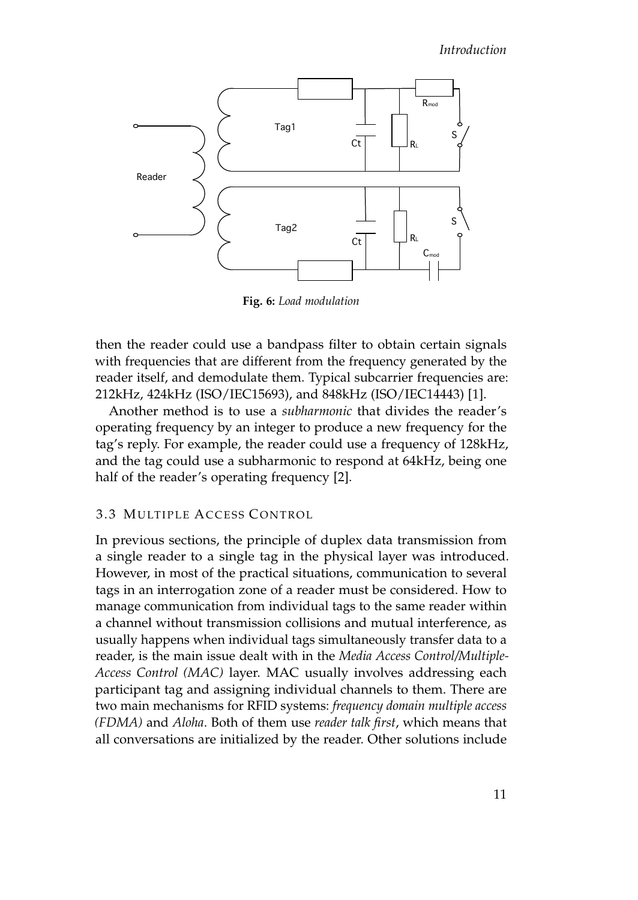**Fig. 6:** *Load modulation*

then the reader could use a bandpass filter to obtain certain signals with frequencies that are different from the frequency generated by the reader itself, and demodulate them. Typical subcarrier frequencies are: 212kHz, 424kHz (ISO/IEC15693), and 848kHz (ISO/IEC14443) [1].

Another method is to use a *subharmonic* that divides the reader's operating frequency by an integer to produce a new frequency for the tag's reply. For example, the reader could use a frequency of 128kHz, and the tag could use a subharmonic to respond at 64kHz, being one half of the reader's operating frequency [2].

### 3.3 Multiple Access Control

In previous sections, the principle of duplex data transmission from a single reader to a single tag in the physical layer was introduced. However, in most of the practical situations, communication to several tags in an interrogation zone of a reader must be considered. How to manage communication from individual tags to the same reader within a channel without transmission collisions and mutual interference, as usually happens when individual tags simultaneously transfer data to a reader, is the main issue dealt with in the *Media Access Control/Multiple-Access Control (MAC)* layer. MAC usually involves addressing each participant tag and assigning individual channels to them. There are two main mechanisms for RFID systems: *frequency domain multiple access (FDMA)* and *Aloha*. Both of them use *reader talk first*, which means that all conversations are initialized by the reader. Other solutions include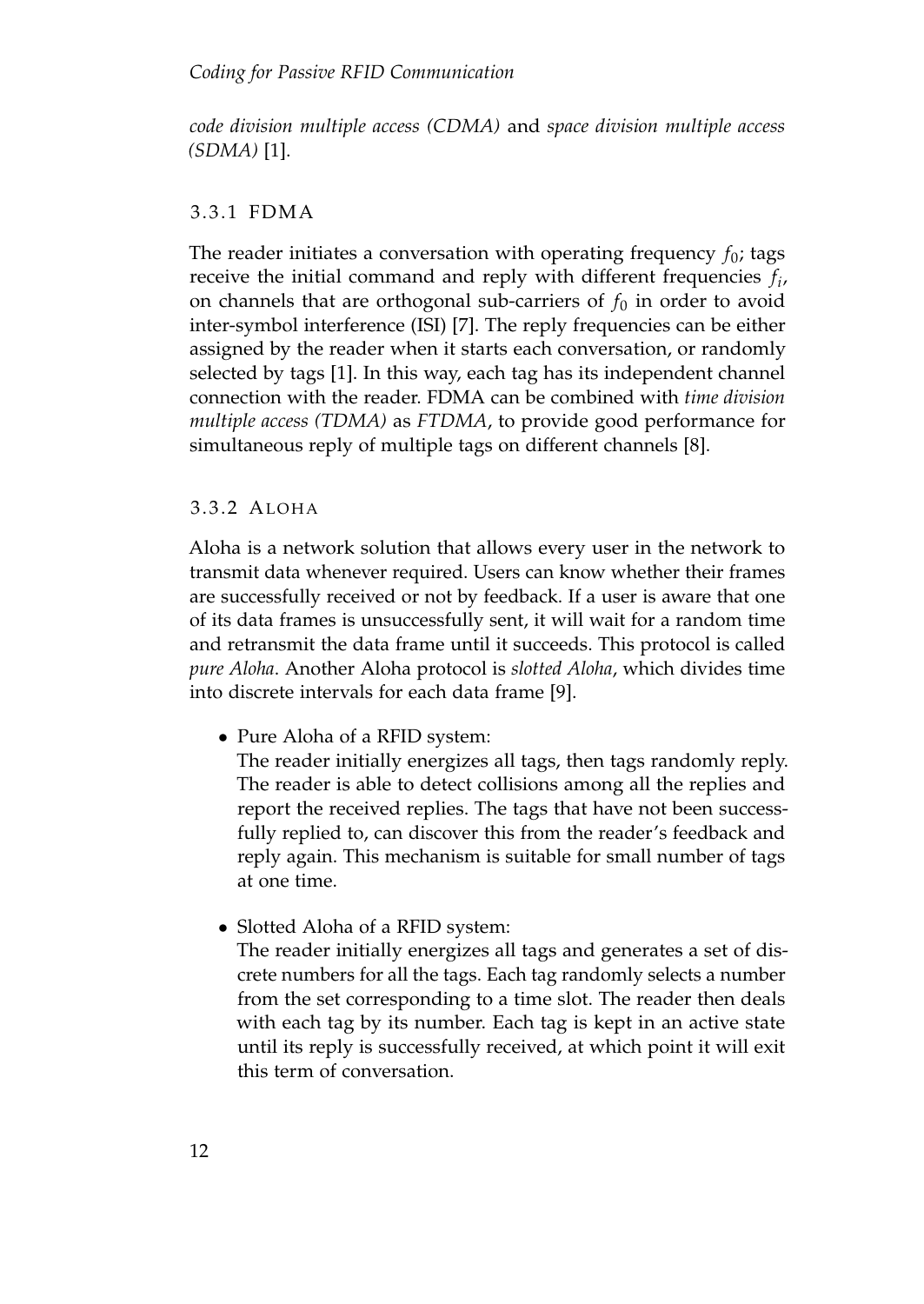*code division multiple access (CDMA)* and *space division multiple access (SDMA)* [1].

### 3.3.1 FDMA

The reader initiates a conversation with operating frequency $f_0$; tags receive the initial command and reply with different frequencies $f_i$, on channels that are orthogonal sub-carriers of $f_0$ in order to avoid inter-symbol interference (ISI) [7]. The reply frequencies can be either assigned by the reader when it starts each conversation, or randomly selected by tags [1]. In this way, each tag has its independent channel connection with the reader. FDMA can be combined with *time division multiple access (TDMA)* as *FTDMA*, to provide good performance for simultaneous reply of multiple tags on different channels [8].

### 3.3.2 Aloha

Aloha is a network solution that allows every user in the network to transmit data whenever required. Users can know whether their frames are successfully received or not by feedback. If a user is aware that one of its data frames is unsuccessfully sent, it will wait for a random time and retransmit the data frame until it succeeds. This protocol is called *pure Aloha*. Another Aloha protocol is *slotted Aloha*, which divides time into discrete intervals for each data frame [9].

- Pure Aloha of a RFID system:
  The reader initially energizes all tags, then tags randomly reply. The reader is able to detect collisions among all the replies and report the received replies. The tags that have not been successfully replied to, can discover this from the reader's feedback and reply again. This mechanism is suitable for small number of tags at one time.

- Slotted Aloha of a RFID system:
  The reader initially energizes all tags and generates a set of discrete numbers for all the tags. Each tag randomly selects a number from the set corresponding to a time slot. The reader then deals with each tag by its number. Each tag is kept in an active state until its reply is successfully received, at which point it will exit this term of conversation.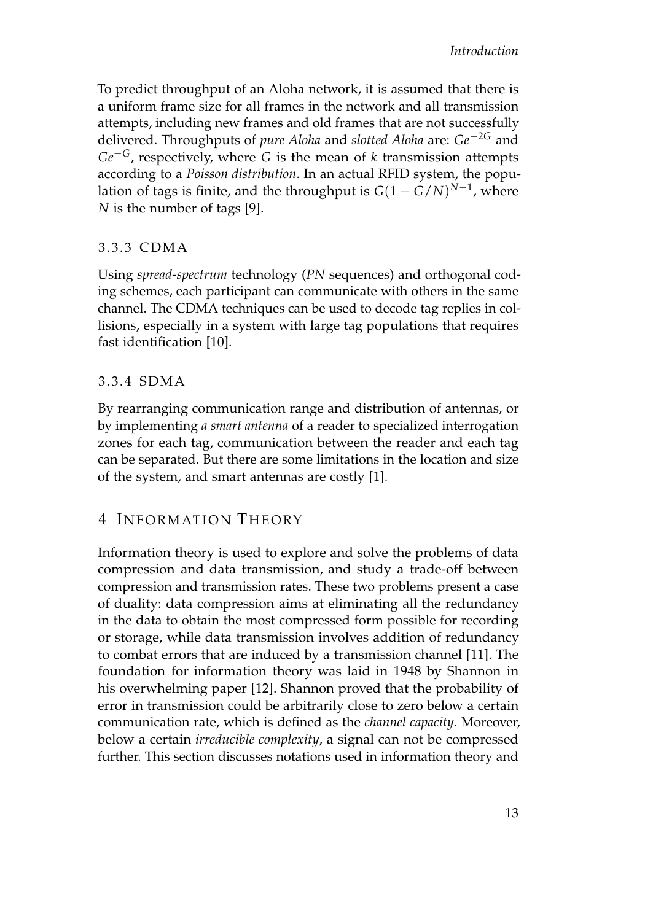To predict throughput of an Aloha network, it is assumed that there is a uniform frame size for all frames in the network and all transmission attempts, including new frames and old frames that are not successfully delivered. Throughputs of *pure Aloha* and *slotted Aloha* are: $Ge^{-2G}$ and $Ge^{-G}$, respectively, where $G$ is the mean of $k$ transmission attempts according to a *Poisson distribution*. In an actual RFID system, the population of tags is finite, and the throughput is $G(1 - G/N)^{N-1}$, where $N$ is the number of tags [9].

### 3.3.3 CDMA

Using *spread-spectrum* technology (*PN* sequences) and orthogonal coding schemes, each participant can communicate with others in the same channel. The CDMA techniques can be used to decode tag replies in collisions, especially in a system with large tag populations that requires fast identification [10].

### 3.3.4 SDMA

By rearranging communication range and distribution of antennas, or by implementing *a smart antenna* of a reader to specialized interrogation zones for each tag, communication between the reader and each tag can be separated. But there are some limitations in the location and size of the system, and smart antennas are costly [1].

## 4 Information Theory

Information theory is used to explore and solve the problems of data compression and data transmission, and study a trade-off between compression and transmission rates. These two problems present a case of duality: data compression aims at eliminating all the redundancy in the data to obtain the most compressed form possible for recording or storage, while data transmission involves addition of redundancy to combat errors that are induced by a transmission channel [11]. The foundation for information theory was laid in 1948 by Shannon in his overwhelming paper [12]. Shannon proved that the probability of error in transmission could be arbitrarily close to zero below a certain communication rate, which is defined as the *channel capacity*. Moreover, below a certain *irreducible complexity*, a signal can not be compressed further. This section discusses notations used in information theory and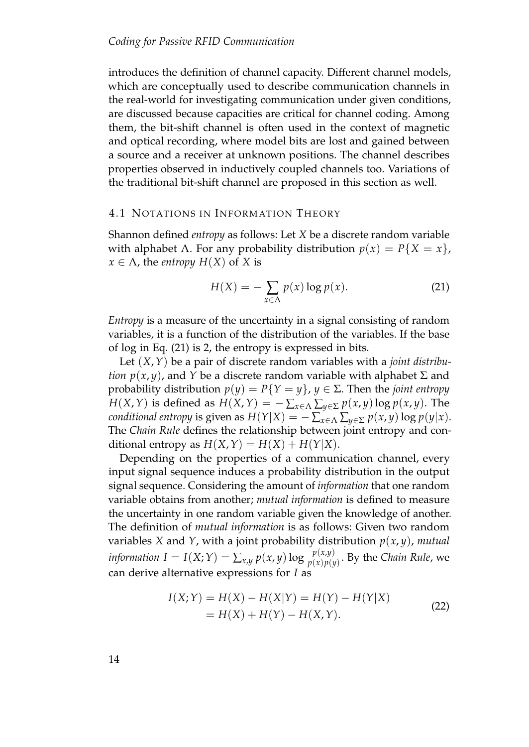introduces the definition of channel capacity. Different channel models, which are conceptually used to describe communication channels in the real-world for investigating communication under given conditions, are discussed because capacities are critical for channel coding. Among them, the bit-shift channel is often used in the context of magnetic and optical recording, where model bits are lost and gained between a source and a receiver at unknown positions. The channel describes properties observed in inductively coupled channels too. Variations of the traditional bit-shift channel are proposed in this section as well.

## 4.1 Notations in Information Theory

Shannon defined *entropy* as follows: Let $X$ be a discrete random variable with alphabet $\Lambda$. For any probability distribution $p(x) = P\{X = x\}$, $x \in \Lambda$, the *entropy* $H(X)$ of $X$ is

$$H(X) = -\sum_{x \in \Lambda} p(x) \log p(x). \tag{21}$$

*Entropy* is a measure of the uncertainty in a signal consisting of random variables, it is a function of the distribution of the variables. If the base of log in Eq. (21) is 2, the entropy is expressed in bits.

Let $(X, Y)$ be a pair of discrete random variables with a *joint distribution* $p(x, y)$, and $Y$ be a discrete random variable with alphabet $\Sigma$ and probability distribution $p(y) = P\{Y = y\}$, $y \in \Sigma$. Then the *joint entropy* $H(X, Y)$ is defined as $H(X, Y) = -\sum_{x \in \Lambda} \sum_{y \in \Sigma} p(x, y) \log p(x, y)$. The *conditional entropy* is given as $H(Y|X) = -\sum_{x \in \Lambda} \sum_{y \in \Sigma} p(x, y) \log p(y|x)$. The *Chain Rule* defines the relationship between joint entropy and conditional entropy as $H(X, Y) = H(X) + H(Y|X)$.

Depending on the properties of a communication channel, every input signal sequence induces a probability distribution in the output signal sequence. Considering the amount of *information* that one random variable obtains from another; *mutual information* is defined to measure the uncertainty in one random variable given the knowledge of another. The definition of *mutual information* is as follows: Given two random variables $X$ and $Y$, with a joint probability distribution $p(x, y)$, *mutual information* $I = I(X; Y) = \sum_{x,y} p(x, y) \log \frac{p(x,y)}{p(x)p(y)}$. By the *Chain Rule*, we can derive alternative expressions for $I$ as

$$\begin{aligned} I(X; Y) &= H(X) - H(X|Y) = H(Y) - H(Y|X) \\ &= H(X) + H(Y) - H(X, Y). \end{aligned} \tag{22}$$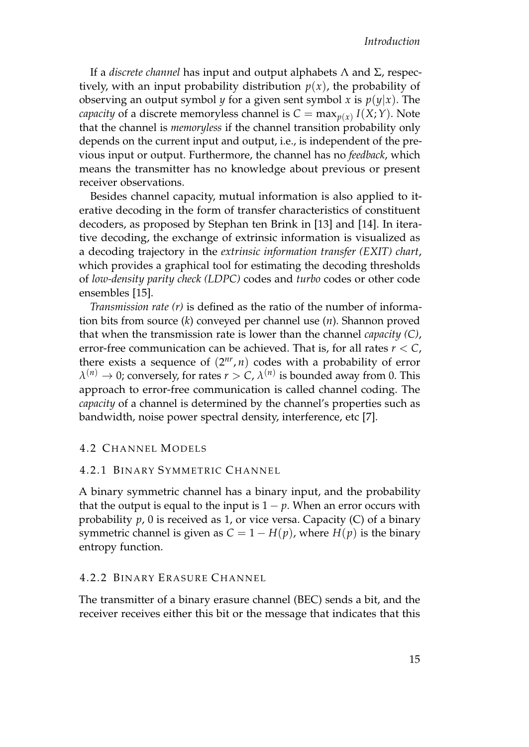If a *discrete channel* has input and output alphabets $\Lambda$ and $\Sigma$, respectively, with an input probability distribution $p(x)$, the probability of observing an output symbol $y$ for a given sent symbol $x$ is $p(y|x)$. The *capacity* of a discrete memoryless channel is $C = \max_{p(x)} I(X;Y)$. Note that the channel is *memoryless* if the channel transition probability only depends on the current input and output, i.e., is independent of the previous input or output. Furthermore, the channel has no *feedback*, which means the transmitter has no knowledge about previous or present receiver observations.

Besides channel capacity, mutual information is also applied to iterative decoding in the form of transfer characteristics of constituent decoders, as proposed by Stephan ten Brink in [13] and [14]. In iterative decoding, the exchange of extrinsic information is visualized as a decoding trajectory in the *extrinsic information transfer (EXIT) chart*, which provides a graphical tool for estimating the decoding thresholds of *low-density parity check (LDPC)* codes and *turbo* codes or other code ensembles [15].

*Transmission rate (r)* is defined as the ratio of the number of information bits from source ($k$) conveyed per channel use ($n$). Shannon proved that when the transmission rate is lower than the channel *capacity (C)*, error-free communication can be achieved. That is, for all rates $r < C$, there exists a sequence of $(2^{nr}, n)$ codes with a probability of error $\lambda^{(n)} \to 0$; conversely, for rates $r > C$, $\lambda^{(n)}$ is bounded away from 0. This approach to error-free communication is called channel coding. The *capacity* of a channel is determined by the channel's properties such as bandwidth, noise power spectral density, interference, etc [7].

## 4.2 Channel Models

### 4.2.1 Binary Symmetric Channel

A binary symmetric channel has a binary input, and the probability that the output is equal to the input is $1 - p$. When an error occurs with probability $p$, 0 is received as 1, or vice versa. Capacity (C) of a binary symmetric channel is given as $C = 1 - H(p)$, where $H(p)$ is the binary entropy function.

### 4.2.2 Binary Erasure Channel

The transmitter of a binary erasure channel (BEC) sends a bit, and the receiver receives either this bit or the message that indicates that this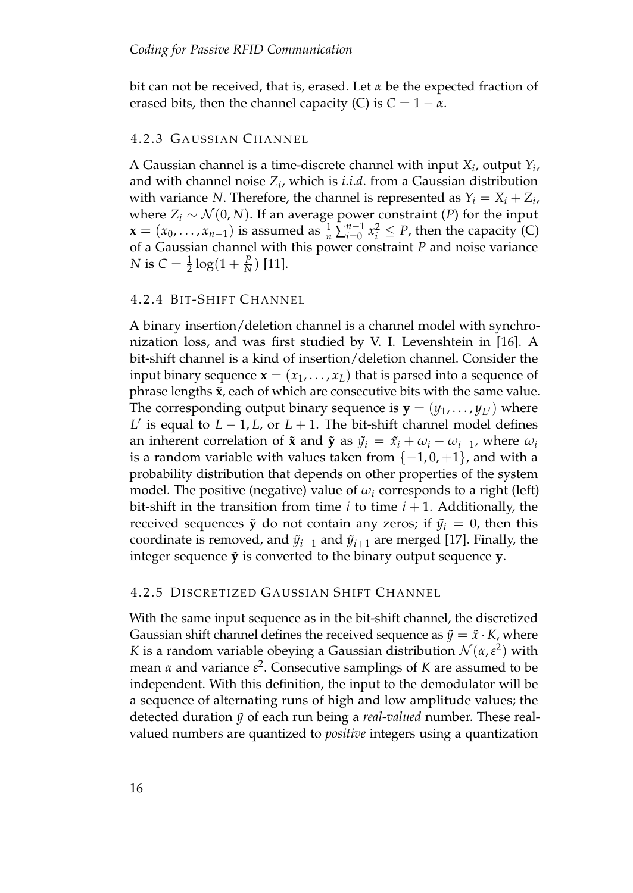bit can not be received, that is, erased. Let $\alpha$ be the expected fraction of erased bits, then the channel capacity (C) is $C = 1 - \alpha$.

### 4.2.3 Gaussian Channel

A Gaussian channel is a time-discrete channel with input $X_i$, output $Y_i$, and with channel noise $Z_i$, which is *i.i.d.* from a Gaussian distribution with variance $N$. Therefore, the channel is represented as $Y_i = X_i + Z_i$, where $Z_i \sim \mathcal{N}(0, N)$. If an average power constraint ($P$) for the input $\mathbf{x} = (x_0, \dots, x_{n-1})$ is assumed as $\frac{1}{n}\sum_{i=0}^{n-1} x_i^2 \leq P$, then the capacity (C) of a Gaussian channel with this power constraint $P$ and noise variance $N$ is $C = \frac{1}{2}\log(1 + \frac{P}{N})$ [11].

### 4.2.4 Bit-Shift Channel

A binary insertion/deletion channel is a channel model with synchronization loss, and was first studied by V. I. Levenshtein in [16]. A bit-shift channel is a kind of insertion/deletion channel. Consider the input binary sequence $\mathbf{x} = (x_1, \dots, x_L)$ that is parsed into a sequence of phrase lengths $\tilde{\mathbf{x}}$, each of which are consecutive bits with the same value. The corresponding output binary sequence is $\mathbf{y} = (y_1, \dots, y_{L'})$ where $L'$ is equal to $L - 1, L$, or $L + 1$. The bit-shift channel model defines an inherent correlation of $\tilde{\mathbf{x}}$ and $\tilde{\mathbf{y}}$ as $\tilde{y}_i = \tilde{x}_i + \omega_i - \omega_{i-1}$, where $\omega_i$ is a random variable with values taken from $\{-1, 0, +1\}$, and with a probability distribution that depends on other properties of the system model. The positive (negative) value of $\omega_i$ corresponds to a right (left) bit-shift in the transition from time $i$ to time $i + 1$. Additionally, the received sequences $\tilde{\mathbf{y}}$ do not contain any zeros; if $\tilde{y}_i = 0$, then this coordinate is removed, and $\tilde{y}_{i-1}$ and $\tilde{y}_{i+1}$ are merged [17]. Finally, the integer sequence $\tilde{\mathbf{y}}$ is converted to the binary output sequence $\mathbf{y}$.

### 4.2.5 Discretized Gaussian Shift Channel

With the same input sequence as in the bit-shift channel, the discretized Gaussian shift channel defines the received sequence as $\tilde{y} = \tilde{x} \cdot K$, where $K$ is a random variable obeying a Gaussian distribution $\mathcal{N}(\alpha, \varepsilon^2)$ with mean $\alpha$ and variance $\varepsilon^2$. Consecutive samplings of $K$ are assumed to be independent. With this definition, the input to the demodulator will be a sequence of alternating runs of high and low amplitude values; the detected duration $\tilde{y}$ of each run being a *real-valued* number. These real-valued numbers are quantized to *positive* integers using a quantization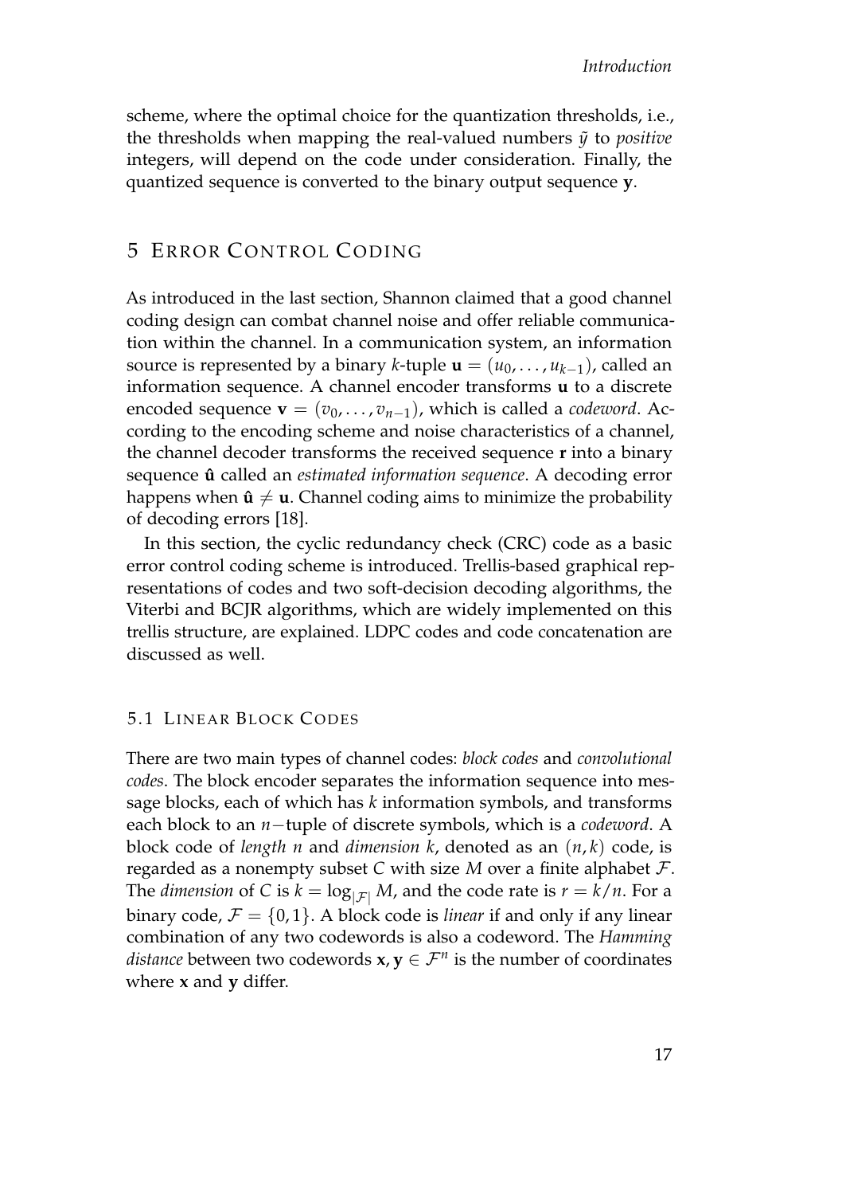scheme, where the optimal choice for the quantization thresholds, i.e., the thresholds when mapping the real-valued numbers $\tilde{y}$ to *positive* integers, will depend on the code under consideration. Finally, the quantized sequence is converted to the binary output sequence $\mathbf{y}$.

# 5 Error Control Coding

As introduced in the last section, Shannon claimed that a good channel coding design can combat channel noise and offer reliable communication within the channel. In a communication system, an information source is represented by a binary $k$-tuple $\mathbf{u} = (u_0, \ldots, u_{k-1})$, called an information sequence. A channel encoder transforms $\mathbf{u}$ to a discrete encoded sequence $\mathbf{v} = (v_0, \ldots, v_{n-1})$, which is called a *codeword*. According to the encoding scheme and noise characteristics of a channel, the channel decoder transforms the received sequence $\mathbf{r}$ into a binary sequence $\hat{\mathbf{u}}$ called an *estimated information sequence*. A decoding error happens when $\hat{\mathbf{u}} \neq \mathbf{u}$. Channel coding aims to minimize the probability of decoding errors [18].

In this section, the cyclic redundancy check (CRC) code as a basic error control coding scheme is introduced. Trellis-based graphical representations of codes and two soft-decision decoding algorithms, the Viterbi and BCJR algorithms, which are widely implemented on this trellis structure, are explained. LDPC codes and code concatenation are discussed as well.

## 5.1 Linear Block Codes

There are two main types of channel codes: *block codes* and *convolutional codes*. The block encoder separates the information sequence into message blocks, each of which has $k$ information symbols, and transforms each block to an $n-$tuple of discrete symbols, which is a *codeword*. A block code of *length* $n$ and *dimension* $k$, denoted as an $(n, k)$ code, is regarded as a nonempty subset $C$ with size $M$ over a finite alphabet $\mathcal{F}$. The *dimension* of $C$ is $k = \log_{|\mathcal{F}|} M$, and the code rate is $r = k/n$. For a binary code, $\mathcal{F} = \{0, 1\}$. A block code is *linear* if and only if any linear combination of any two codewords is also a codeword. The *Hamming distance* between two codewords $\mathbf{x}, \mathbf{y} \in \mathcal{F}^n$ is the number of coordinates where $\mathbf{x}$ and $\mathbf{y}$ differ.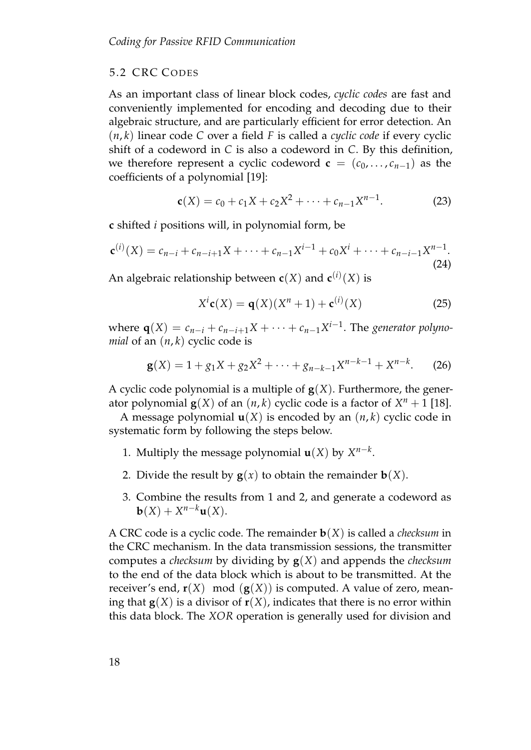## 5.2 CRC Codes

As an important class of linear block codes, *cyclic codes* are fast and conveniently implemented for encoding and decoding due to their algebraic structure, and are particularly efficient for error detection. An $(n, k)$ linear code $C$ over a field $F$ is called a *cyclic code* if every cyclic shift of a codeword in $C$ is also a codeword in $C$. By this definition, we therefore represent a cyclic codeword $\mathbf{c} = (c_0, \ldots, c_{n-1})$ as the coefficients of a polynomial [19]:

$$\mathbf{c}(X) = c_0 + c_1 X + c_2 X^2 + \cdots + c_{n-1} X^{n-1}. \tag{23}$$

$\mathbf{c}$ shifted $i$ positions will, in polynomial form, be

$$\mathbf{c}^{(i)}(X) = c_{n-i} + c_{n-i+1} X + \cdots + c_{n-1} X^{i-1} + c_0 X^i + \cdots + c_{n-i-1} X^{n-1}. \tag{24}$$

An algebraic relationship between $\mathbf{c}(X)$ and $\mathbf{c}^{(i)}(X)$ is

$$X^i \mathbf{c}(X) = \mathbf{q}(X)(X^n + 1) + \mathbf{c}^{(i)}(X) \tag{25}$$

where $\mathbf{q}(X) = c_{n-i} + c_{n-i+1} X + \cdots + c_{n-1} X^{i-1}$. The *generator polynomial* of an $(n, k)$ cyclic code is

$$\mathbf{g}(X) = 1 + g_1 X + g_2 X^2 + \cdots + g_{n-k-1} X^{n-k-1} + X^{n-k}. \tag{26}$$

A cyclic code polynomial is a multiple of $\mathbf{g}(X)$. Furthermore, the generator polynomial $\mathbf{g}(X)$ of an $(n, k)$ cyclic code is a factor of $X^n + 1$ [18].

A message polynomial $\mathbf{u}(X)$ is encoded by an $(n, k)$ cyclic code in systematic form by following the steps below.

1. Multiply the message polynomial $\mathbf{u}(X)$ by $X^{n-k}$.
2. Divide the result by $\mathbf{g}(x)$ to obtain the remainder $\mathbf{b}(X)$.
3. Combine the results from 1 and 2, and generate a codeword as $\mathbf{b}(X) + X^{n-k}\mathbf{u}(X)$.

A CRC code is a cyclic code. The remainder $\mathbf{b}(X)$ is called a *checksum* in the CRC mechanism. In the data transmission sessions, the transmitter computes a *checksum* by dividing by $\mathbf{g}(X)$ and appends the *checksum* to the end of the data block which is about to be transmitted. At the receiver's end, $\mathbf{r}(X) \mod (\mathbf{g}(X))$ is computed. A value of zero, meaning that $\mathbf{g}(X)$ is a divisor of $\mathbf{r}(X)$, indicates that there is no error within this data block. The *XOR* operation is generally used for division and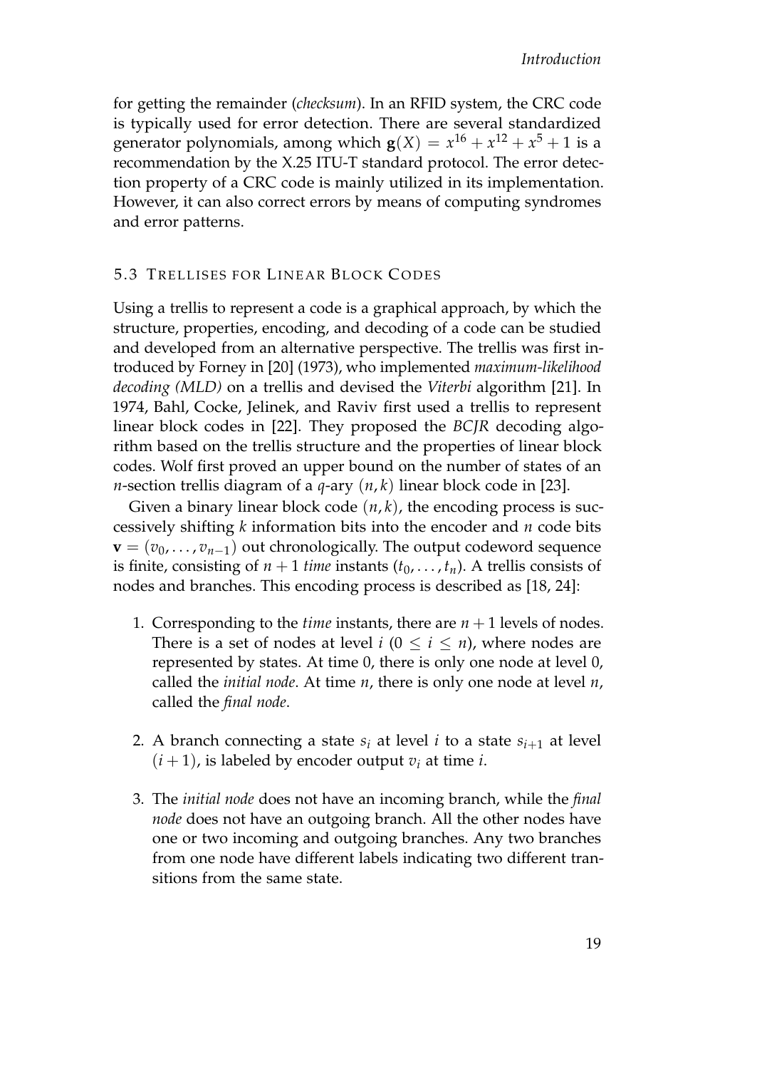for getting the remainder (*checksum*). In an RFID system, the CRC code is typically used for error detection. There are several standardized generator polynomials, among which $\mathbf{g}(X) = x^{16} + x^{12} + x^5 + 1$ is a recommendation by the X.25 ITU-T standard protocol. The error detection property of a CRC code is mainly utilized in its implementation. However, it can also correct errors by means of computing syndromes and error patterns.

### 5.3 Trellises for Linear Block Codes

Using a trellis to represent a code is a graphical approach, by which the structure, properties, encoding, and decoding of a code can be studied and developed from an alternative perspective. The trellis was first introduced by Forney in [20] (1973), who implemented *maximum-likelihood decoding (MLD)* on a trellis and devised the *Viterbi* algorithm [21]. In 1974, Bahl, Cocke, Jelinek, and Raviv first used a trellis to represent linear block codes in [22]. They proposed the *BCJR* decoding algorithm based on the trellis structure and the properties of linear block codes. Wolf first proved an upper bound on the number of states of an $n$-section trellis diagram of a $q$-ary $(n, k)$ linear block code in [23].

Given a binary linear block code $(n, k)$, the encoding process is successively shifting $k$ information bits into the encoder and $n$ code bits $\mathbf{v} = (v_0, \ldots, v_{n-1})$ out chronologically. The output codeword sequence is finite, consisting of $n + 1$ *time* instants $(t_0, \ldots, t_n)$. A trellis consists of nodes and branches. This encoding process is described as [18, 24]:

1. Corresponding to the *time* instants, there are $n + 1$ levels of nodes. There is a set of nodes at level $i$ $(0 \leq i \leq n)$, where nodes are represented by states. At time 0, there is only one node at level 0, called the *initial node*. At time $n$, there is only one node at level $n$, called the *final node*.

2. A branch connecting a state $s_i$ at level $i$ to a state $s_{i+1}$ at level $(i + 1)$, is labeled by encoder output $v_i$ at time $i$.

3. The *initial node* does not have an incoming branch, while the *final node* does not have an outgoing branch. All the other nodes have one or two incoming and outgoing branches. Any two branches from one node have different labels indicating two different transitions from the same state.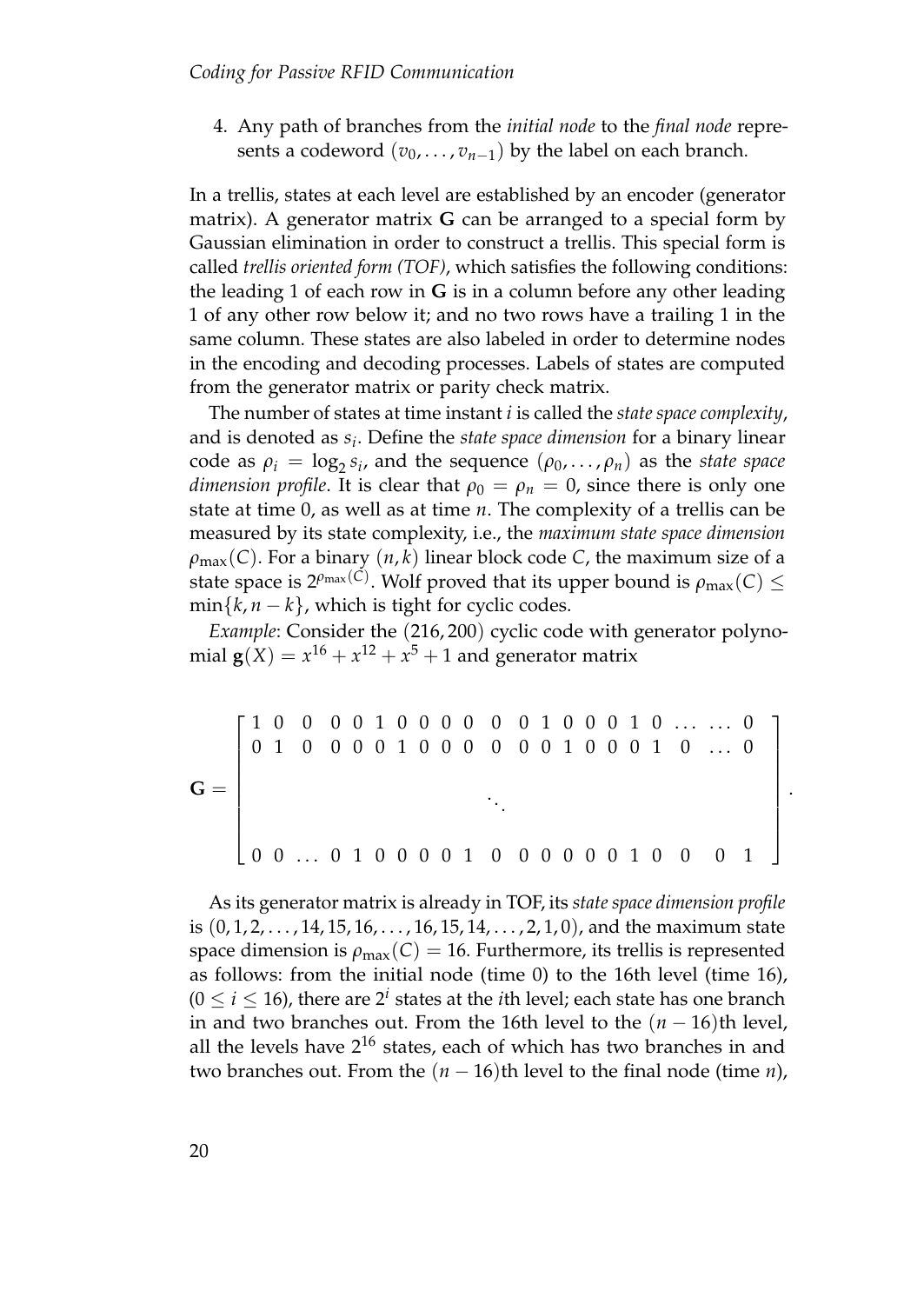4. Any path of branches from the *initial node* to the *final node* represents a codeword $(v_0, \ldots, v_{n-1})$ by the label on each branch.

In a trellis, states at each level are established by an encoder (generator matrix). A generator matrix $\mathbf{G}$ can be arranged to a special form by Gaussian elimination in order to construct a trellis. This special form is called *trellis oriented form (TOF)*, which satisfies the following conditions: the leading 1 of each row in $\mathbf{G}$ is in a column before any other leading 1 of any other row below it; and no two rows have a trailing 1 in the same column. These states are also labeled in order to determine nodes in the encoding and decoding processes. Labels of states are computed from the generator matrix or parity check matrix.

The number of states at time instant $i$ is called the *state space complexity*, and is denoted as $s_i$. Define the *state space dimension* for a binary linear code as $\rho_i = \log_2 s_i$, and the sequence $(\rho_0, \ldots, \rho_n)$ as the *state space dimension profile*. It is clear that $\rho_0 = \rho_n = 0$, since there is only one state at time 0, as well as at time $n$. The complexity of a trellis can be measured by its state complexity, i.e., the *maximum state space dimension* $\rho_{\max}(C)$. For a binary $(n, k)$ linear block code $C$, the maximum size of a state space is $2^{\rho_{\max}(C)}$. Wolf proved that its upper bound is $\rho_{\max}(C) \leq \min\{k, n-k\}$, which is tight for cyclic codes.

*Example*: Consider the $(216, 200)$ cyclic code with generator polynomial $\mathbf{g}(X) = x^{16} + x^{12} + x^5 + 1$ and generator matrix

$$\mathbf{G} = \begin{bmatrix} 1 & 0 & 0 & 0 & 0 & 1 & 0 & 0 & 0 & 0 & 0 & 0 & 1 & 0 & 0 & 0 & 1 & 0 & \ldots & \ldots & 0 \\ 0 & 1 & 0 & 0 & 0 & 0 & 1 & 0 & 0 & 0 & 0 & 0 & 0 & 1 & 0 & 0 & 0 & 1 & 0 & \ldots & 0 \\ & & & & & & & & & & \ddots & & & & & & & & & & \\ & & & & & & & & & & & & & & & & & & & & \\ 0 & 0 & \ldots & 0 & 1 & 0 & 0 & 0 & 0 & 1 & 0 & 0 & 0 & 0 & 0 & 0 & 1 & 0 & 0 & 0 & 1 \end{bmatrix}.$$

As its generator matrix is already in TOF, its *state space dimension profile* is $(0, 1, 2, \ldots, 14, 15, 16, \ldots, 16, 15, 14, \ldots, 2, 1, 0)$, and the maximum state space dimension is $\rho_{\max}(C) = 16$. Furthermore, its trellis is represented as follows: from the initial node (time 0) to the 16th level (time 16), $(0 \leq i \leq 16)$, there are $2^i$ states at the $i$th level; each state has one branch in and two branches out. From the 16th level to the $(n-16)$th level, all the levels have $2^{16}$ states, each of which has two branches in and two branches out. From the $(n-16)$th level to the final node (time $n$),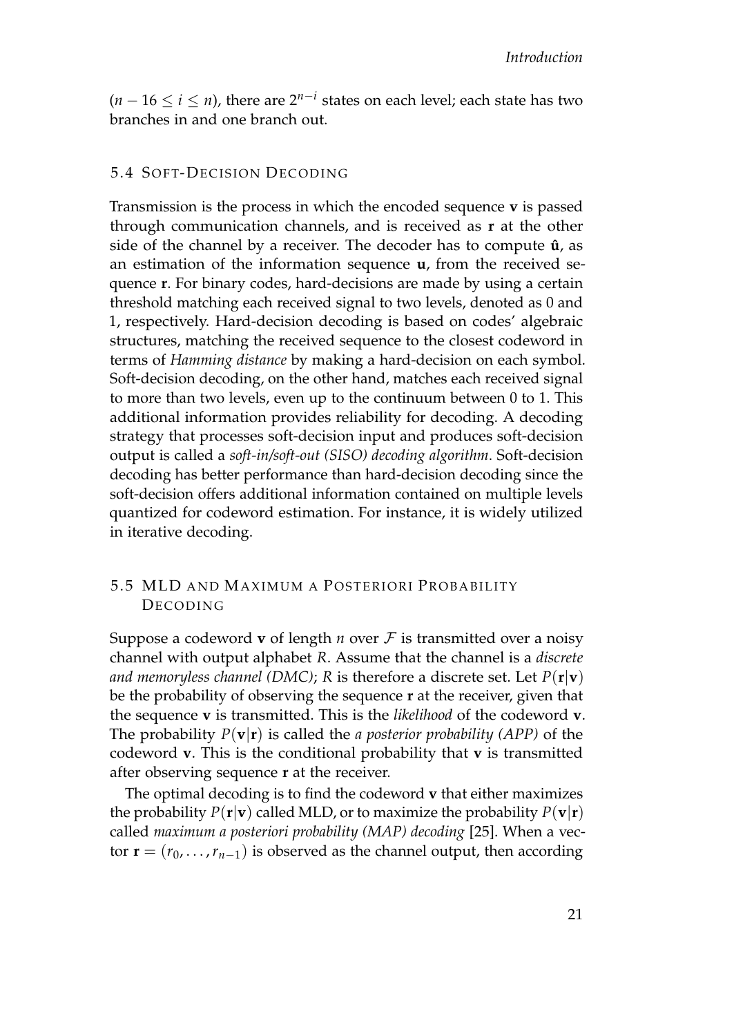($n - 16 \leq i \leq n$), there are $2^{n-i}$ states on each level; each state has two branches in and one branch out.

## 5.4 Soft-Decision Decoding

Transmission is the process in which the encoded sequence $\mathbf{v}$ is passed through communication channels, and is received as $\mathbf{r}$ at the other side of the channel by a receiver. The decoder has to compute $\hat{\mathbf{u}}$, as an estimation of the information sequence $\mathbf{u}$, from the received sequence $\mathbf{r}$. For binary codes, hard-decisions are made by using a certain threshold matching each received signal to two levels, denoted as 0 and 1, respectively. Hard-decision decoding is based on codes' algebraic structures, matching the received sequence to the closest codeword in terms of *Hamming distance* by making a hard-decision on each symbol. Soft-decision decoding, on the other hand, matches each received signal to more than two levels, even up to the continuum between 0 to 1. This additional information provides reliability for decoding. A decoding strategy that processes soft-decision input and produces soft-decision output is called a *soft-in/soft-out (SISO) decoding algorithm*. Soft-decision decoding has better performance than hard-decision decoding since the soft-decision offers additional information contained on multiple levels quantized for codeword estimation. For instance, it is widely utilized in iterative decoding.

## 5.5 MLD and Maximum a Posteriori Probability Decoding

Suppose a codeword $\mathbf{v}$ of length $n$ over $\mathcal{F}$ is transmitted over a noisy channel with output alphabet $R$. Assume that the channel is a *discrete and memoryless channel (DMC)*; $R$ is therefore a discrete set. Let $P(\mathbf{r}|\mathbf{v})$ be the probability of observing the sequence $\mathbf{r}$ at the receiver, given that the sequence $\mathbf{v}$ is transmitted. This is the *likelihood* of the codeword $\mathbf{v}$. The probability $P(\mathbf{v}|\mathbf{r})$ is called the *a posterior probability (APP)* of the codeword $\mathbf{v}$. This is the conditional probability that $\mathbf{v}$ is transmitted after observing sequence $\mathbf{r}$ at the receiver.

The optimal decoding is to find the codeword $\mathbf{v}$ that either maximizes the probability $P(\mathbf{r}|\mathbf{v})$ called MLD, or to maximize the probability $P(\mathbf{v}|\mathbf{r})$ called *maximum a posteriori probability (MAP) decoding* [25]. When a vector $\mathbf{r} = (r_0, \ldots, r_{n-1})$ is observed as the channel output, then according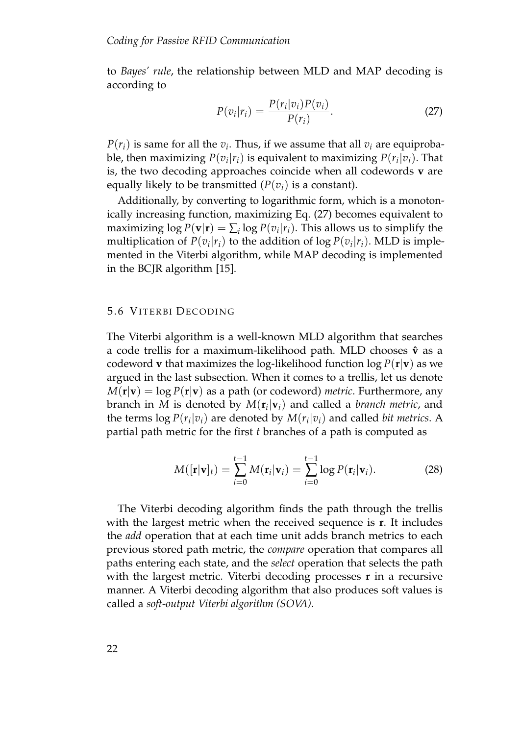to *Bayes' rule*, the relationship between MLD and MAP decoding is according to

$$P(v_i|r_i) = \frac{P(r_i|v_i)P(v_i)}{P(r_i)}. \tag{27}$$

$P(r_i)$ is same for all the $v_i$. Thus, if we assume that all $v_i$ are equiprobable, then maximizing $P(v_i|r_i)$ is equivalent to maximizing $P(r_i|v_i)$. That is, the two decoding approaches coincide when all codewords $\mathbf{v}$ are equally likely to be transmitted ($P(v_i)$ is a constant).

Additionally, by converting to logarithmic form, which is a monotonically increasing function, maximizing Eq. (27) becomes equivalent to maximizing $\log P(\mathbf{v}|\mathbf{r}) = \sum_i \log P(v_i|r_i)$. This allows us to simplify the multiplication of $P(v_i|r_i)$ to the addition of $\log P(v_i|r_i)$. MLD is implemented in the Viterbi algorithm, while MAP decoding is implemented in the BCJR algorithm [15].

## 5.6 Viterbi Decoding

The Viterbi algorithm is a well-known MLD algorithm that searches a code trellis for a maximum-likelihood path. MLD chooses $\hat{\mathbf{v}}$ as a codeword $\mathbf{v}$ that maximizes the log-likelihood function $\log P(\mathbf{r}|\mathbf{v})$ as we argued in the last subsection. When it comes to a trellis, let us denote $M(\mathbf{r}|\mathbf{v}) = \log P(\mathbf{r}|\mathbf{v})$ as a path (or codeword) *metric*. Furthermore, any branch in $M$ is denoted by $M(\mathbf{r}_i|\mathbf{v}_i)$ and called a *branch metric*, and the terms $\log P(r_i|v_i)$ are denoted by $M(r_i|v_i)$ and called *bit metrics*. A partial path metric for the first $t$ branches of a path is computed as

$$M([\mathbf{r}|\mathbf{v}]_t) = \sum_{i=0}^{t-1} M(\mathbf{r}_i|\mathbf{v}_i) = \sum_{i=0}^{t-1} \log P(\mathbf{r}_i|\mathbf{v}_i). \tag{28}$$

The Viterbi decoding algorithm finds the path through the trellis with the largest metric when the received sequence is $\mathbf{r}$. It includes the *add* operation that at each time unit adds branch metrics to each previous stored path metric, the *compare* operation that compares all paths entering each state, and the *select* operation that selects the path with the largest metric. Viterbi decoding processes $\mathbf{r}$ in a recursive manner. A Viterbi decoding algorithm that also produces soft values is called a *soft-output Viterbi algorithm (SOVA)*.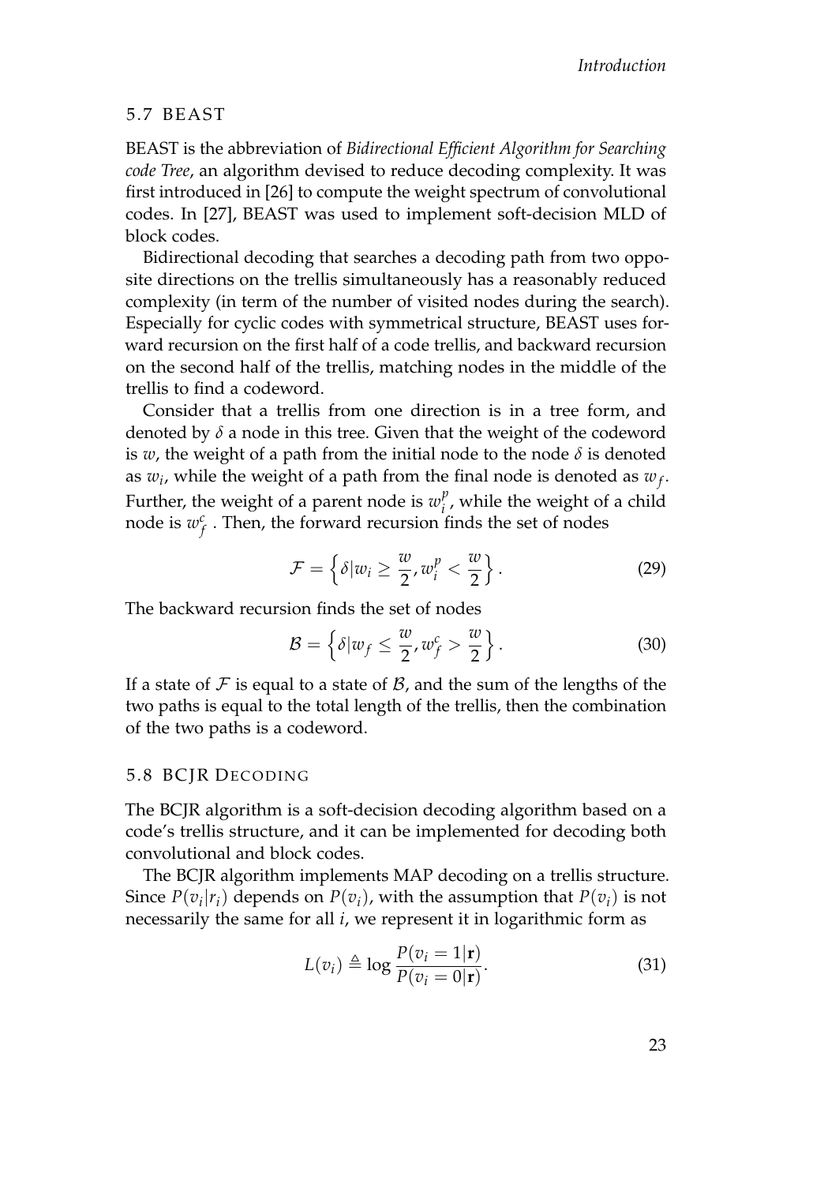## 5.7 BEAST

BEAST is the abbreviation of *Bidirectional Efficient Algorithm for Searching code Tree*, an algorithm devised to reduce decoding complexity. It was first introduced in [26] to compute the weight spectrum of convolutional codes. In [27], BEAST was used to implement soft-decision MLD of block codes.

Bidirectional decoding that searches a decoding path from two opposite directions on the trellis simultaneously has a reasonably reduced complexity (in term of the number of visited nodes during the search). Especially for cyclic codes with symmetrical structure, BEAST uses forward recursion on the first half of a code trellis, and backward recursion on the second half of the trellis, matching nodes in the middle of the trellis to find a codeword.

Consider that a trellis from one direction is in a tree form, and denoted by $\delta$ a node in this tree. Given that the weight of the codeword is $w$, the weight of a path from the initial node to the node $\delta$ is denoted as $w_i$, while the weight of a path from the final node is denoted as $w_f$. Further, the weight of a parent node is $w_i^p$, while the weight of a child node is $w_f^c$. Then, the forward recursion finds the set of nodes

$$\mathcal{F} = \left\{ \delta | w_i \geq \frac{w}{2}, w_i^p < \frac{w}{2} \right\}. \tag{29}$$

The backward recursion finds the set of nodes

$$\mathcal{B} = \left\{ \delta | w_f \leq \frac{w}{2}, w_f^c > \frac{w}{2} \right\}. \tag{30}$$

If a state of $\mathcal{F}$ is equal to a state of $\mathcal{B}$, and the sum of the lengths of the two paths is equal to the total length of the trellis, then the combination of the two paths is a codeword.

## 5.8 BCJR Decoding

The BCJR algorithm is a soft-decision decoding algorithm based on a code's trellis structure, and it can be implemented for decoding both convolutional and block codes.

The BCJR algorithm implements MAP decoding on a trellis structure. Since $P(v_i|r_i)$ depends on $P(v_i)$, with the assumption that $P(v_i)$ is not necessarily the same for all $i$, we represent it in logarithmic form as

$$L(v_i) \triangleq \log \frac{P(v_i = 1|\mathbf{r})}{P(v_i = 0|\mathbf{r})}. \tag{31}$$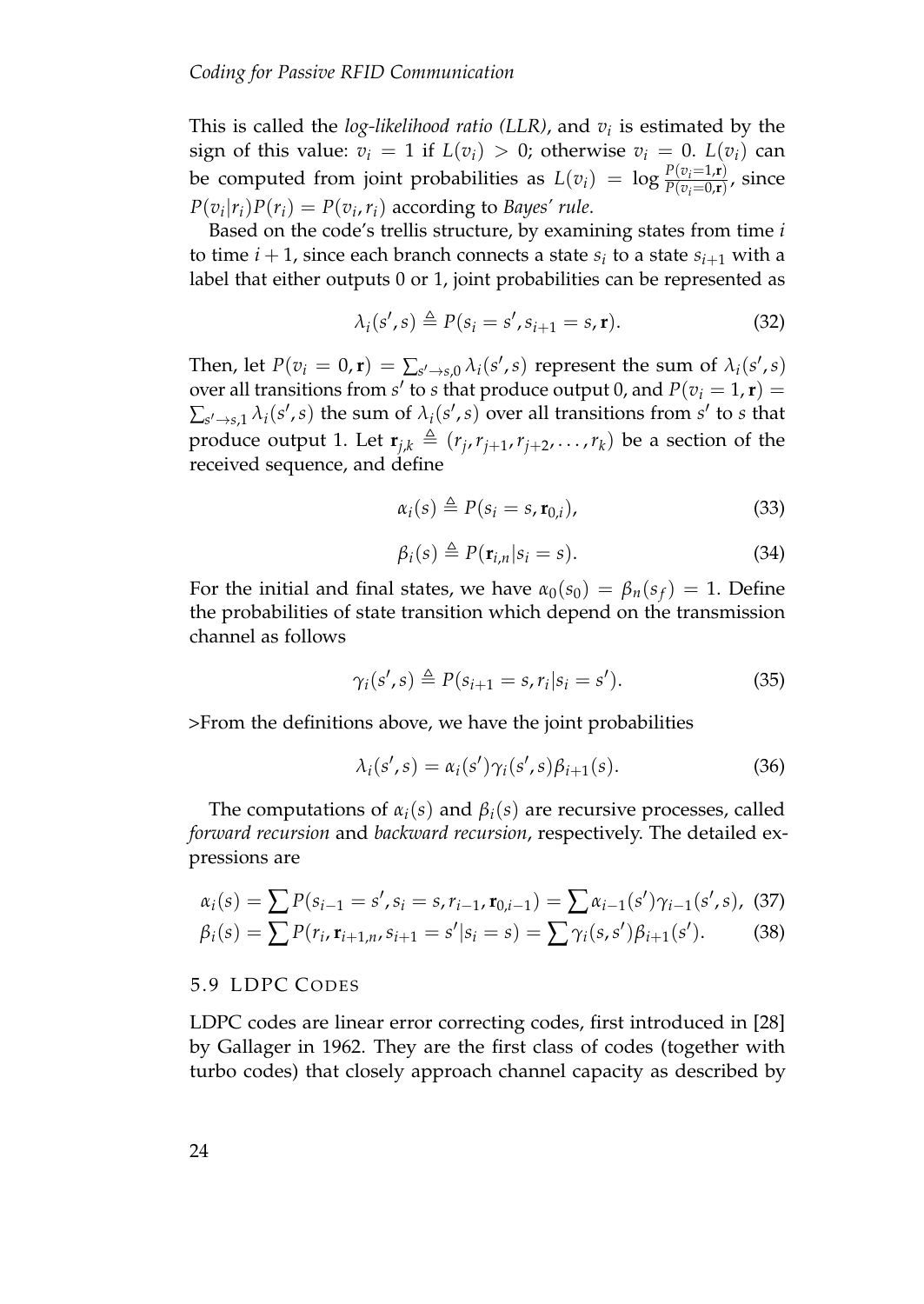This is called the *log-likelihood ratio (LLR)*, and $v_i$ is estimated by the sign of this value: $v_i = 1$ if $L(v_i) > 0$; otherwise $v_i = 0$. $L(v_i)$ can be computed from joint probabilities as $L(v_i) = \log \frac{P(v_i=1,\mathbf{r})}{P(v_i=0,\mathbf{r})}$, since $P(v_i|r_i)P(r_i) = P(v_i, r_i)$ according to *Bayes' rule*.

Based on the code's trellis structure, by examining states from time $i$ to time $i+1$, since each branch connects a state $s_i$ to a state $s_{i+1}$ with a label that either outputs 0 or 1, joint probabilities can be represented as

$$\lambda_i(s', s) \triangleq P(s_i = s', s_{i+1} = s, \mathbf{r}). \tag{32}$$

Then, let $P(v_i = 0, \mathbf{r}) = \sum_{s' \to s, 0} \lambda_i(s', s)$ represent the sum of $\lambda_i(s', s)$ over all transitions from $s'$ to $s$ that produce output 0, and $P(v_i = 1, \mathbf{r}) = \sum_{s' \to s, 1} \lambda_i(s', s)$ the sum of $\lambda_i(s', s)$ over all transitions from $s'$ to $s$ that produce output 1. Let $\mathbf{r}_{j,k} \triangleq (r_j, r_{j+1}, r_{j+2}, \ldots, r_k)$ be a section of the received sequence, and define

$$\alpha_i(s) \triangleq P(s_i = s, \mathbf{r}_{0,i}), \tag{33}$$

$$\beta_i(s) \triangleq P(\mathbf{r}_{i,n} | s_i = s). \tag{34}$$

For the initial and final states, we have $\alpha_0(s_0) = \beta_n(s_f) = 1$. Define the probabilities of state transition which depend on the transmission channel as follows

$$\gamma_i(s', s) \triangleq P(s_{i+1} = s, r_i | s_i = s'). \tag{35}$$

>From the definitions above, we have the joint probabilities

$$\lambda_i(s', s) = \alpha_i(s')\gamma_i(s', s)\beta_{i+1}(s). \tag{36}$$

The computations of $\alpha_i(s)$ and $\beta_i(s)$ are recursive processes, called *forward recursion* and *backward recursion*, respectively. The detailed expressions are

$$\alpha_i(s) = \sum P(s_{i-1} = s', s_i = s, r_{i-1}, \mathbf{r}_{0,i-1}) = \sum \alpha_{i-1}(s')\gamma_{i-1}(s', s), \tag{37}$$

$$\beta_i(s) = \sum P(r_i, \mathbf{r}_{i+1,n}, s_{i+1} = s' | s_i = s) = \sum \gamma_i(s, s')\beta_{i+1}(s'). \tag{38}$$

## 5.9 LDPC Codes

LDPC codes are linear error correcting codes, first introduced in [28] by Gallager in 1962. They are the first class of codes (together with turbo codes) that closely approach channel capacity as described by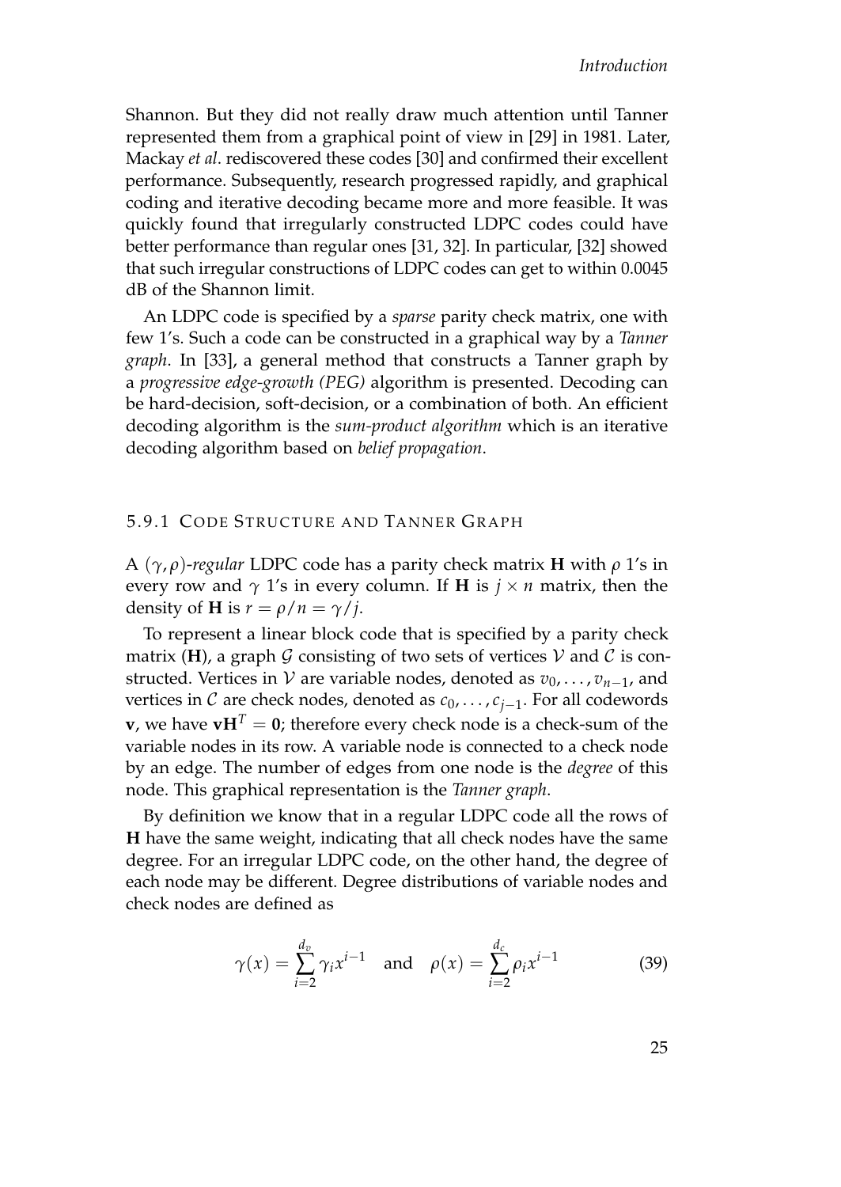Shannon. But they did not really draw much attention until Tanner represented them from a graphical point of view in [29] in 1981. Later, Mackay *et al*. rediscovered these codes [30] and confirmed their excellent performance. Subsequently, research progressed rapidly, and graphical coding and iterative decoding became more and more feasible. It was quickly found that irregularly constructed LDPC codes could have better performance than regular ones [31, 32]. In particular, [32] showed that such irregular constructions of LDPC codes can get to within 0.0045 dB of the Shannon limit.

An LDPC code is specified by a *sparse* parity check matrix, one with few 1's. Such a code can be constructed in a graphical way by a *Tanner graph*. In [33], a general method that constructs a Tanner graph by a *progressive edge-growth (PEG)* algorithm is presented. Decoding can be hard-decision, soft-decision, or a combination of both. An efficient decoding algorithm is the *sum-product algorithm* which is an iterative decoding algorithm based on *belief propagation*.

### 5.9.1 Code Structure and Tanner Graph

A $(\gamma, \rho)$*-regular* LDPC code has a parity check matrix $\mathbf{H}$ with $\rho$ 1's in every row and $\gamma$ 1's in every column. If $\mathbf{H}$ is $j \times n$ matrix, then the density of $\mathbf{H}$ is $r = \rho/n = \gamma/j$.

To represent a linear block code that is specified by a parity check matrix ($\mathbf{H}$), a graph $\mathcal{G}$ consisting of two sets of vertices $\mathcal{V}$ and $\mathcal{C}$ is constructed. Vertices in $\mathcal{V}$ are variable nodes, denoted as $v_0, \ldots, v_{n-1}$, and vertices in $\mathcal{C}$ are check nodes, denoted as $c_0, \ldots, c_{j-1}$. For all codewords $\mathbf{v}$, we have $\mathbf{v}\mathbf{H}^T = \mathbf{0}$; therefore every check node is a check-sum of the variable nodes in its row. A variable node is connected to a check node by an edge. The number of edges from one node is the *degree* of this node. This graphical representation is the *Tanner graph*.

By definition we know that in a regular LDPC code all the rows of $\mathbf{H}$ have the same weight, indicating that all check nodes have the same degree. For an irregular LDPC code, on the other hand, the degree of each node may be different. Degree distributions of variable nodes and check nodes are defined as

$$\gamma(x) = \sum_{i=2}^{d_v} \gamma_i x^{i-1} \quad \text{and} \quad \rho(x) = \sum_{i=2}^{d_c} \rho_i x^{i-1} \tag{39}$$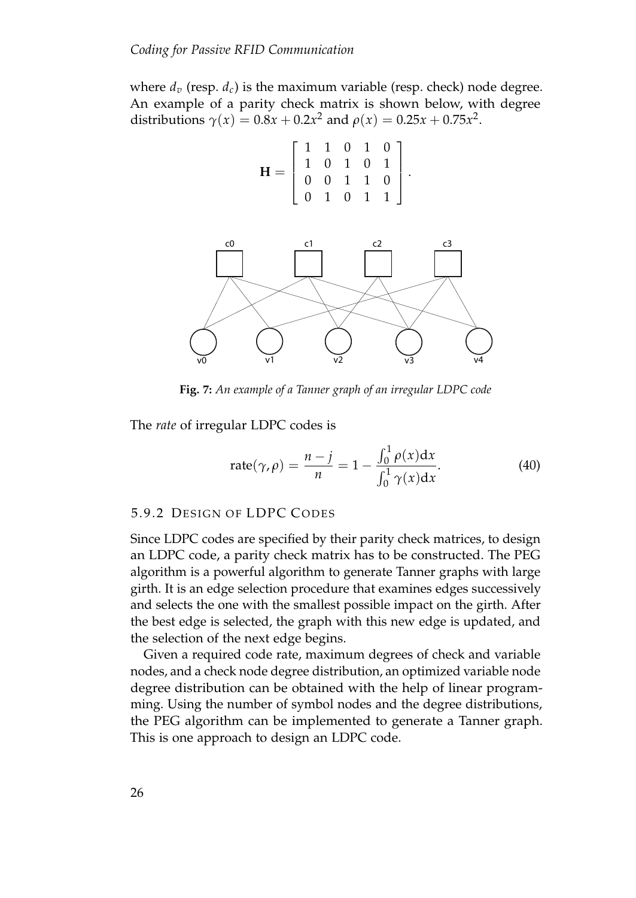where $d_v$ (resp. $d_c$) is the maximum variable (resp. check) node degree. An example of a parity check matrix is shown below, with degree distributions $\gamma(x) = 0.8x + 0.2x^2$ and $\rho(x) = 0.25x + 0.75x^2$.

$$\mathbf{H} = \begin{bmatrix} 1 & 1 & 0 & 1 & 0 \\ 1 & 0 & 1 & 0 & 1 \\ 0 & 0 & 1 & 1 & 0 \\ 0 & 1 & 0 & 1 & 1 \end{bmatrix}.$$

**Fig. 7:** *An example of a Tanner graph of an irregular LDPC code*

The *rate* of irregular LDPC codes is

$$\text{rate}(\gamma, \rho) = \frac{n-j}{n} = 1 - \frac{\int_0^1 \rho(x)\mathrm{d}x}{\int_0^1 \gamma(x)\mathrm{d}x}. \tag{40}$$

### 5.9.2 Design of LDPC Codes

Since LDPC codes are specified by their parity check matrices, to design an LDPC code, a parity check matrix has to be constructed. The PEG algorithm is a powerful algorithm to generate Tanner graphs with large girth. It is an edge selection procedure that examines edges successively and selects the one with the smallest possible impact on the girth. After the best edge is selected, the graph with this new edge is updated, and the selection of the next edge begins.

Given a required code rate, maximum degrees of check and variable nodes, and a check node degree distribution, an optimized variable node degree distribution can be obtained with the help of linear programming. Using the number of symbol nodes and the degree distributions, the PEG algorithm can be implemented to generate a Tanner graph. This is one approach to design an LDPC code.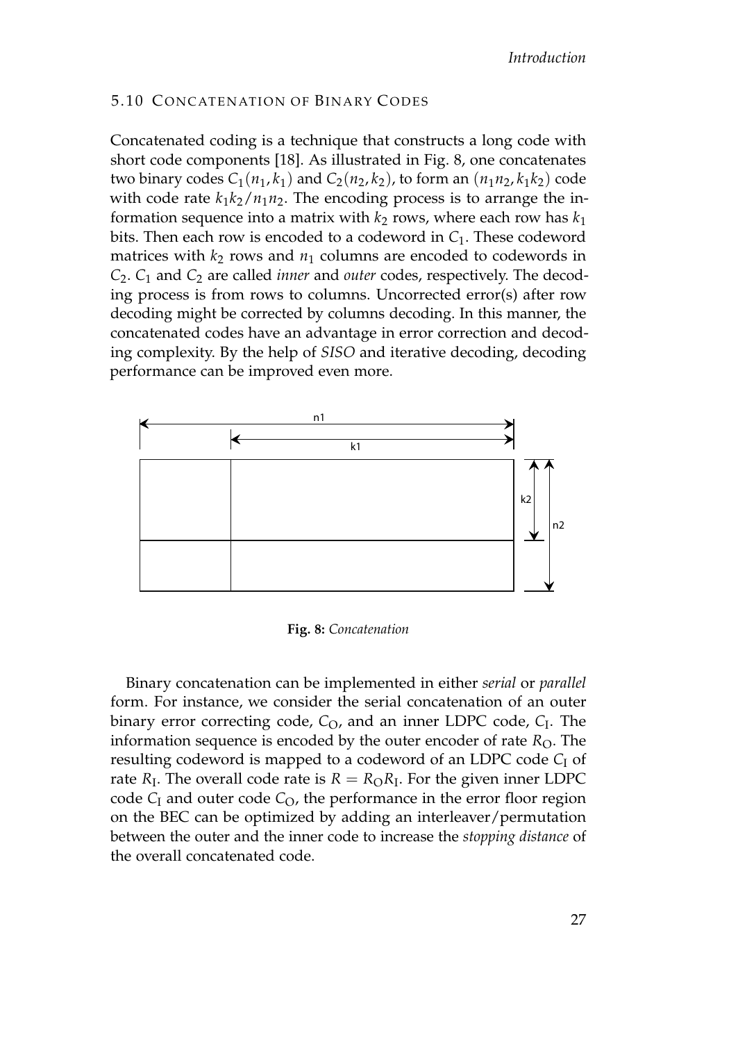### 5.10 Concatenation of Binary Codes

Concatenated coding is a technique that constructs a long code with short code components [18]. As illustrated in Fig. 8, one concatenates two binary codes $C_1(n_1, k_1)$ and $C_2(n_2, k_2)$, to form an $(n_1 n_2, k_1 k_2)$ code with code rate $k_1 k_2 / n_1 n_2$. The encoding process is to arrange the information sequence into a matrix with $k_2$ rows, where each row has $k_1$ bits. Then each row is encoded to a codeword in $C_1$. These codeword matrices with $k_2$ rows and $n_1$ columns are encoded to codewords in $C_2$. $C_1$ and $C_2$ are called *inner* and *outer* codes, respectively. The decoding process is from rows to columns. Uncorrected error(s) after row decoding might be corrected by columns decoding. In this manner, the concatenated codes have an advantage in error correction and decoding complexity. By the help of *SISO* and iterative decoding, decoding performance can be improved even more.

**Fig. 8:** *Concatenation*

Binary concatenation can be implemented in either *serial* or *parallel* form. For instance, we consider the serial concatenation of an outer binary error correcting code, $C_O$, and an inner LDPC code, $C_I$. The information sequence is encoded by the outer encoder of rate $R_O$. The resulting codeword is mapped to a codeword of an LDPC code $C_I$ of rate $R_I$. The overall code rate is $R = R_O R_I$. For the given inner LDPC code $C_I$ and outer code $C_O$, the performance in the error floor region on the BEC can be optimized by adding an interleaver/permutation between the outer and the inner code to increase the *stopping distance* of the overall concatenated code.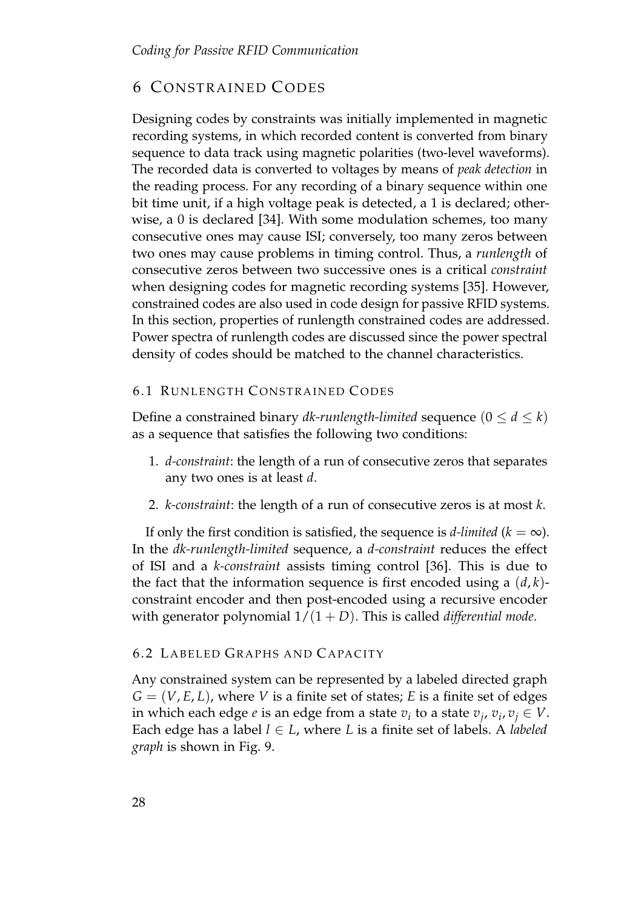# 6 Constrained Codes

Designing codes by constraints was initially implemented in magnetic recording systems, in which recorded content is converted from binary sequence to data track using magnetic polarities (two-level waveforms). The recorded data is converted to voltages by means of *peak detection* in the reading process. For any recording of a binary sequence within one bit time unit, if a high voltage peak is detected, a 1 is declared; otherwise, a 0 is declared [34]. With some modulation schemes, too many consecutive ones may cause ISI; conversely, too many zeros between two ones may cause problems in timing control. Thus, a *runlength* of consecutive zeros between two successive ones is a critical *constraint* when designing codes for magnetic recording systems [35]. However, constrained codes are also used in code design for passive RFID systems. In this section, properties of runlength constrained codes are addressed. Power spectra of runlength codes are discussed since the power spectral density of codes should be matched to the channel characteristics.

## 6.1 Runlength Constrained Codes

Define a constrained binary *dk-runlength-limited* sequence $(0 \leq d \leq k)$ as a sequence that satisfies the following two conditions:

1. *d-constraint*: the length of a run of consecutive zeros that separates any two ones is at least $d$.
2. *k-constraint*: the length of a run of consecutive zeros is at most $k$.

If only the first condition is satisfied, the sequence is *d-limited* ($k = \infty$). In the *dk-runlength-limited* sequence, a *d-constraint* reduces the effect of ISI and a *k-constraint* assists timing control [36]. This is due to the fact that the information sequence is first encoded using a $(d, k)$-constraint encoder and then post-encoded using a recursive encoder with generator polynomial $1/(1 + D)$. This is called *differential mode*.

## 6.2 Labeled Graphs and Capacity

Any constrained system can be represented by a labeled directed graph $G = (V, E, L)$, where $V$ is a finite set of states; $E$ is a finite set of edges in which each edge $e$ is an edge from a state $v_i$ to a state $v_j$, $v_i, v_j \in V$. Each edge has a label $l \in L$, where $L$ is a finite set of labels. A *labeled graph* is shown in Fig. 9.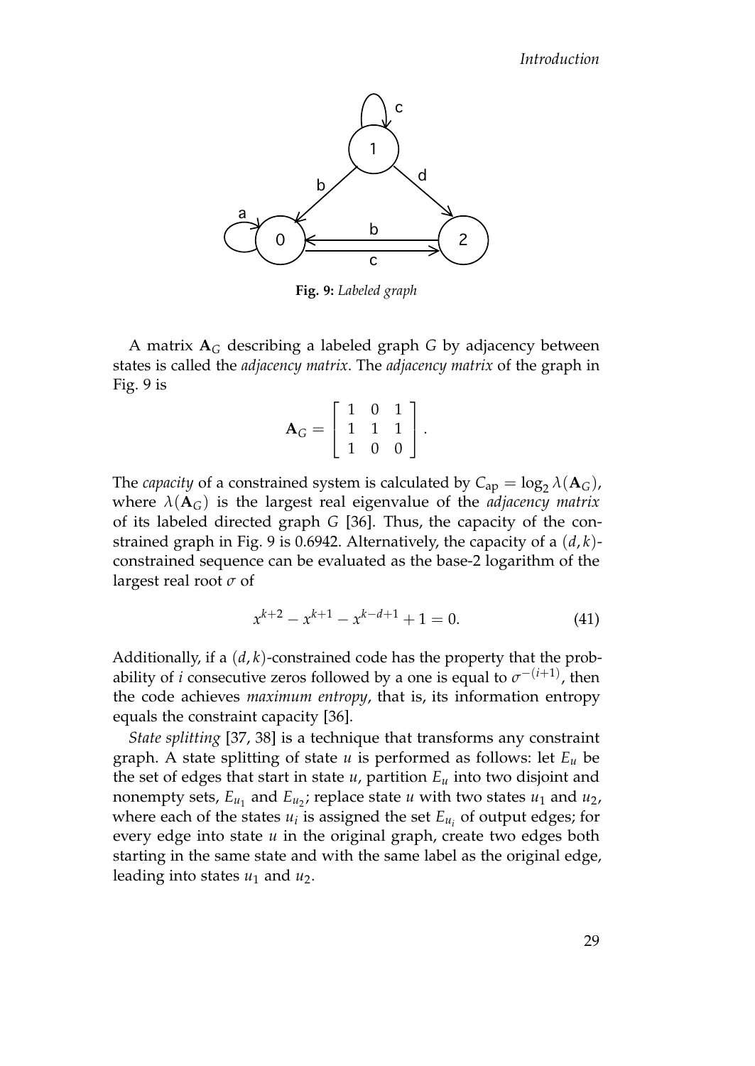**Fig. 9:** *Labeled graph*

A matrix $\mathbf{A}_G$ describing a labeled graph $G$ by adjacency between states is called the *adjacency matrix*. The *adjacency matrix* of the graph in Fig. 9 is

$$\mathbf{A}_G = \begin{bmatrix} 1 & 0 & 1 \\ 1 & 1 & 1 \\ 1 & 0 & 0 \end{bmatrix}.$$

The *capacity* of a constrained system is calculated by $C_{\text{ap}} = \log_2 \lambda(\mathbf{A}_G)$, where $\lambda(\mathbf{A}_G)$ is the largest real eigenvalue of the *adjacency matrix* of its labeled directed graph $G$ [36]. Thus, the capacity of the constrained graph in Fig. 9 is 0.6942. Alternatively, the capacity of a $(d,k)$-constrained sequence can be evaluated as the base-2 logarithm of the largest real root $\sigma$ of

$$x^{k+2} - x^{k+1} - x^{k-d+1} + 1 = 0. \tag{41}$$

Additionally, if a $(d,k)$-constrained code has the property that the probability of $i$ consecutive zeros followed by a one is equal to $\sigma^{-(i+1)}$, then the code achieves *maximum entropy*, that is, its information entropy equals the constraint capacity [36].

*State splitting* [37, 38] is a technique that transforms any constraint graph. A state splitting of state $u$ is performed as follows: let $E_u$ be the set of edges that start in state $u$, partition $E_u$ into two disjoint and nonempty sets, $E_{u_1}$ and $E_{u_2}$; replace state $u$ with two states $u_1$ and $u_2$, where each of the states $u_i$ is assigned the set $E_{u_i}$ of output edges; for every edge into state $u$ in the original graph, create two edges both starting in the same state and with the same label as the original edge, leading into states $u_1$ and $u_2$.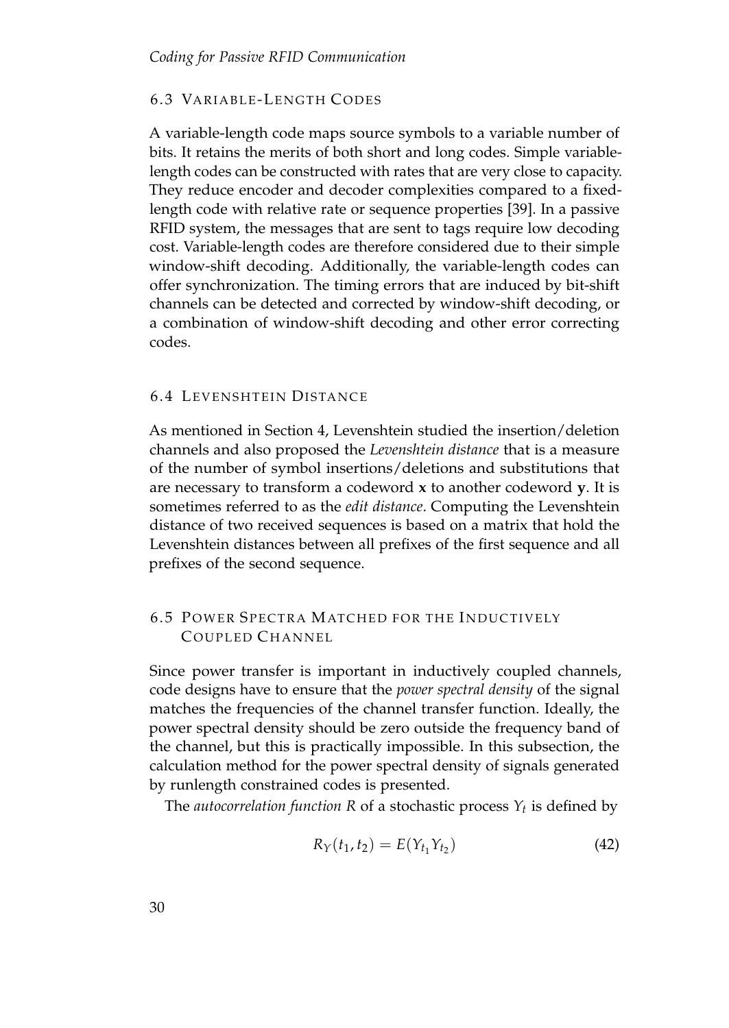## 6.3 Variable-Length Codes

A variable-length code maps source symbols to a variable number of bits. It retains the merits of both short and long codes. Simple variable-length codes can be constructed with rates that are very close to capacity. They reduce encoder and decoder complexities compared to a fixed-length code with relative rate or sequence properties [39]. In a passive RFID system, the messages that are sent to tags require low decoding cost. Variable-length codes are therefore considered due to their simple window-shift decoding. Additionally, the variable-length codes can offer synchronization. The timing errors that are induced by bit-shift channels can be detected and corrected by window-shift decoding, or a combination of window-shift decoding and other error correcting codes.

## 6.4 Levenshtein Distance

As mentioned in Section 4, Levenshtein studied the insertion/deletion channels and also proposed the *Levenshtein distance* that is a measure of the number of symbol insertions/deletions and substitutions that are necessary to transform a codeword $\mathbf{x}$ to another codeword $\mathbf{y}$. It is sometimes referred to as the *edit distance*. Computing the Levenshtein distance of two received sequences is based on a matrix that hold the Levenshtein distances between all prefixes of the first sequence and all prefixes of the second sequence.

## 6.5 Power Spectra Matched for the Inductively Coupled Channel

Since power transfer is important in inductively coupled channels, code designs have to ensure that the *power spectral density* of the signal matches the frequencies of the channel transfer function. Ideally, the power spectral density should be zero outside the frequency band of the channel, but this is practically impossible. In this subsection, the calculation method for the power spectral density of signals generated by runlength constrained codes is presented.

The *autocorrelation function* $R$ of a stochastic process $Y_t$ is defined by

$$R_Y(t_1, t_2) = E(Y_{t_1} Y_{t_2}) \tag{42}$$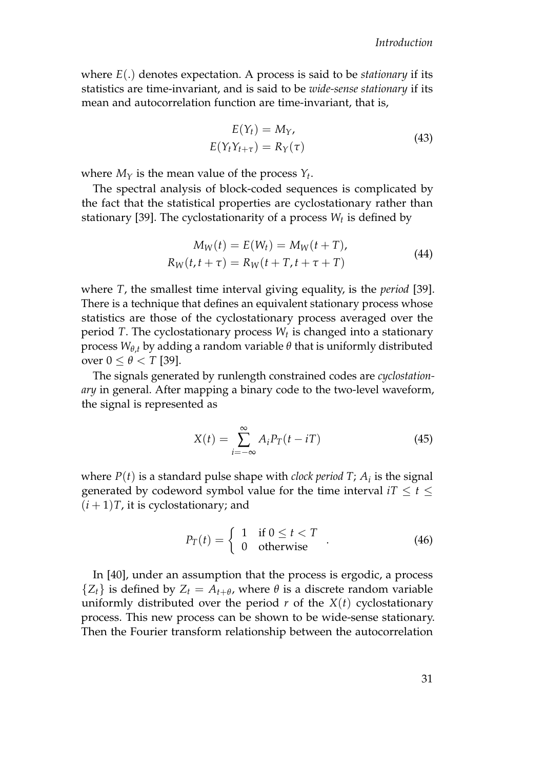where $E(.)$ denotes expectation. A process is said to be *stationary* if its statistics are time-invariant, and is said to be *wide-sense stationary* if its mean and autocorrelation function are time-invariant, that is,

$$
\begin{aligned}
E(Y_t) &= M_Y, \\
E(Y_t Y_{t+\tau}) &= R_Y(\tau)
\end{aligned}
\tag{43}
$$

where $M_Y$ is the mean value of the process $Y_t$.

The spectral analysis of block-coded sequences is complicated by the fact that the statistical properties are cyclostationary rather than stationary [39]. The cyclostationarity of a process $W_t$ is defined by

$$
\begin{aligned}
M_W(t) = E(W_t) &= M_W(t+T), \\
R_W(t, t+\tau) &= R_W(t+T, t+\tau+T)
\end{aligned}
\tag{44}
$$

where $T$, the smallest time interval giving equality, is the *period* [39]. There is a technique that defines an equivalent stationary process whose statistics are those of the cyclostationary process averaged over the period $T$. The cyclostationary process $W_t$ is changed into a stationary process $W_{\theta,t}$ by adding a random variable $\theta$ that is uniformly distributed over $0 \leq \theta < T$ [39].

The signals generated by runlength constrained codes are *cyclostationary* in general. After mapping a binary code to the two-level waveform, the signal is represented as

$$
X(t) = \sum_{i=-\infty}^{\infty} A_i P_T(t - iT) \tag{45}
$$

where $P(t)$ is a standard pulse shape with *clock period $T$*; $A_i$ is the signal generated by codeword symbol value for the time interval $iT \leq t \leq (i+1)T$, it is cyclostationary; and

$$
P_T(t) = \begin{cases} 1 & \text{if } 0 \leq t < T \\ 0 & \text{otherwise} \end{cases} . \tag{46}
$$

In [40], under an assumption that the process is ergodic, a process $\{Z_t\}$ is defined by $Z_t = A_{t+\theta}$, where $\theta$ is a discrete random variable uniformly distributed over the period $r$ of the $X(t)$ cyclostationary process. This new process can be shown to be wide-sense stationary. Then the Fourier transform relationship between the autocorrelation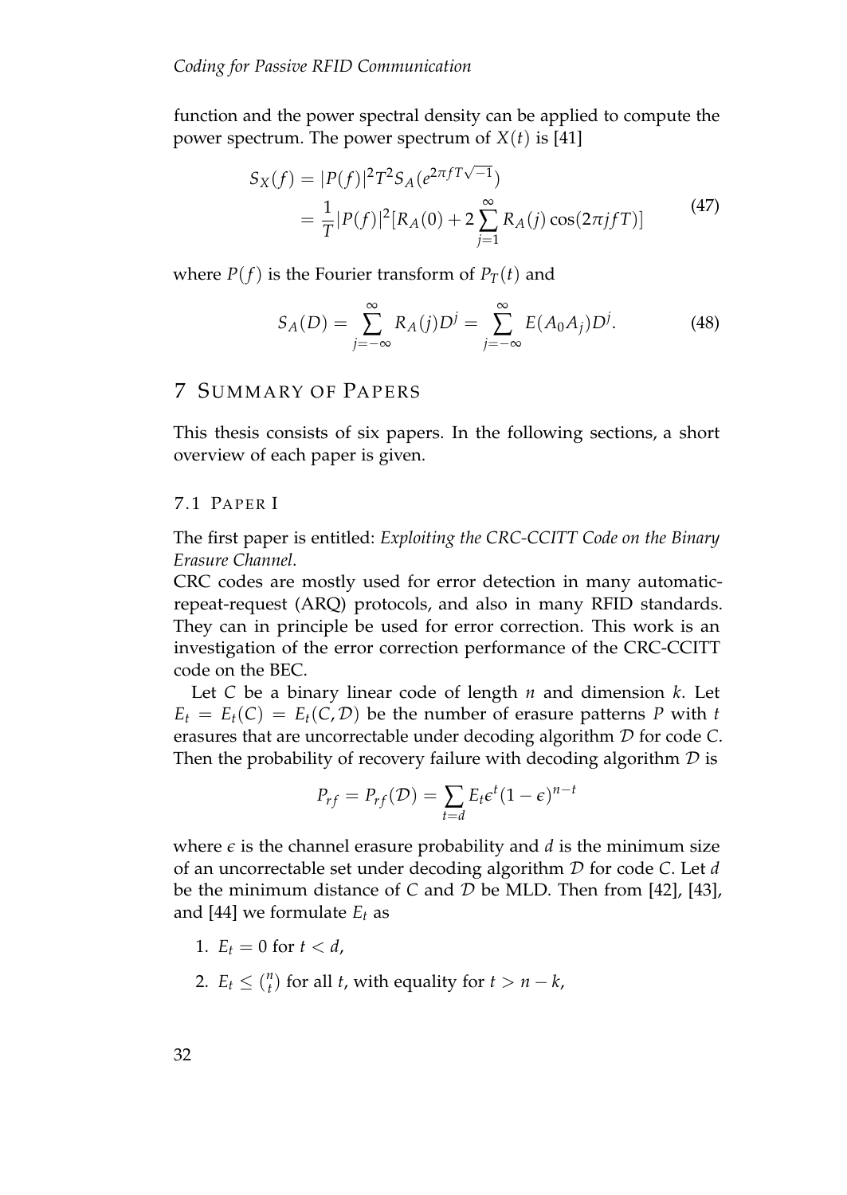function and the power spectral density can be applied to compute the power spectrum. The power spectrum of $X(t)$ is [41]

$$
\begin{aligned}
S_X(f) &= |P(f)|^2 T^2 S_A(e^{2\pi f T\sqrt{-1}}) \\
&= \frac{1}{T}|P(f)|^2 [R_A(0) + 2\sum_{j=1}^{\infty} R_A(j)\cos(2\pi j f T)]
\end{aligned}
\tag{47}
$$

where $P(f)$ is the Fourier transform of $P_T(t)$ and

$$
S_A(D) = \sum_{j=-\infty}^{\infty} R_A(j) D^j = \sum_{j=-\infty}^{\infty} E(A_0 A_j) D^j. \tag{48}
$$

## 7 Summary of Papers

This thesis consists of six papers. In the following sections, a short overview of each paper is given.

### 7.1 Paper I

The first paper is entitled: *Exploiting the CRC-CCITT Code on the Binary Erasure Channel*.

CRC codes are mostly used for error detection in many automatic-repeat-request (ARQ) protocols, and also in many RFID standards. They can in principle be used for error correction. This work is an investigation of the error correction performance of the CRC-CCITT code on the BEC.

Let $C$ be a binary linear code of length $n$ and dimension $k$. Let $E_t = E_t(C) = E_t(C, \mathcal{D})$ be the number of erasure patterns $P$ with $t$ erasures that are uncorrectable under decoding algorithm $\mathcal{D}$ for code $C$. Then the probability of recovery failure with decoding algorithm $\mathcal{D}$ is

$$
P_{rf} = P_{rf}(\mathcal{D}) = \sum_{t=d} E_t \epsilon^t (1-\epsilon)^{n-t}
$$

where $\epsilon$ is the channel erasure probability and $d$ is the minimum size of an uncorrectable set under decoding algorithm $\mathcal{D}$ for code $C$. Let $d$ be the minimum distance of $C$ and $\mathcal{D}$ be MLD. Then from [42], [43], and [44] we formulate $E_t$ as

1. $E_t = 0$ for $t < d$,
2. $E_t \leq \binom{n}{t}$ for all $t$, with equality for $t > n - k$,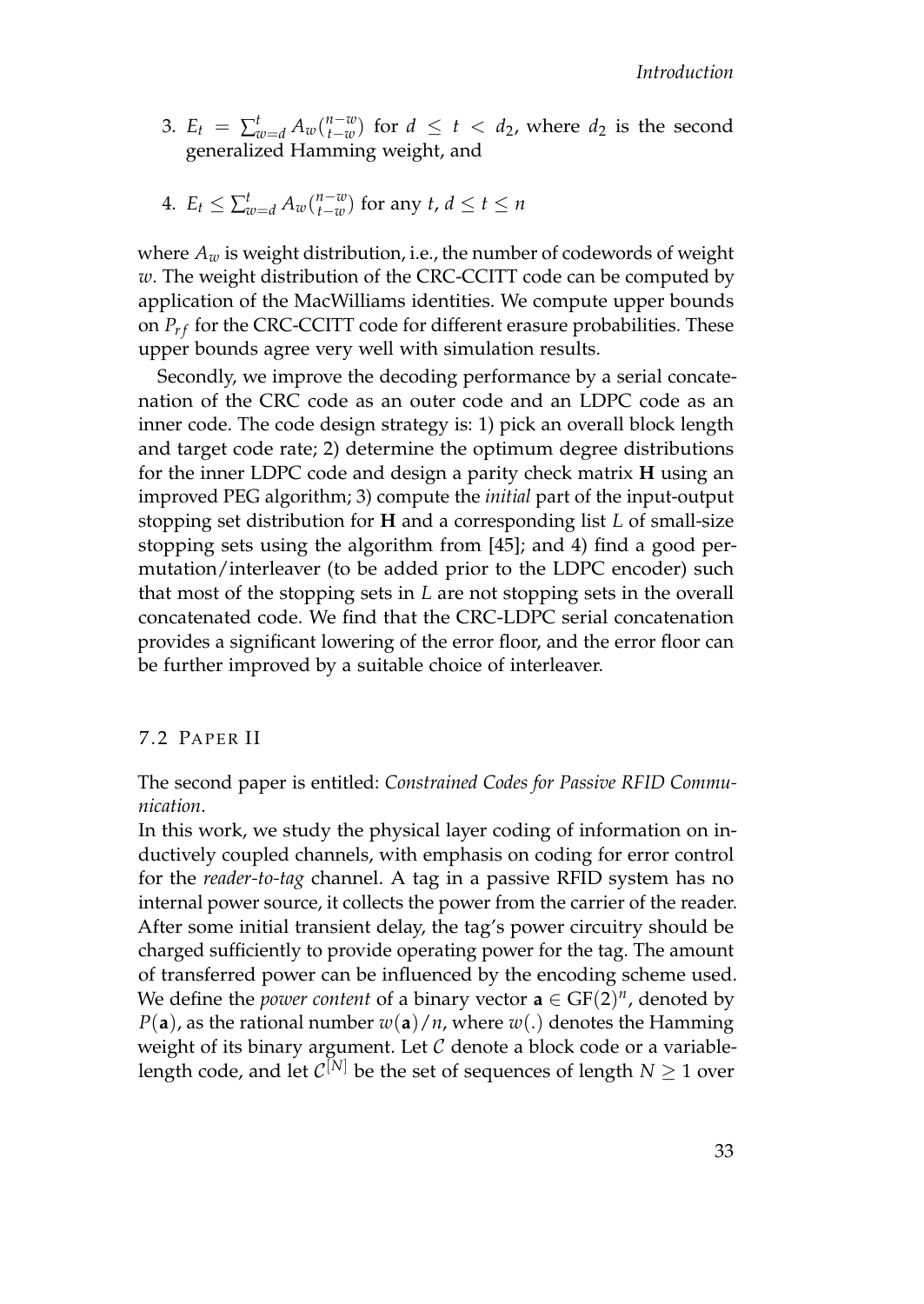3. $E_t = \sum_{w=d}^{t} A_w \binom{n-w}{t-w}$ for $d \leq t < d_2$, where $d_2$ is the second generalized Hamming weight, and

4. $E_t \leq \sum_{w=d}^{t} A_w \binom{n-w}{t-w}$ for any $t$, $d \leq t \leq n$

where $A_w$ is weight distribution, i.e., the number of codewords of weight $w$. The weight distribution of the CRC-CCITT code can be computed by application of the MacWilliams identities. We compute upper bounds on $P_{rf}$ for the CRC-CCITT code for different erasure probabilities. These upper bounds agree very well with simulation results.

Secondly, we improve the decoding performance by a serial concatenation of the CRC code as an outer code and an LDPC code as an inner code. The code design strategy is: 1) pick an overall block length and target code rate; 2) determine the optimum degree distributions for the inner LDPC code and design a parity check matrix **H** using an improved PEG algorithm; 3) compute the *initial* part of the input-output stopping set distribution for **H** and a corresponding list $L$ of small-size stopping sets using the algorithm from [45]; and 4) find a good permutation/interleaver (to be added prior to the LDPC encoder) such that most of the stopping sets in $L$ are not stopping sets in the overall concatenated code. We find that the CRC-LDPC serial concatenation provides a significant lowering of the error floor, and the error floor can be further improved by a suitable choice of interleaver.

## 7.2 Paper II

The second paper is entitled: *Constrained Codes for Passive RFID Communication*.

In this work, we study the physical layer coding of information on inductively coupled channels, with emphasis on coding for error control for the *reader-to-tag* channel. A tag in a passive RFID system has no internal power source, it collects the power from the carrier of the reader. After some initial transient delay, the tag's power circuitry should be charged sufficiently to provide operating power for the tag. The amount of transferred power can be influenced by the encoding scheme used. We define the *power content* of a binary vector $\mathbf{a} \in \text{GF}(2)^n$, denoted by $P(\mathbf{a})$, as the rational number $w(\mathbf{a})/n$, where $w(.)$ denotes the Hamming weight of its binary argument. Let $\mathcal{C}$ denote a block code or a variable-length code, and let $\mathcal{C}^{[N]}$ be the set of sequences of length $N \geq 1$ over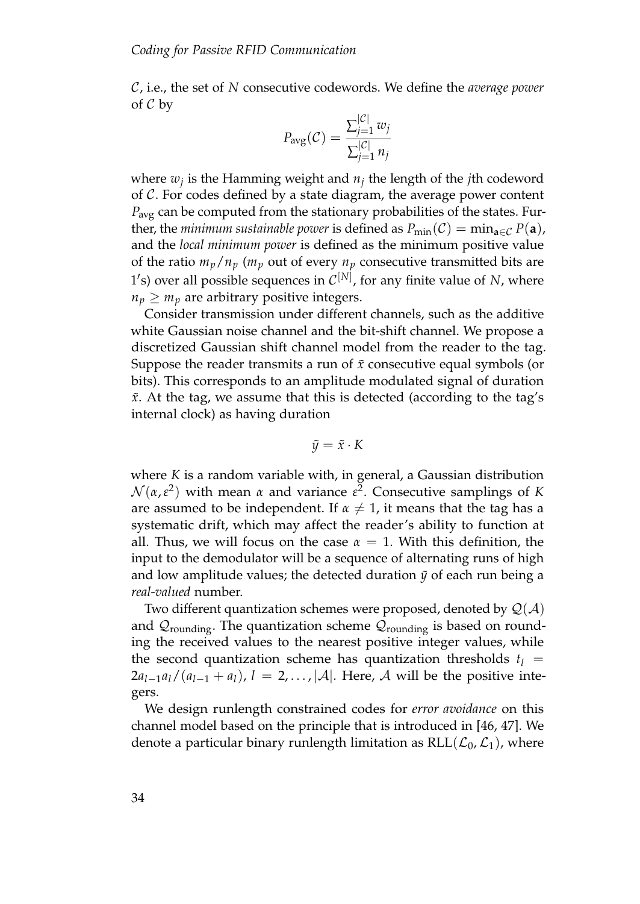$\mathcal{C}$, i.e., the set of $N$ consecutive codewords. We define the *average power* of $\mathcal{C}$ by

$$P_{\text{avg}}(\mathcal{C}) = \frac{\sum_{j=1}^{|\mathcal{C}|} w_j}{\sum_{j=1}^{|\mathcal{C}|} n_j}$$

where $w_j$ is the Hamming weight and $n_j$ the length of the $j$th codeword of $\mathcal{C}$. For codes defined by a state diagram, the average power content $P_{\text{avg}}$ can be computed from the stationary probabilities of the states. Further, the *minimum sustainable power* is defined as $P_{\min}(\mathcal{C}) = \min_{\mathbf{a}\in\mathcal{C}} P(\mathbf{a})$, and the *local minimum power* is defined as the minimum positive value of the ratio $m_p/n_p$ ($m_p$ out of every $n_p$ consecutive transmitted bits are $1'$s) over all possible sequences in $\mathcal{C}^{[N]}$, for any finite value of $N$, where $n_p \geq m_p$ are arbitrary positive integers.

Consider transmission under different channels, such as the additive white Gaussian noise channel and the bit-shift channel. We propose a discretized Gaussian shift channel model from the reader to the tag. Suppose the reader transmits a run of $\tilde{x}$ consecutive equal symbols (or bits). This corresponds to an amplitude modulated signal of duration $\tilde{x}$. At the tag, we assume that this is detected (according to the tag's internal clock) as having duration

$$\tilde{y} = \tilde{x} \cdot K$$

where $K$ is a random variable with, in general, a Gaussian distribution $\mathcal{N}(\alpha, \varepsilon^2)$ with mean $\alpha$ and variance $\varepsilon^2$. Consecutive samplings of $K$ are assumed to be independent. If $\alpha \neq 1$, it means that the tag has a systematic drift, which may affect the reader's ability to function at all. Thus, we will focus on the case $\alpha = 1$. With this definition, the input to the demodulator will be a sequence of alternating runs of high and low amplitude values; the detected duration $\tilde{y}$ of each run being a *real-valued* number.

Two different quantization schemes were proposed, denoted by $\mathcal{Q}(\mathcal{A})$ and $\mathcal{Q}_{\text{rounding}}$. The quantization scheme $\mathcal{Q}_{\text{rounding}}$ is based on rounding the received values to the nearest positive integer values, while the second quantization scheme has quantization thresholds $t_l = 2a_{l-1}a_l/(a_{l-1} + a_l)$, $l = 2, \ldots, |\mathcal{A}|$. Here, $\mathcal{A}$ will be the positive integers.

We design runlength constrained codes for *error avoidance* on this channel model based on the principle that is introduced in [46, 47]. We denote a particular binary runlength limitation as $\text{RLL}(\mathcal{L}_0, \mathcal{L}_1)$, where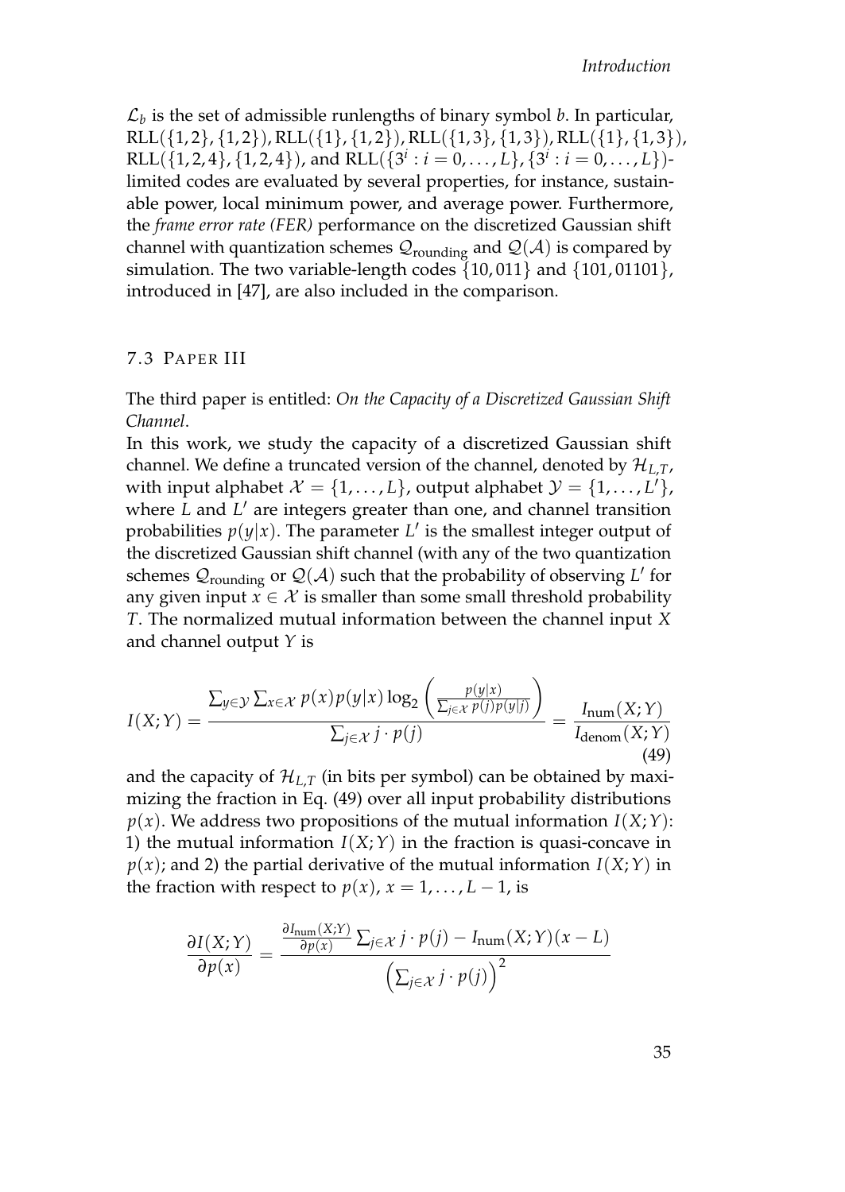$\mathcal{L}_b$ is the set of admissible runlengths of binary symbol $b$. In particular, $\mathrm{RLL}(\{1,2\},\{1,2\})$, $\mathrm{RLL}(\{1\},\{1,2\})$, $\mathrm{RLL}(\{1,3\},\{1,3\})$, $\mathrm{RLL}(\{1\},\{1,3\})$, $\mathrm{RLL}(\{1,2,4\},\{1,2,4\})$, and $\mathrm{RLL}(\{3^i : i = 0,\dots,L\},\{3^i : i = 0,\dots,L\})$-limited codes are evaluated by several properties, for instance, sustainable power, local minimum power, and average power. Furthermore, the *frame error rate (FER)* performance on the discretized Gaussian shift channel with quantization schemes $\mathcal{Q}_{\text{rounding}}$ and $\mathcal{Q}(\mathcal{A})$ is compared by simulation. The two variable-length codes $\{10, 011\}$ and $\{101, 01101\}$, introduced in [47], are also included in the comparison.

## 7.3 Paper III

The third paper is entitled: *On the Capacity of a Discretized Gaussian Shift Channel*.

In this work, we study the capacity of a discretized Gaussian shift channel. We define a truncated version of the channel, denoted by $\mathcal{H}_{L,T}$, with input alphabet $\mathcal{X} = \{1,\dots,L\}$, output alphabet $\mathcal{Y} = \{1,\dots,L'\}$, where $L$ and $L'$ are integers greater than one, and channel transition probabilities $p(y|x)$. The parameter $L'$ is the smallest integer output of the discretized Gaussian shift channel (with any of the two quantization schemes $\mathcal{Q}_{\text{rounding}}$ or $\mathcal{Q}(\mathcal{A})$ such that the probability of observing $L'$ for any given input $x \in \mathcal{X}$ is smaller than some small threshold probability $T$. The normalized mutual information between the channel input $X$ and channel output $Y$ is

$$I(X;Y) = \frac{\sum_{y\in\mathcal{Y}}\sum_{x\in\mathcal{X}} p(x)p(y|x)\log_2\left(\frac{p(y|x)}{\sum_{j\in\mathcal{X}} p(j)p(y|j)}\right)}{\sum_{j\in\mathcal{X}} j\cdot p(j)} = \frac{I_{\text{num}}(X;Y)}{I_{\text{denom}}(X;Y)} \tag{49}$$

and the capacity of $\mathcal{H}_{L,T}$ (in bits per symbol) can be obtained by maximizing the fraction in Eq. (49) over all input probability distributions $p(x)$. We address two propositions of the mutual information $I(X;Y)$: 1) the mutual information $I(X;Y)$ in the fraction is quasi-concave in $p(x)$; and 2) the partial derivative of the mutual information $I(X;Y)$ in the fraction with respect to $p(x)$, $x = 1,\dots,L-1$, is

$$\frac{\partial I(X;Y)}{\partial p(x)} = \frac{\frac{\partial I_{\text{num}}(X;Y)}{\partial p(x)}\sum_{j\in\mathcal{X}} j\cdot p(j) - I_{\text{num}}(X;Y)(x-L)}{\left(\sum_{j\in\mathcal{X}} j\cdot p(j)\right)^2}$$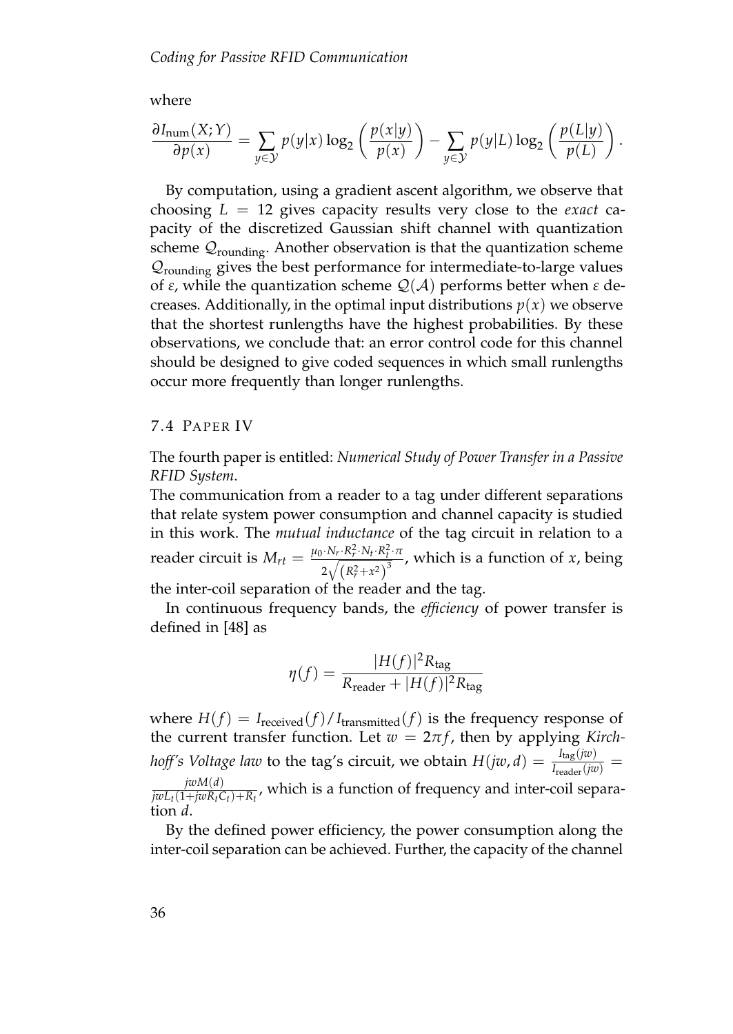where

$$\frac{\partial I_{\text{num}}(X;Y)}{\partial p(x)} = \sum_{y \in \mathcal{Y}} p(y|x) \log_2 \left( \frac{p(x|y)}{p(x)} \right) - \sum_{y \in \mathcal{Y}} p(y|L) \log_2 \left( \frac{p(L|y)}{p(L)} \right).$$

By computation, using a gradient ascent algorithm, we observe that choosing $L = 12$ gives capacity results very close to the *exact* capacity of the discretized Gaussian shift channel with quantization scheme $\mathcal{Q}_{\text{rounding}}$. Another observation is that the quantization scheme $\mathcal{Q}_{\text{rounding}}$ gives the best performance for intermediate-to-large values of $\varepsilon$, while the quantization scheme $\mathcal{Q}(\mathcal{A})$ performs better when $\varepsilon$ decreases. Additionally, in the optimal input distributions $p(x)$ we observe that the shortest runlengths have the highest probabilities. By these observations, we conclude that: an error control code for this channel should be designed to give coded sequences in which small runlengths occur more frequently than longer runlengths.

## 7.4 Paper IV

The fourth paper is entitled: *Numerical Study of Power Transfer in a Passive RFID System*.

The communication from a reader to a tag under different separations that relate system power consumption and channel capacity is studied in this work. The *mutual inductance* of the tag circuit in relation to a reader circuit is $M_{rt} = \frac{\mu_0 \cdot N_r \cdot R_r^2 \cdot N_t \cdot R_t^2 \cdot \pi}{2\sqrt{\left(R_r^2 + x^2\right)^3}}$, which is a function of $x$, being the inter-coil separation of the reader and the tag.

In continuous frequency bands, the *efficiency* of power transfer is defined in [48] as

$$\eta(f) = \frac{|H(f)|^2 R_{\text{tag}}}{R_{\text{reader}} + |H(f)|^2 R_{\text{tag}}}$$

where $H(f) = I_{\text{received}}(f)/I_{\text{transmitted}}(f)$ is the frequency response of the current transfer function. Let $w = 2\pi f$, then by applying *Kirchhoff's Voltage law* to the tag's circuit, we obtain $H(jw, d) = \frac{I_{\text{tag}}(jw)}{I_{\text{reader}}(jw)} = \frac{jwM(d)}{jwL_t(1+jwR_tC_t)+R_t}$, which is a function of frequency and inter-coil separation $d$.

By the defined power efficiency, the power consumption along the inter-coil separation can be achieved. Further, the capacity of the channel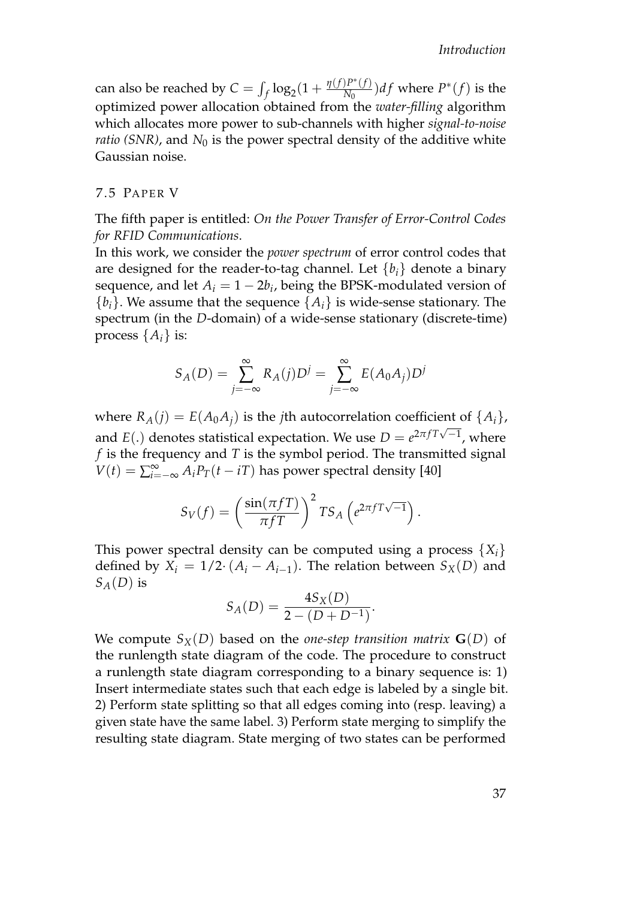can also be reached by $C = \int_f \log_2(1 + \frac{\eta(f)P^*(f)}{N_0})df$ where $P^*(f)$ is the optimized power allocation obtained from the *water-filling* algorithm which allocates more power to sub-channels with higher *signal-to-noise ratio (SNR)*, and $N_0$ is the power spectral density of the additive white Gaussian noise.

## 7.5 Paper V

The fifth paper is entitled: *On the Power Transfer of Error-Control Codes for RFID Communications*.

In this work, we consider the *power spectrum* of error control codes that are designed for the reader-to-tag channel. Let $\{b_i\}$ denote a binary sequence, and let $A_i = 1 - 2b_i$, being the BPSK-modulated version of $\{b_i\}$. We assume that the sequence $\{A_i\}$ is wide-sense stationary. The spectrum (in the $D$-domain) of a wide-sense stationary (discrete-time) process $\{A_i\}$ is:

$$S_A(D) = \sum_{j=-\infty}^{\infty} R_A(j)D^j = \sum_{j=-\infty}^{\infty} E(A_0 A_j)D^j$$

where $R_A(j) = E(A_0 A_j)$ is the $j$th autocorrelation coefficient of $\{A_i\}$, and $E(.)$ denotes statistical expectation. We use $D = e^{2\pi f T\sqrt{-1}}$, where $f$ is the frequency and $T$ is the symbol period. The transmitted signal $V(t) = \sum_{i=-\infty}^{\infty} A_i P_T(t - iT)$ has power spectral density [40]

$$S_V(f) = \left(\frac{\sin(\pi f T)}{\pi f T}\right)^2 T S_A\left(e^{2\pi f T\sqrt{-1}}\right).$$

This power spectral density can be computed using a process $\{X_i\}$ defined by $X_i = 1/2 \cdot (A_i - A_{i-1})$. The relation between $S_X(D)$ and $S_A(D)$ is

$$S_A(D) = \frac{4S_X(D)}{2 - (D + D^{-1})}.$$

We compute $S_X(D)$ based on the *one-step transition matrix* $\mathbf{G}(D)$ of the runlength state diagram of the code. The procedure to construct a runlength state diagram corresponding to a binary sequence is: 1) Insert intermediate states such that each edge is labeled by a single bit. 2) Perform state splitting so that all edges coming into (resp. leaving) a given state have the same label. 3) Perform state merging to simplify the resulting state diagram. State merging of two states can be performed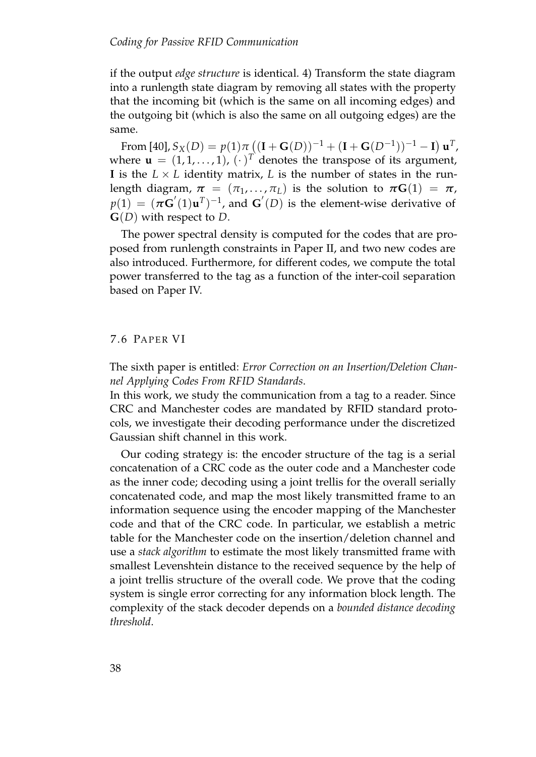if the output *edge structure* is identical. 4) Transform the state diagram into a runlength state diagram by removing all states with the property that the incoming bit (which is the same on all incoming edges) and the outgoing bit (which is also the same on all outgoing edges) are the same.

From [40], $S_X(D) = p(1)\pi\left((\mathbf{I}+\mathbf{G}(D))^{-1} + (\mathbf{I}+\mathbf{G}(D^{-1}))^{-1} - \mathbf{I}\right)\mathbf{u}^T$, where $\mathbf{u} = (1, 1, \ldots, 1)$, $(\cdot)^T$ denotes the transpose of its argument, $\mathbf{I}$ is the $L \times L$ identity matrix, $L$ is the number of states in the runlength diagram, $\boldsymbol{\pi} = (\pi_1, \ldots, \pi_L)$ is the solution to $\boldsymbol{\pi}\mathbf{G}(1) = \boldsymbol{\pi}$, $p(1) = (\boldsymbol{\pi}\mathbf{G}^{'}(1)\mathbf{u}^T)^{-1}$, and $\mathbf{G}^{'}(D)$ is the element-wise derivative of $\mathbf{G}(D)$ with respect to $D$.

The power spectral density is computed for the codes that are proposed from runlength constraints in Paper II, and two new codes are also introduced. Furthermore, for different codes, we compute the total power transferred to the tag as a function of the inter-coil separation based on Paper IV.

## 7.6 Paper VI

The sixth paper is entitled: *Error Correction on an Insertion/Deletion Channel Applying Codes From RFID Standards*.

In this work, we study the communication from a tag to a reader. Since CRC and Manchester codes are mandated by RFID standard protocols, we investigate their decoding performance under the discretized Gaussian shift channel in this work.

Our coding strategy is: the encoder structure of the tag is a serial concatenation of a CRC code as the outer code and a Manchester code as the inner code; decoding using a joint trellis for the overall serially concatenated code, and map the most likely transmitted frame to an information sequence using the encoder mapping of the Manchester code and that of the CRC code. In particular, we establish a metric table for the Manchester code on the insertion/deletion channel and use a *stack algorithm* to estimate the most likely transmitted frame with smallest Levenshtein distance to the received sequence by the help of a joint trellis structure of the overall code. We prove that the coding system is single error correcting for any information block length. The complexity of the stack decoder depends on a *bounded distance decoding threshold*.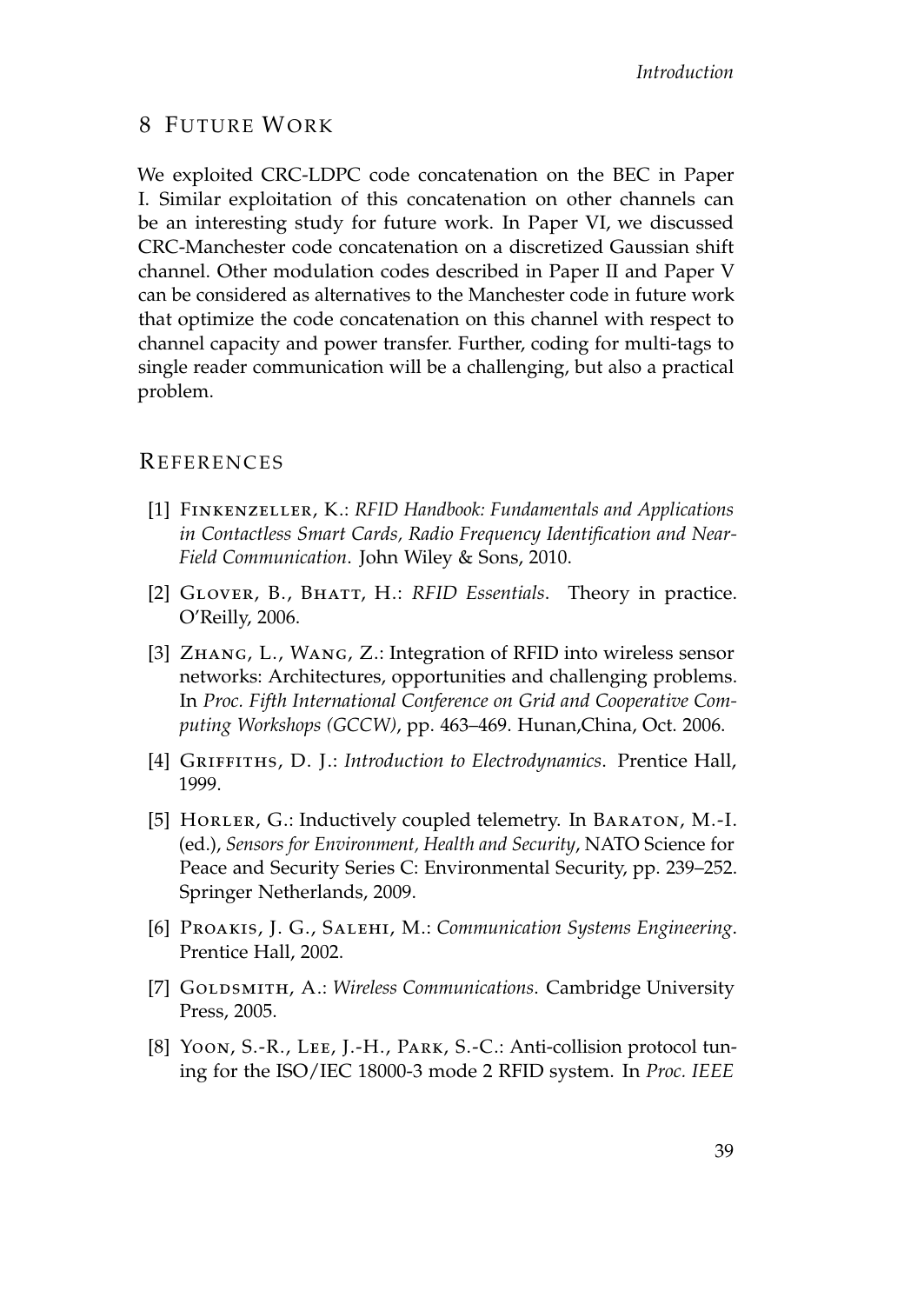## 8 Future Work

We exploited CRC-LDPC code concatenation on the BEC in Paper I. Similar exploitation of this concatenation on other channels can be an interesting study for future work. In Paper VI, we discussed CRC-Manchester code concatenation on a discretized Gaussian shift channel. Other modulation codes described in Paper II and Paper V can be considered as alternatives to the Manchester code in future work that optimize the code concatenation on this channel with respect to channel capacity and power transfer. Further, coding for multi-tags to single reader communication will be a challenging, but also a practical problem.

## References

[1] Finkenzeller, K.: *RFID Handbook: Fundamentals and Applications in Contactless Smart Cards, Radio Frequency Identification and Near-Field Communication*. John Wiley & Sons, 2010.

[2] Glover, B., Bhatt, H.: *RFID Essentials*. Theory in practice. O'Reilly, 2006.

[3] Zhang, L., Wang, Z.: Integration of RFID into wireless sensor networks: Architectures, opportunities and challenging problems. In *Proc. Fifth International Conference on Grid and Cooperative Computing Workshops (GCCW)*, pp. 463–469. Hunan,China, Oct. 2006.

[4] Griffiths, D. J.: *Introduction to Electrodynamics*. Prentice Hall, 1999.

[5] Horler, G.: Inductively coupled telemetry. In Baraton, M.-I. (ed.), *Sensors for Environment, Health and Security*, NATO Science for Peace and Security Series C: Environmental Security, pp. 239–252. Springer Netherlands, 2009.

[6] Proakis, J. G., Salehi, M.: *Communication Systems Engineering*. Prentice Hall, 2002.

[7] Goldsmith, A.: *Wireless Communications*. Cambridge University Press, 2005.

[8] Yoon, S.-R., Lee, J.-H., Park, S.-C.: Anti-collision protocol tuning for the ISO/IEC 18000-3 mode 2 RFID system. In *Proc. IEEE*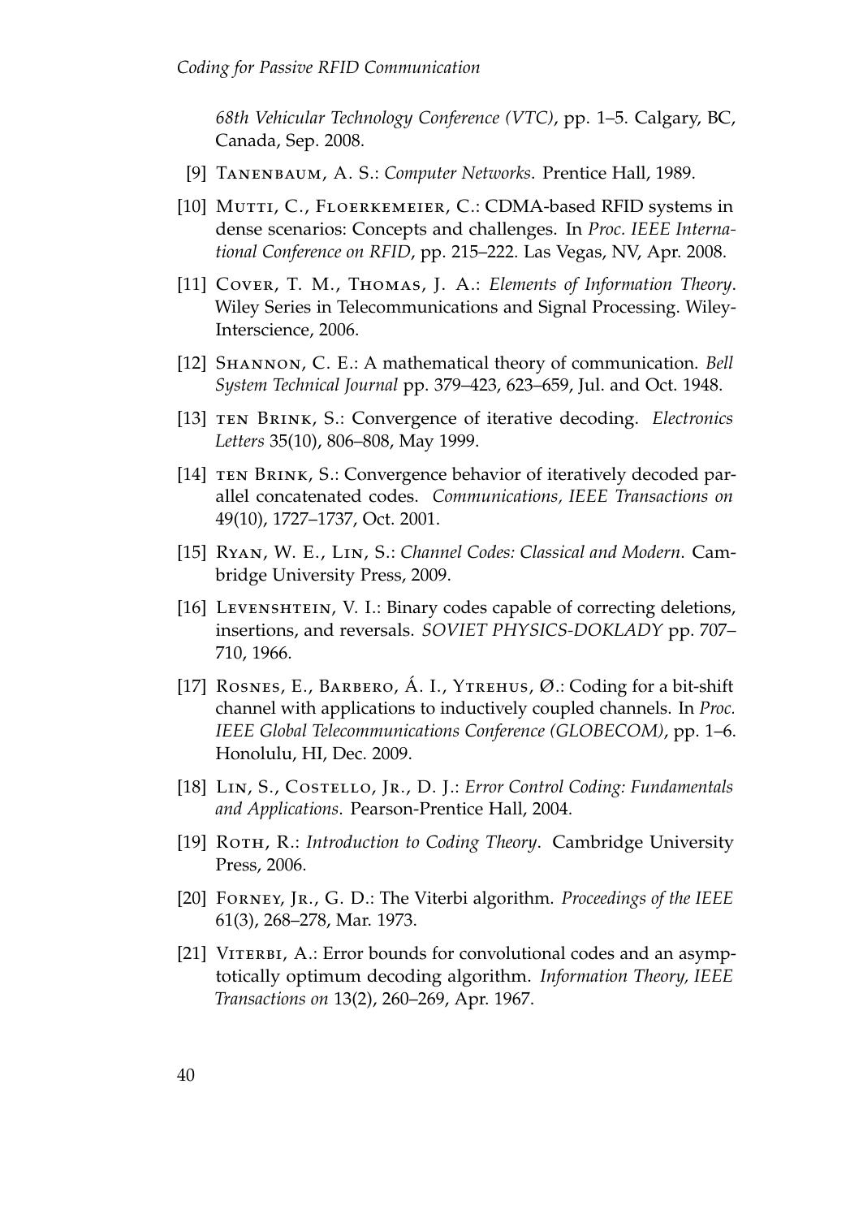*68th Vehicular Technology Conference (VTC)*, pp. 1–5. Calgary, BC, Canada, Sep. 2008.

[9] Tanenbaum, A. S.: *Computer Networks*. Prentice Hall, 1989.

[10] Mutti, C., Floerkemeier, C.: CDMA-based RFID systems in dense scenarios: Concepts and challenges. In *Proc. IEEE International Conference on RFID*, pp. 215–222. Las Vegas, NV, Apr. 2008.

[11] Cover, T. M., Thomas, J. A.: *Elements of Information Theory*. Wiley Series in Telecommunications and Signal Processing. Wiley-Interscience, 2006.

[12] Shannon, C. E.: A mathematical theory of communication. *Bell System Technical Journal* pp. 379–423, 623–659, Jul. and Oct. 1948.

[13] ten Brink, S.: Convergence of iterative decoding. *Electronics Letters* 35(10), 806–808, May 1999.

[14] ten Brink, S.: Convergence behavior of iteratively decoded parallel concatenated codes. *Communications, IEEE Transactions on* 49(10), 1727–1737, Oct. 2001.

[15] Ryan, W. E., Lin, S.: *Channel Codes: Classical and Modern*. Cambridge University Press, 2009.

[16] Levenshtein, V. I.: Binary codes capable of correcting deletions, insertions, and reversals. *SOVIET PHYSICS-DOKLADY* pp. 707–710, 1966.

[17] Rosnes, E., Barbero, Á. I., Ytrehus, Ø.: Coding for a bit-shift channel with applications to inductively coupled channels. In *Proc. IEEE Global Telecommunications Conference (GLOBECOM)*, pp. 1–6. Honolulu, HI, Dec. 2009.

[18] Lin, S., Costello, Jr., D. J.: *Error Control Coding: Fundamentals and Applications*. Pearson-Prentice Hall, 2004.

[19] Roth, R.: *Introduction to Coding Theory*. Cambridge University Press, 2006.

[20] Forney, Jr., G. D.: The Viterbi algorithm. *Proceedings of the IEEE* 61(3), 268–278, Mar. 1973.

[21] Viterbi, A.: Error bounds for convolutional codes and an asymptotically optimum decoding algorithm. *Information Theory, IEEE Transactions on* 13(2), 260–269, Apr. 1967.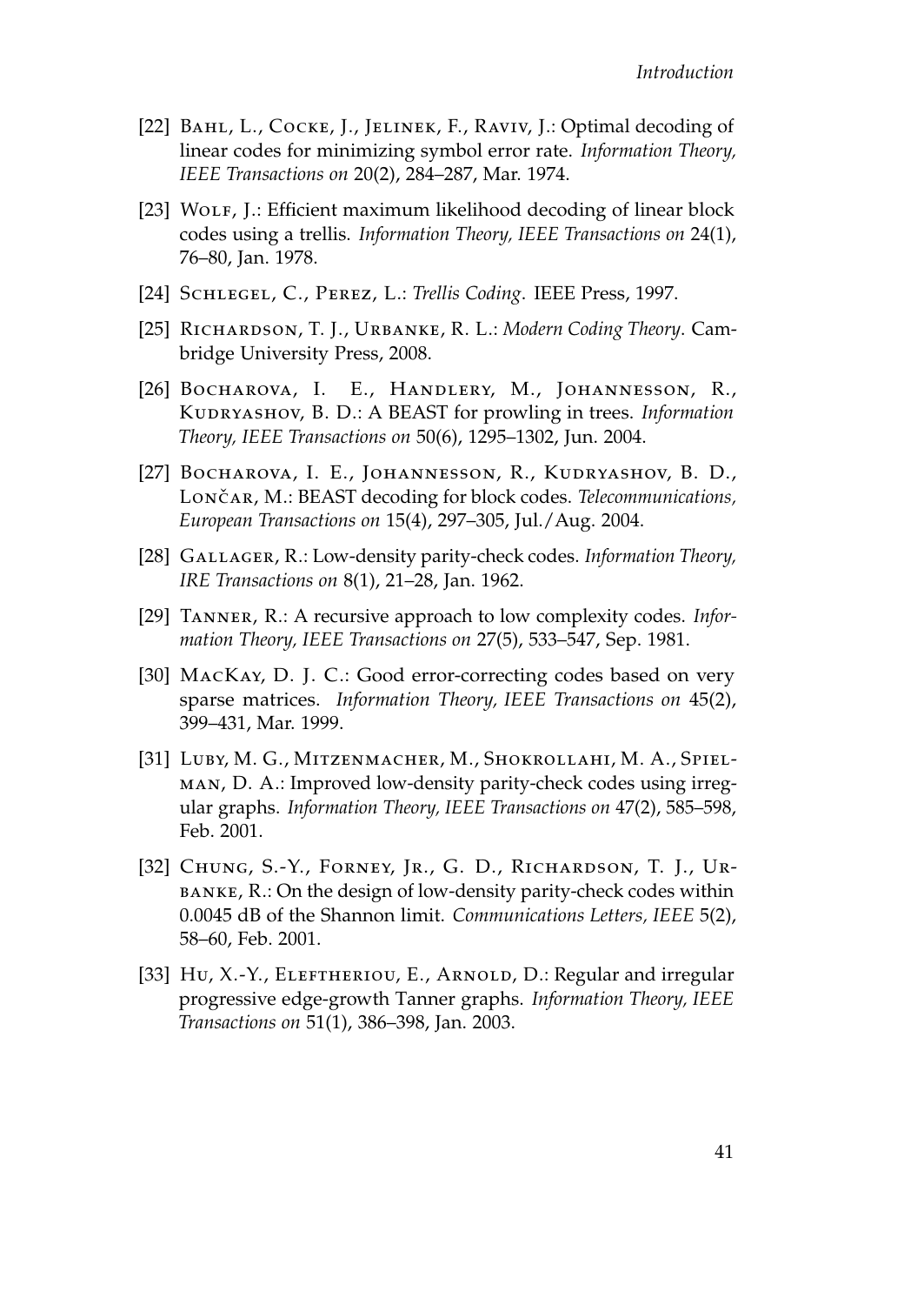[22] Bahl, L., Cocke, J., Jelinek, F., Raviv, J.: Optimal decoding of linear codes for minimizing symbol error rate. *Information Theory, IEEE Transactions on* 20(2), 284–287, Mar. 1974.

[23] Wolf, J.: Efficient maximum likelihood decoding of linear block codes using a trellis. *Information Theory, IEEE Transactions on* 24(1), 76–80, Jan. 1978.

[24] Schlegel, C., Perez, L.: *Trellis Coding*. IEEE Press, 1997.

[25] Richardson, T. J., Urbanke, R. L.: *Modern Coding Theory*. Cambridge University Press, 2008.

[26] Bocharova, I. E., Handlery, M., Johannesson, R., Kudryashov, B. D.: A BEAST for prowling in trees. *Information Theory, IEEE Transactions on* 50(6), 1295–1302, Jun. 2004.

[27] Bocharova, I. E., Johannesson, R., Kudryashov, B. D., Lončar, M.: BEAST decoding for block codes. *Telecommunications, European Transactions on* 15(4), 297–305, Jul./Aug. 2004.

[28] Gallager, R.: Low-density parity-check codes. *Information Theory, IRE Transactions on* 8(1), 21–28, Jan. 1962.

[29] Tanner, R.: A recursive approach to low complexity codes. *Information Theory, IEEE Transactions on* 27(5), 533–547, Sep. 1981.

[30] MacKay, D. J. C.: Good error-correcting codes based on very sparse matrices. *Information Theory, IEEE Transactions on* 45(2), 399–431, Mar. 1999.

[31] Luby, M. G., Mitzenmacher, M., Shokrollahi, M. A., Spielman, D. A.: Improved low-density parity-check codes using irregular graphs. *Information Theory, IEEE Transactions on* 47(2), 585–598, Feb. 2001.

[32] Chung, S.-Y., Forney, Jr., G. D., Richardson, T. J., Urbanke, R.: On the design of low-density parity-check codes within 0.0045 dB of the Shannon limit. *Communications Letters, IEEE* 5(2), 58–60, Feb. 2001.

[33] Hu, X.-Y., Eleftheriou, E., Arnold, D.: Regular and irregular progressive edge-growth Tanner graphs. *Information Theory, IEEE Transactions on* 51(1), 386–398, Jan. 2003.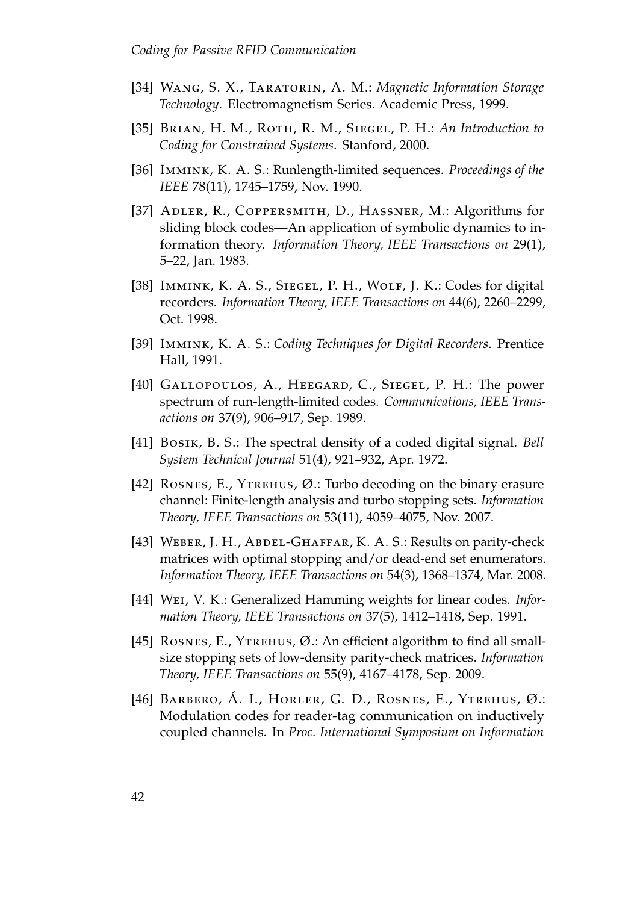- [34] Wang, S. X., Taratorin, A. M.: *Magnetic Information Storage Technology*. Electromagnetism Series. Academic Press, 1999.
- [35] Brian, H. M., Roth, R. M., Siegel, P. H.: *An Introduction to Coding for Constrained Systems*. Stanford, 2000.
- [36] Immink, K. A. S.: Runlength-limited sequences. *Proceedings of the IEEE* 78(11), 1745–1759, Nov. 1990.
- [37] Adler, R., Coppersmith, D., Hassner, M.: Algorithms for sliding block codes—An application of symbolic dynamics to information theory. *Information Theory, IEEE Transactions on* 29(1), 5–22, Jan. 1983.
- [38] Immink, K. A. S., Siegel, P. H., Wolf, J. K.: Codes for digital recorders. *Information Theory, IEEE Transactions on* 44(6), 2260–2299, Oct. 1998.
- [39] Immink, K. A. S.: *Coding Techniques for Digital Recorders*. Prentice Hall, 1991.
- [40] Gallopoulos, A., Heegard, C., Siegel, P. H.: The power spectrum of run-length-limited codes. *Communications, IEEE Transactions on* 37(9), 906–917, Sep. 1989.
- [41] Bosik, B. S.: The spectral density of a coded digital signal. *Bell System Technical Journal* 51(4), 921–932, Apr. 1972.
- [42] Rosnes, E., Ytrehus, Ø.: Turbo decoding on the binary erasure channel: Finite-length analysis and turbo stopping sets. *Information Theory, IEEE Transactions on* 53(11), 4059–4075, Nov. 2007.
- [43] Weber, J. H., Abdel-Ghaffar, K. A. S.: Results on parity-check matrices with optimal stopping and/or dead-end set enumerators. *Information Theory, IEEE Transactions on* 54(3), 1368–1374, Mar. 2008.
- [44] Wei, V. K.: Generalized Hamming weights for linear codes. *Information Theory, IEEE Transactions on* 37(5), 1412–1418, Sep. 1991.
- [45] Rosnes, E., Ytrehus, Ø.: An efficient algorithm to find all small-size stopping sets of low-density parity-check matrices. *Information Theory, IEEE Transactions on* 55(9), 4167–4178, Sep. 2009.
- [46] Barbero, Á. I., Horler, G. D., Rosnes, E., Ytrehus, Ø.: Modulation codes for reader-tag communication on inductively coupled channels. In *Proc. International Symposium on Information*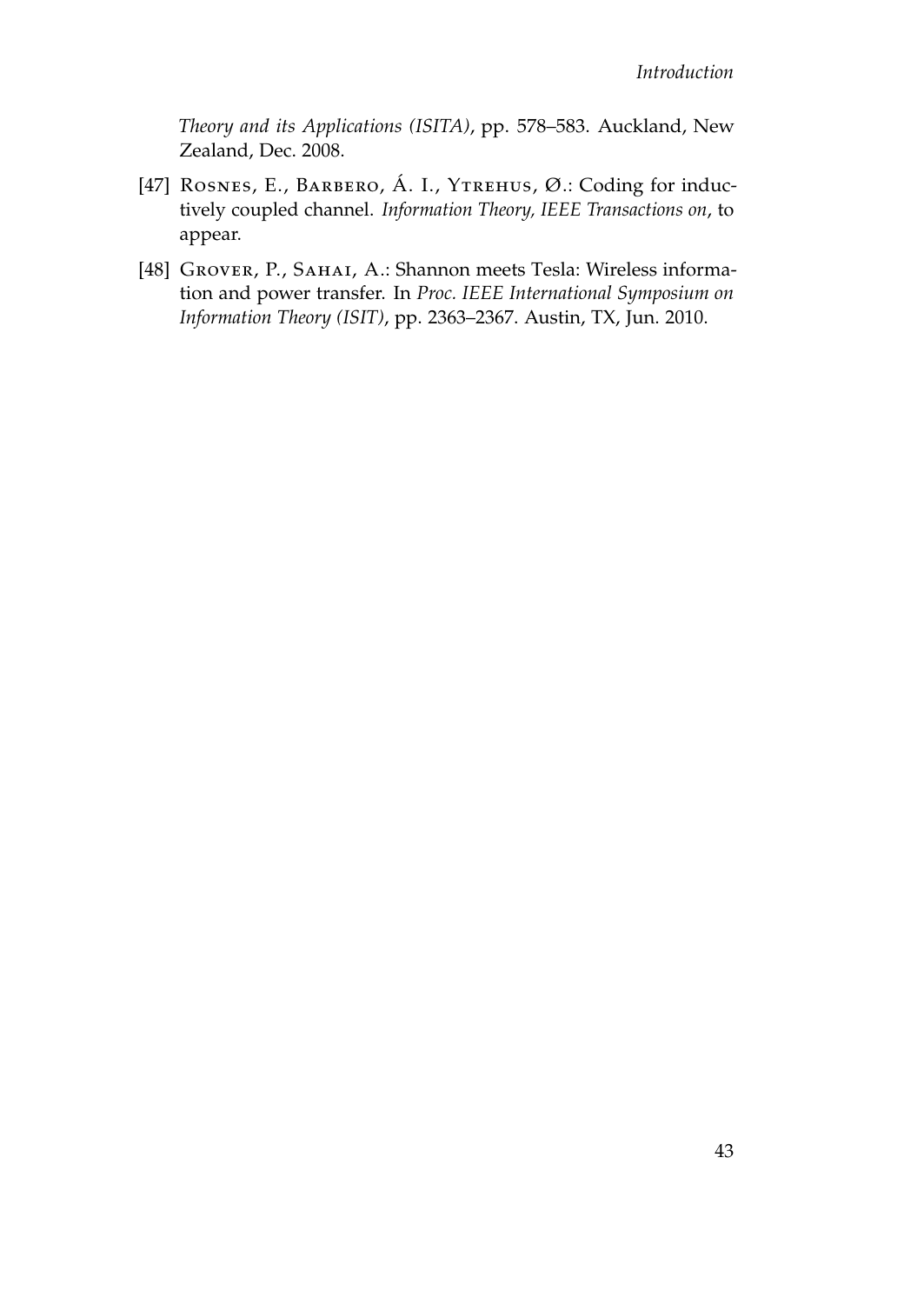*Theory and its Applications (ISITA)*, pp. 578–583. Auckland, New Zealand, Dec. 2008.

[47] Rosnes, E., Barbero, Á. I., Ytrehus, Ø.: Coding for inductively coupled channel. *Information Theory, IEEE Transactions on*, to appear.

[48] Grover, P., Sahai, A.: Shannon meets Tesla: Wireless information and power transfer. In *Proc. IEEE International Symposium on Information Theory (ISIT)*, pp. 2363–2367. Austin, TX, Jun. 2010.